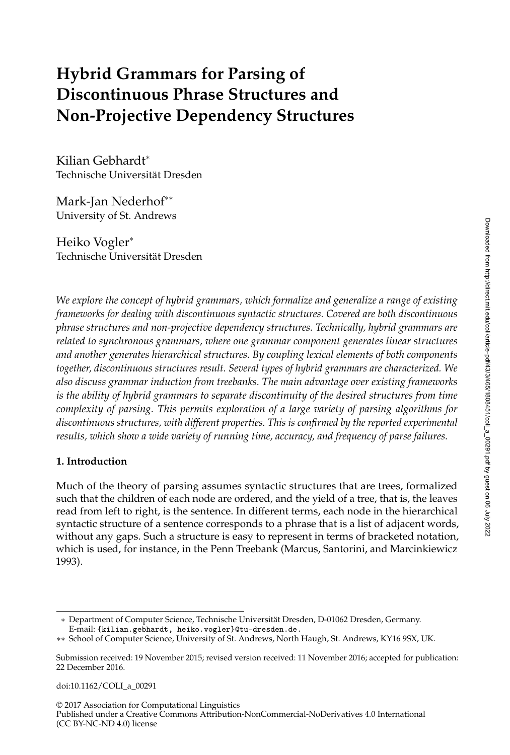# Hybrid Grammars for Parsing of Discontinuous Phrase Structures and Non-Projective Dependency Structures

Kilian Gebhardt*
Technische Universität Dresden

Mark-Jan Nederhof**
University of St. Andrews

Heiko Vogler*
Technische Universität Dresden

*We explore the concept of hybrid grammars, which formalize and generalize a range of existing frameworks for dealing with discontinuous syntactic structures. Covered are both discontinuous phrase structures and non-projective dependency structures. Technically, hybrid grammars are related to synchronous grammars, where one grammar component generates linear structures and another generates hierarchical structures. By coupling lexical elements of both components together, discontinuous structures result. Several types of hybrid grammars are characterized. We also discuss grammar induction from treebanks. The main advantage over existing frameworks is the ability of hybrid grammars to separate discontinuity of the desired structures from time complexity of parsing. This permits exploration of a large variety of parsing algorithms for discontinuous structures, with different properties. This is confirmed by the reported experimental results, which show a wide variety of running time, accuracy, and frequency of parse failures.*

## 1. Introduction

Much of the theory of parsing assumes syntactic structures that are trees, formalized such that the children of each node are ordered, and the yield of a tree, that is, the leaves read from left to right, is the sentence. In different terms, each node in the hierarchical syntactic structure of a sentence corresponds to a phrase that is a list of adjacent words, without any gaps. Such a structure is easy to represent in terms of bracketed notation, which is used, for instance, in the Penn Treebank (Marcus, Santorini, and Marcinkiewicz 1993).

* Department of Computer Science, Technische Universität Dresden, D-01062 Dresden, Germany. E-mail: {kilian.gebhardt, heiko.vogler}@tu-dresden.de.

** School of Computer Science, University of St. Andrews, North Haugh, St. Andrews, KY16 9SX, UK.

Submission received: 19 November 2015; revised version received: 11 November 2016; accepted for publication: 22 December 2016.

doi:10.1162/COLI_a_00291

© 2017 Association for Computational Linguistics
Published under a Creative Commons Attribution-NonCommercial-NoDerivatives 4.0 International (CC BY-NC-ND 4.0) license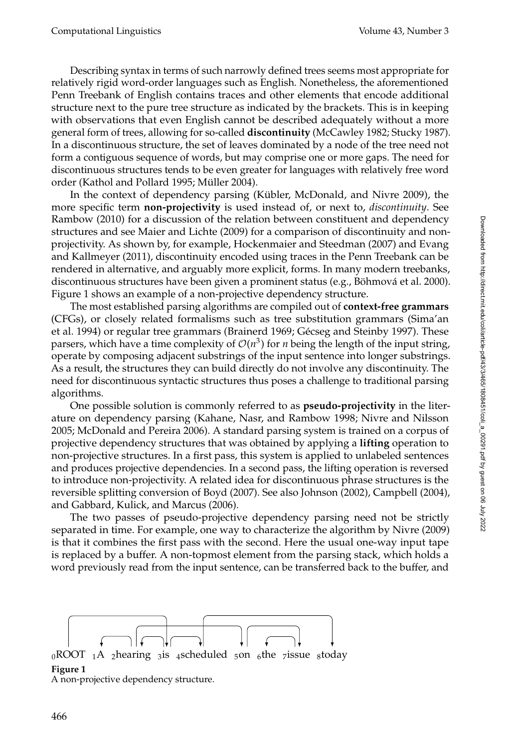Describing syntax in terms of such narrowly defined trees seems most appropriate for relatively rigid word-order languages such as English. Nonetheless, the aforementioned Penn Treebank of English contains traces and other elements that encode additional structure next to the pure tree structure as indicated by the brackets. This is in keeping with observations that even English cannot be described adequately without a more general form of trees, allowing for so-called **discontinuity** (McCawley 1982; Stucky 1987). In a discontinuous structure, the set of leaves dominated by a node of the tree need not form a contiguous sequence of words, but may comprise one or more gaps. The need for discontinuous structures tends to be even greater for languages with relatively free word order (Kathol and Pollard 1995; Müller 2004).

In the context of dependency parsing (Kübler, McDonald, and Nivre 2009), the more specific term **non-projectivity** is used instead of, or next to, *discontinuity*. See Rambow (2010) for a discussion of the relation between constituent and dependency structures and see Maier and Lichte (2009) for a comparison of discontinuity and non-projectivity. As shown by, for example, Hockenmaier and Steedman (2007) and Evang and Kallmeyer (2011), discontinuity encoded using traces in the Penn Treebank can be rendered in alternative, and arguably more explicit, forms. In many modern treebanks, discontinuous structures have been given a prominent status (e.g., Böhmová et al. 2000). Figure 1 shows an example of a non-projective dependency structure.

The most established parsing algorithms are compiled out of **context-free grammars** (CFGs), or closely related formalisms such as tree substitution grammars (Sima'an et al. 1994) or regular tree grammars (Brainerd 1969; Gécseg and Steinby 1997). These parsers, which have a time complexity of $\mathcal{O}(n^3)$ for $n$ being the length of the input string, operate by composing adjacent substrings of the input sentence into longer substrings. As a result, the structures they can build directly do not involve any discontinuity. The need for discontinuous syntactic structures thus poses a challenge to traditional parsing algorithms.

One possible solution is commonly referred to as **pseudo-projectivity** in the literature on dependency parsing (Kahane, Nasr, and Rambow 1998; Nivre and Nilsson 2005; McDonald and Pereira 2006). A standard parsing system is trained on a corpus of projective dependency structures that was obtained by applying a **lifting** operation to non-projective structures. In a first pass, this system is applied to unlabeled sentences and produces projective dependencies. In a second pass, the lifting operation is reversed to introduce non-projectivity. A related idea for discontinuous phrase structures is the reversible splitting conversion of Boyd (2007). See also Johnson (2002), Campbell (2004), and Gabbard, Kulick, and Marcus (2006).

The two passes of pseudo-projective dependency parsing need not be strictly separated in time. For example, one way to characterize the algorithm by Nivre (2009) is that it combines the first pass with the second. Here the usual one-way input tape is replaced by a buffer. A non-topmost element from the parsing stack, which holds a word previously read from the input sentence, can be transferred back to the buffer, and

$_0$ROOT $_1$A $_2$hearing $_3$is $_4$scheduled $_5$on $_6$the $_7$issue $_8$today

**Figure 1**
A non-projective dependency structure.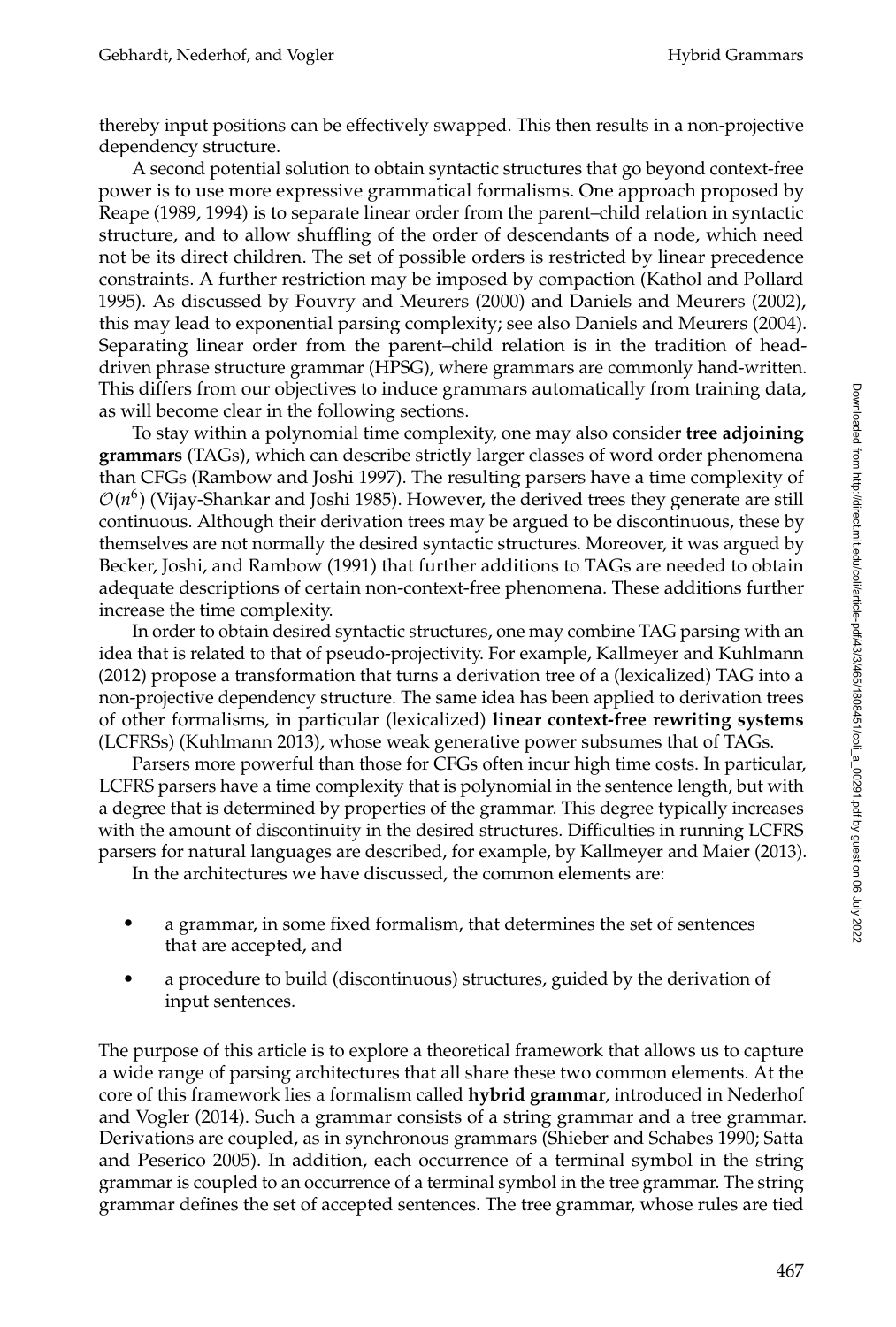thereby input positions can be effectively swapped. This then results in a non-projective dependency structure.

A second potential solution to obtain syntactic structures that go beyond context-free power is to use more expressive grammatical formalisms. One approach proposed by Reape (1989, 1994) is to separate linear order from the parent–child relation in syntactic structure, and to allow shuffling of the order of descendants of a node, which need not be its direct children. The set of possible orders is restricted by linear precedence constraints. A further restriction may be imposed by compaction (Kathol and Pollard 1995). As discussed by Fouvry and Meurers (2000) and Daniels and Meurers (2002), this may lead to exponential parsing complexity; see also Daniels and Meurers (2004). Separating linear order from the parent–child relation is in the tradition of head-driven phrase structure grammar (HPSG), where grammars are commonly hand-written. This differs from our objectives to induce grammars automatically from training data, as will become clear in the following sections.

To stay within a polynomial time complexity, one may also consider **tree adjoining grammars** (TAGs), which can describe strictly larger classes of word order phenomena than CFGs (Rambow and Joshi 1997). The resulting parsers have a time complexity of $\mathcal{O}(n^6)$ (Vijay-Shankar and Joshi 1985). However, the derived trees they generate are still continuous. Although their derivation trees may be argued to be discontinuous, these by themselves are not normally the desired syntactic structures. Moreover, it was argued by Becker, Joshi, and Rambow (1991) that further additions to TAGs are needed to obtain adequate descriptions of certain non-context-free phenomena. These additions further increase the time complexity.

In order to obtain desired syntactic structures, one may combine TAG parsing with an idea that is related to that of pseudo-projectivity. For example, Kallmeyer and Kuhlmann (2012) propose a transformation that turns a derivation tree of a (lexicalized) TAG into a non-projective dependency structure. The same idea has been applied to derivation trees of other formalisms, in particular (lexicalized) **linear context-free rewriting systems** (LCFRSs) (Kuhlmann 2013), whose weak generative power subsumes that of TAGs.

Parsers more powerful than those for CFGs often incur high time costs. In particular, LCFRS parsers have a time complexity that is polynomial in the sentence length, but with a degree that is determined by properties of the grammar. This degree typically increases with the amount of discontinuity in the desired structures. Difficulties in running LCFRS parsers for natural languages are described, for example, by Kallmeyer and Maier (2013).

In the architectures we have discussed, the common elements are:

- a grammar, in some fixed formalism, that determines the set of sentences that are accepted, and
- a procedure to build (discontinuous) structures, guided by the derivation of input sentences.

The purpose of this article is to explore a theoretical framework that allows us to capture a wide range of parsing architectures that all share these two common elements. At the core of this framework lies a formalism called **hybrid grammar**, introduced in Nederhof and Vogler (2014). Such a grammar consists of a string grammar and a tree grammar. Derivations are coupled, as in synchronous grammars (Shieber and Schabes 1990; Satta and Peserico 2005). In addition, each occurrence of a terminal symbol in the string grammar is coupled to an occurrence of a terminal symbol in the tree grammar. The string grammar defines the set of accepted sentences. The tree grammar, whose rules are tied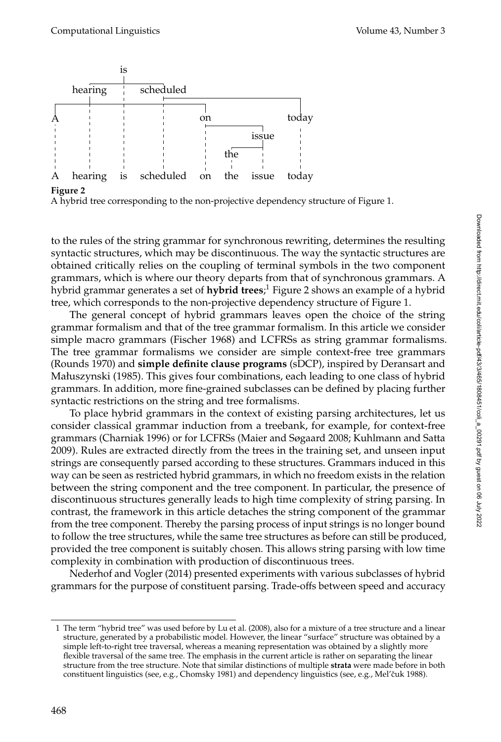**Figure 2**
A hybrid tree corresponding to the non-projective dependency structure of Figure 1.

to the rules of the string grammar for synchronous rewriting, determines the resulting syntactic structures, which may be discontinuous. The way the syntactic structures are obtained critically relies on the coupling of terminal symbols in the two component grammars, which is where our theory departs from that of synchronous grammars. A hybrid grammar generates a set of **hybrid trees**;[1] Figure 2 shows an example of a hybrid tree, which corresponds to the non-projective dependency structure of Figure 1.

The general concept of hybrid grammars leaves open the choice of the string grammar formalism and that of the tree grammar formalism. In this article we consider simple macro grammars (Fischer 1968) and LCFRSs as string grammar formalisms. The tree grammar formalisms we consider are simple context-free tree grammars (Rounds 1970) and **simple definite clause programs** (sDCP), inspired by Deransart and Małuszynski (1985). This gives four combinations, each leading to one class of hybrid grammars. In addition, more fine-grained subclasses can be defined by placing further syntactic restrictions on the string and tree formalisms.

To place hybrid grammars in the context of existing parsing architectures, let us consider classical grammar induction from a treebank, for example, for context-free grammars (Charniak 1996) or for LCFRSs (Maier and Søgaard 2008; Kuhlmann and Satta 2009). Rules are extracted directly from the trees in the training set, and unseen input strings are consequently parsed according to these structures. Grammars induced in this way can be seen as restricted hybrid grammars, in which no freedom exists in the relation between the string component and the tree component. In particular, the presence of discontinuous structures generally leads to high time complexity of string parsing. In contrast, the framework in this article detaches the string component of the grammar from the tree component. Thereby the parsing process of input strings is no longer bound to follow the tree structures, while the same tree structures as before can still be produced, provided the tree component is suitably chosen. This allows string parsing with low time complexity in combination with production of discontinuous trees.

Nederhof and Vogler (2014) presented experiments with various subclasses of hybrid grammars for the purpose of constituent parsing. Trade-offs between speed and accuracy

[1] The term "hybrid tree" was used before by Lu et al. (2008), also for a mixture of a tree structure and a linear structure, generated by a probabilistic model. However, the linear "surface" structure was obtained by a simple left-to-right tree traversal, whereas a meaning representation was obtained by a slightly more flexible traversal of the same tree. The emphasis in the current article is rather on separating the linear structure from the tree structure. Note that similar distinctions of multiple **strata** were made before in both constituent linguistics (see, e.g., Chomsky 1981) and dependency linguistics (see, e.g., Mel'čuk 1988).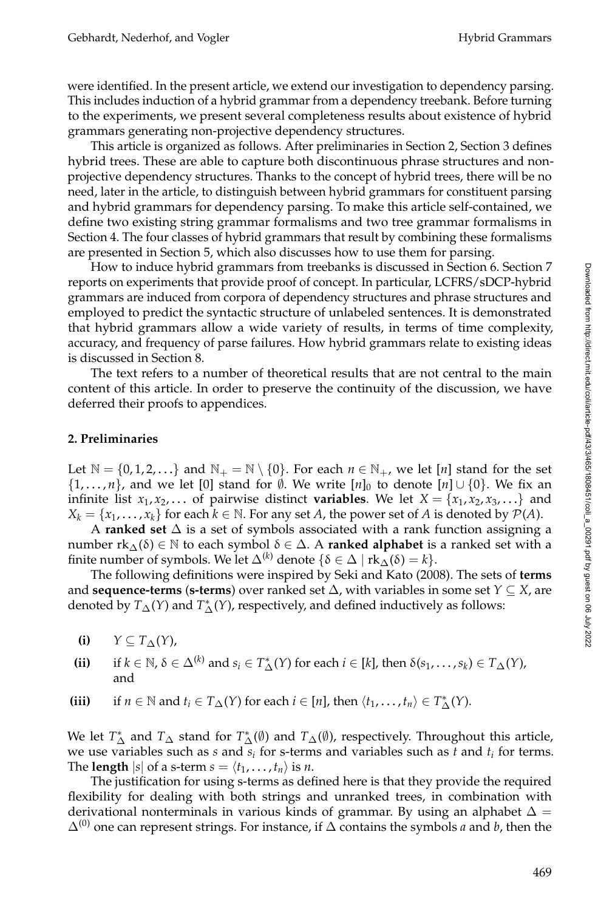were identified. In the present article, we extend our investigation to dependency parsing. This includes induction of a hybrid grammar from a dependency treebank. Before turning to the experiments, we present several completeness results about existence of hybrid grammars generating non-projective dependency structures.

This article is organized as follows. After preliminaries in Section 2, Section 3 defines hybrid trees. These are able to capture both discontinuous phrase structures and non-projective dependency structures. Thanks to the concept of hybrid trees, there will be no need, later in the article, to distinguish between hybrid grammars for constituent parsing and hybrid grammars for dependency parsing. To make this article self-contained, we define two existing string grammar formalisms and two tree grammar formalisms in Section 4. The four classes of hybrid grammars that result by combining these formalisms are presented in Section 5, which also discusses how to use them for parsing.

How to induce hybrid grammars from treebanks is discussed in Section 6. Section 7 reports on experiments that provide proof of concept. In particular, LCFRS/sDCP-hybrid grammars are induced from corpora of dependency structures and phrase structures and employed to predict the syntactic structure of unlabeled sentences. It is demonstrated that hybrid grammars allow a wide variety of results, in terms of time complexity, accuracy, and frequency of parse failures. How hybrid grammars relate to existing ideas is discussed in Section 8.

The text refers to a number of theoretical results that are not central to the main content of this article. In order to preserve the continuity of the discussion, we have deferred their proofs to appendices.

## 2. Preliminaries

Let $\mathbb{N} = \{0, 1, 2, \ldots\}$ and $\mathbb{N}_+ = \mathbb{N} \setminus \{0\}$. For each $n \in \mathbb{N}_+$, we let $[n]$ stand for the set $\{1, \ldots, n\}$, and we let $[0]$ stand for $\emptyset$. We write $[n]_0$ to denote $[n] \cup \{0\}$. We fix an infinite list $x_1, x_2, \ldots$ of pairwise distinct **variables**. We let $X = \{x_1, x_2, x_3, \ldots\}$ and $X_k = \{x_1, \ldots, x_k\}$ for each $k \in \mathbb{N}$. For any set $A$, the power set of $A$ is denoted by $\mathcal{P}(A)$.

A **ranked set** $\Delta$ is a set of symbols associated with a rank function assigning a number $\mathrm{rk}_\Delta(\delta) \in \mathbb{N}$ to each symbol $\delta \in \Delta$. A **ranked alphabet** is a ranked set with a finite number of symbols. We let $\Delta^{(k)}$ denote $\{\delta \in \Delta \mid \mathrm{rk}_\Delta(\delta) = k\}$.

The following definitions were inspired by Seki and Kato (2008). The sets of **terms** and **sequence-terms** (**s-terms**) over ranked set $\Delta$, with variables in some set $Y \subseteq X$, are denoted by $T_\Delta(Y)$ and $T^*_\Delta(Y)$, respectively, and defined inductively as follows:

- **(i)** $Y \subseteq T_\Delta(Y)$,
- **(ii)** if $k \in \mathbb{N}$, $\delta \in \Delta^{(k)}$ and $s_i \in T^*_\Delta(Y)$ for each $i \in [k]$, then $\delta(s_1, \ldots, s_k) \in T_\Delta(Y)$, and
- **(iii)** if $n \in \mathbb{N}$ and $t_i \in T_\Delta(Y)$ for each $i \in [n]$, then $\langle t_1, \ldots, t_n \rangle \in T^*_\Delta(Y)$.

We let $T^*_\Delta$ and $T_\Delta$ stand for $T^*_\Delta(\emptyset)$ and $T_\Delta(\emptyset)$, respectively. Throughout this article, we use variables such as $s$ and $s_i$ for s-terms and variables such as $t$ and $t_i$ for terms. The **length** $|s|$ of a s-term $s = \langle t_1, \ldots, t_n \rangle$ is $n$.

The justification for using s-terms as defined here is that they provide the required flexibility for dealing with both strings and unranked trees, in combination with derivational nonterminals in various kinds of grammar. By using an alphabet $\Delta = \Delta^{(0)}$ one can represent strings. For instance, if $\Delta$ contains the symbols $a$ and $b$, then the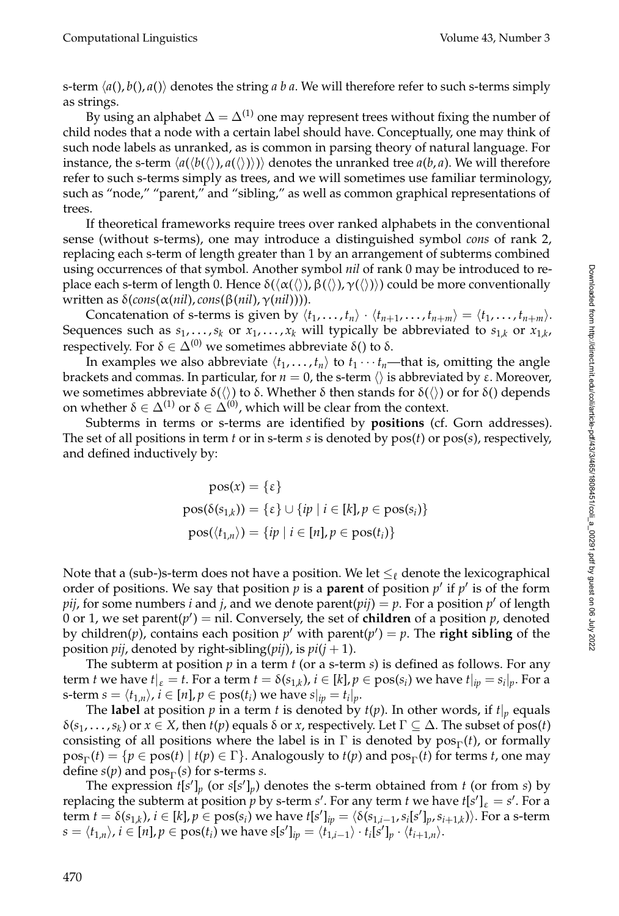s-term $\langle a(), b(), a() \rangle$ denotes the string $a\ b\ a$. We will therefore refer to such s-terms simply as strings.

By using an alphabet $\Delta = \Delta^{(1)}$ one may represent trees without fixing the number of child nodes that a node with a certain label should have. Conceptually, one may think of such node labels as unranked, as is common in parsing theory of natural language. For instance, the s-term $\langle a(\langle b(\langle\rangle), a(\langle\rangle)\rangle)\rangle$ denotes the unranked tree $a(b, a)$. We will therefore refer to such s-terms simply as trees, and we will sometimes use familiar terminology, such as "node," "parent," and "sibling," as well as common graphical representations of trees.

If theoretical frameworks require trees over ranked alphabets in the conventional sense (without s-terms), one may introduce a distinguished symbol *cons* of rank 2, replacing each s-term of length greater than 1 by an arrangement of subterms combined using occurrences of that symbol. Another symbol *nil* of rank 0 may be introduced to replace each s-term of length 0. Hence $\delta(\langle \alpha(\langle\rangle), \beta(\langle\rangle), \gamma(\langle\rangle)\rangle)$ could be more conventionally written as $\delta(cons(\alpha(nil), cons(\beta(nil), \gamma(nil))))$.

Concatenation of s-terms is given by $\langle t_1, \ldots, t_n \rangle \cdot \langle t_{n+1}, \ldots, t_{n+m} \rangle = \langle t_1, \ldots, t_{n+m} \rangle$. Sequences such as $s_1, \ldots, s_k$ or $x_1, \ldots, x_k$ will typically be abbreviated to $s_{1,k}$ or $x_{1,k}$, respectively. For $\delta \in \Delta^{(0)}$ we sometimes abbreviate $\delta()$ to $\delta$.

In examples we also abbreviate $\langle t_1, \ldots, t_n \rangle$ to $t_1 \cdots t_n$—that is, omitting the angle brackets and commas. In particular, for $n = 0$, the s-term $\langle\rangle$ is abbreviated by $\varepsilon$. Moreover, we sometimes abbreviate $\delta(\langle\rangle)$ to $\delta$. Whether $\delta$ then stands for $\delta(\langle\rangle)$ or for $\delta()$ depends on whether $\delta \in \Delta^{(1)}$ or $\delta \in \Delta^{(0)}$, which will be clear from the context.

Subterms in terms or s-terms are identified by **positions** (cf. Gorn addresses). The set of all positions in term $t$ or in s-term $s$ is denoted by $\text{pos}(t)$ or $\text{pos}(s)$, respectively, and defined inductively by:

$$\text{pos}(x) = \{\varepsilon\}$$
$$\text{pos}(\delta(s_{1,k})) = \{\varepsilon\} \cup \{ip \mid i \in [k], p \in \text{pos}(s_i)\}$$
$$\text{pos}(\langle t_{1,n} \rangle) = \{ip \mid i \in [n], p \in \text{pos}(t_i)\}$$

Note that a (sub-)s-term does not have a position. We let $\leq_\ell$ denote the lexicographical order of positions. We say that position $p$ is a **parent** of position $p'$ if $p'$ is of the form $pij$, for some numbers $i$ and $j$, and we denote $\text{parent}(pij) = p$. For a position $p'$ of length 0 or 1, we set $\text{parent}(p') = \text{nil}$. Conversely, the set of **children** of a position $p$, denoted by $\text{children}(p)$, contains each position $p'$ with $\text{parent}(p') = p$. The **right sibling** of the position $pij$, denoted by $\text{right-sibling}(pij)$, is $pi(j + 1)$.

The subterm at position $p$ in a term $t$ (or a s-term $s$) is defined as follows. For any term $t$ we have $t|_\varepsilon = t$. For a term $t = \delta(s_{1,k})$, $i \in [k]$, $p \in \text{pos}(s_i)$ we have $t|_{ip} = s_i|_p$. For a s-term $s = \langle t_{1,n} \rangle$, $i \in [n]$, $p \in \text{pos}(t_i)$ we have $s|_{ip} = t_i|_p$.

The **label** at position $p$ in a term $t$ is denoted by $t(p)$. In other words, if $t|_p$ equals $\delta(s_1, \ldots, s_k)$ or $x \in X$, then $t(p)$ equals $\delta$ or $x$, respectively. Let $\Gamma \subseteq \Delta$. The subset of $\text{pos}(t)$ consisting of all positions where the label is in $\Gamma$ is denoted by $\text{pos}_\Gamma(t)$, or formally $\text{pos}_\Gamma(t) = \{p \in \text{pos}(t) \mid t(p) \in \Gamma\}$. Analogously to $t(p)$ and $\text{pos}_\Gamma(t)$ for terms $t$, one may define $s(p)$ and $\text{pos}_\Gamma(s)$ for s-terms $s$.

The expression $t[s']_p$ (or $s[s']_p$) denotes the s-term obtained from $t$ (or from $s$) by replacing the subterm at position $p$ by s-term $s'$. For any term $t$ we have $t[s']_\varepsilon = s'$. For a term $t = \delta(s_{1,k})$, $i \in [k]$, $p \in \text{pos}(s_i)$ we have $t[s']_{ip} = \langle \delta(s_{1,i-1}, s_i[s']_p, s_{i+1,k}) \rangle$. For a s-term $s = \langle t_{1,n} \rangle$, $i \in [n]$, $p \in \text{pos}(t_i)$ we have $s[s']_{ip} = \langle t_{1,i-1} \rangle \cdot t_i[s']_p \cdot \langle t_{i+1,n} \rangle$.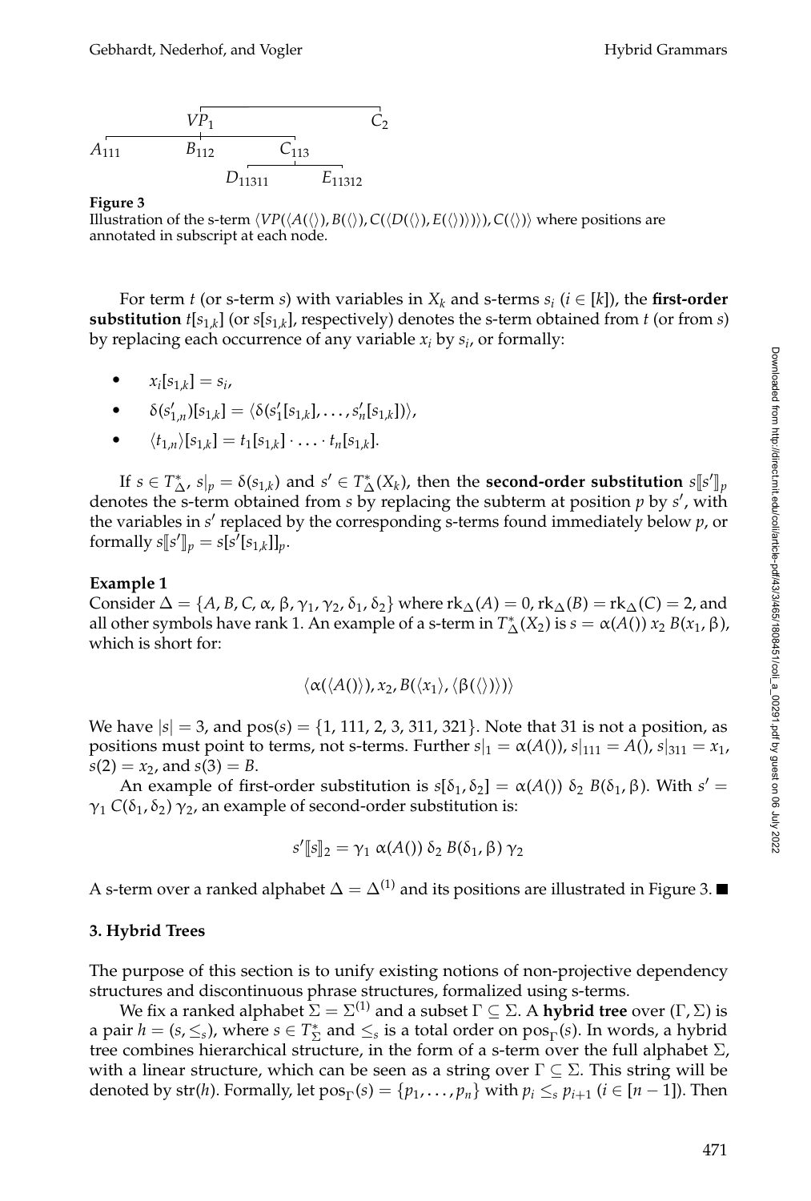Figure 3
Illustration of the s-term $\langle VP(\langle A(\langle\rangle), B(\langle\rangle), C(\langle D(\langle\rangle), E(\langle\rangle)\rangle)\rangle), C(\langle\rangle)\rangle$ where positions are annotated in subscript at each node.

For term $t$ (or s-term $s$) with variables in $X_k$ and s-terms $s_i$ ($i \in [k]$), the **first-order substitution** $t[s_{1,k}]$ (or $s[s_{1,k}]$, respectively) denotes the s-term obtained from $t$ (or from $s$) by replacing each occurrence of any variable $x_i$ by $s_i$, or formally:

- $x_i[s_{1,k}] = s_i$,
- $\delta(s'_{1,n})[s_{1,k}] = \langle \delta(s'_1[s_{1,k}], \ldots, s'_n[s_{1,k}])\rangle$,
- $\langle t_{1,n}\rangle[s_{1,k}] = t_1[s_{1,k}] \cdot \ldots \cdot t_n[s_{1,k}]$.

If $s \in T^*_\Delta$, $s|_p = \delta(s_{1,k})$ and $s' \in T^*_\Delta(X_k)$, then the **second-order substitution** $s[\![s']\!]_p$ denotes the s-term obtained from $s$ by replacing the subterm at position $p$ by $s'$, with the variables in $s'$ replaced by the corresponding s-terms found immediately below $p$, or formally $s[\![s']\!]_p = s[s'[s_{1,k}]]_p$.

**Example 1**
Consider $\Delta = \{A, B, C, \alpha, \beta, \gamma_1, \gamma_2, \delta_1, \delta_2\}$ where $\text{rk}_\Delta(A) = 0$, $\text{rk}_\Delta(B) = \text{rk}_\Delta(C) = 2$, and all other symbols have rank 1. An example of a s-term in $T^*_\Delta(X_2)$ is $s = \alpha(A())\ x_2\ B(x_1, \beta)$, which is short for:

$$\langle \alpha(\langle A()\rangle), x_2, B(\langle x_1\rangle, \langle \beta(\langle\rangle)\rangle)\rangle$$

We have $|s| = 3$, and $\text{pos}(s) = \{1, 111, 2, 3, 311, 321\}$. Note that 31 is not a position, as positions must point to terms, not s-terms. Further $s|_1 = \alpha(A())$, $s|_{111} = A()$, $s|_{311} = x_1$, $s(2) = x_2$, and $s(3) = B$.

An example of first-order substitution is $s[\delta_1, \delta_2] = \alpha(A())\ \delta_2\ B(\delta_1, \beta)$. With $s' = \gamma_1\ C(\delta_1, \delta_2)\ \gamma_2$, an example of second-order substitution is:

$$s'[\![s]\!]_2 = \gamma_1\ \alpha(A())\ \delta_2\ B(\delta_1, \beta)\ \gamma_2$$

A s-term over a ranked alphabet $\Delta = \Delta^{(1)}$ and its positions are illustrated in Figure 3. ■

## 3. Hybrid Trees

The purpose of this section is to unify existing notions of non-projective dependency structures and discontinuous phrase structures, formalized using s-terms.

We fix a ranked alphabet $\Sigma = \Sigma^{(1)}$ and a subset $\Gamma \subseteq \Sigma$. A **hybrid tree** over $(\Gamma, \Sigma)$ is a pair $h = (s, \leq_s)$, where $s \in T^*_\Sigma$ and $\leq_s$ is a total order on $\text{pos}_\Gamma(s)$. In words, a hybrid tree combines hierarchical structure, in the form of a s-term over the full alphabet $\Sigma$, with a linear structure, which can be seen as a string over $\Gamma \subseteq \Sigma$. This string will be denoted by $\text{str}(h)$. Formally, let $\text{pos}_\Gamma(s) = \{p_1, \ldots, p_n\}$ with $p_i \leq_s p_{i+1}$ ($i \in [n-1]$). Then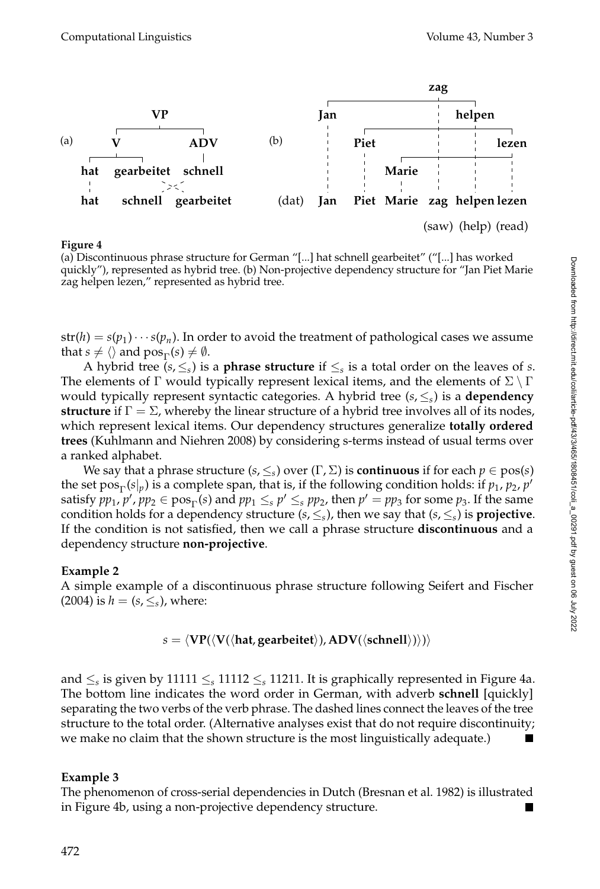**Figure 4**
(a) Discontinuous phrase structure for German "[...] hat schnell gearbeitet" ("[...] has worked quickly"), represented as hybrid tree. (b) Non-projective dependency structure for "Jan Piet Marie zag helpen lezen," represented as hybrid tree.

$\text{str}(h) = s(p_1) \cdots s(p_n)$. In order to avoid the treatment of pathological cases we assume that $s \neq \langle\rangle$ and $\text{pos}_\Gamma(s) \neq \emptyset$.

A hybrid tree $(s, \leq_s)$ is a **phrase structure** if $\leq_s$ is a total order on the leaves of $s$. The elements of $\Gamma$ would typically represent lexical items, and the elements of $\Sigma \setminus \Gamma$ would typically represent syntactic categories. A hybrid tree $(s, \leq_s)$ is a **dependency structure** if $\Gamma = \Sigma$, whereby the linear structure of a hybrid tree involves all of its nodes, which represent lexical items. Our dependency structures generalize **totally ordered trees** (Kuhlmann and Niehren 2008) by considering s-terms instead of usual terms over a ranked alphabet.

We say that a phrase structure $(s, \leq_s)$ over $(\Gamma, \Sigma)$ is **continuous** if for each $p \in \text{pos}(s)$ the set $\text{pos}_\Gamma(s|_p)$ is a complete span, that is, if the following condition holds: if $p_1, p_2, p'$ satisfy $pp_1, p', pp_2 \in \text{pos}_\Gamma(s)$ and $pp_1 \leq_s p' \leq_s pp_2$, then $p' = pp_3$ for some $p_3$. If the same condition holds for a dependency structure $(s, \leq_s)$, then we say that $(s, \leq_s)$ is **projective**. If the condition is not satisfied, then we call a phrase structure **discontinuous** and a dependency structure **non-projective**.

**Example 2**
A simple example of a discontinuous phrase structure following Seifert and Fischer (2004) is $h = (s, \leq_s)$, where:

$$s = \langle \mathbf{VP}(\langle \mathbf{V}(\langle \mathbf{hat}, \mathbf{gearbeitet} \rangle), \mathbf{ADV}(\langle \mathbf{schnell} \rangle) \rangle) \rangle$$

and $\leq_s$ is given by $11111 \leq_s 11112 \leq_s 11211$. It is graphically represented in Figure 4a. The bottom line indicates the word order in German, with adverb **schnell** [quickly] separating the two verbs of the verb phrase. The dashed lines connect the leaves of the tree structure to the total order. (Alternative analyses exist that do not require discontinuity; we make no claim that the shown structure is the most linguistically adequate.) ■

**Example 3**
The phenomenon of cross-serial dependencies in Dutch (Bresnan et al. 1982) is illustrated in Figure 4b, using a non-projective dependency structure. ■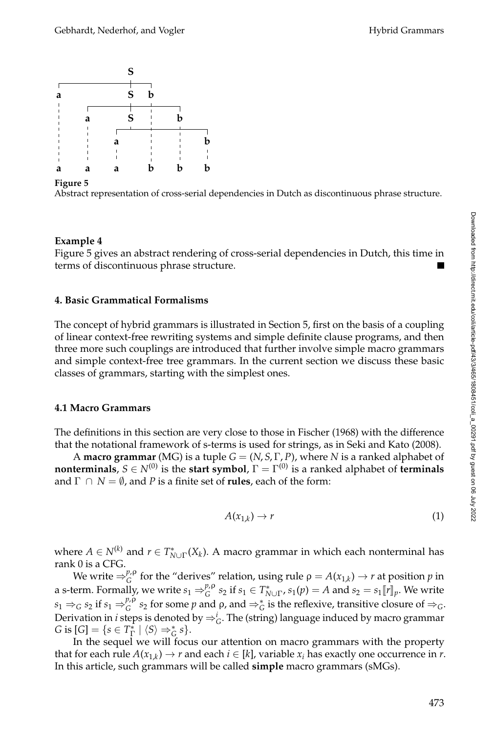**Figure 5**
Abstract representation of cross-serial dependencies in Dutch as discontinuous phrase structure.

**Example 4**
Figure 5 gives an abstract rendering of cross-serial dependencies in Dutch, this time in terms of discontinuous phrase structure. ■

## 4. Basic Grammatical Formalisms

The concept of hybrid grammars is illustrated in Section 5, first on the basis of a coupling of linear context-free rewriting systems and simple definite clause programs, and then three more such couplings are introduced that further involve simple macro grammars and simple context-free tree grammars. In the current section we discuss these basic classes of grammars, starting with the simplest ones.

### 4.1 Macro Grammars

The definitions in this section are very close to those in Fischer (1968) with the difference that the notational framework of s-terms is used for strings, as in Seki and Kato (2008).

A **macro grammar** (MG) is a tuple $G = (N, S, \Gamma, P)$, where $N$ is a ranked alphabet of **nonterminals**, $S \in N^{(0)}$ is the **start symbol**, $\Gamma = \Gamma^{(0)}$ is a ranked alphabet of **terminals** and $\Gamma \cap N = \emptyset$, and $P$ is a finite set of **rules**, each of the form:

$$A(x_{1,k}) \rightarrow r \tag{1}$$

where $A \in N^{(k)}$ and $r \in T^*_{N \cup \Gamma}(X_k)$. A macro grammar in which each nonterminal has rank 0 is a CFG.

We write $\Rightarrow^{p,\rho}_G$ for the "derives" relation, using rule $\rho = A(x_{1,k}) \rightarrow r$ at position $p$ in a s-term. Formally, we write $s_1 \Rightarrow^{p,\rho}_G s_2$ if $s_1 \in T^*_{N \cup \Gamma}$, $s_1(p) = A$ and $s_2 = s_1[\![r]\!]_p$. We write $s_1 \Rightarrow_G s_2$ if $s_1 \Rightarrow^{p,\rho}_G s_2$ for some $p$ and $\rho$, and $\Rightarrow^*_G$ is the reflexive, transitive closure of $\Rightarrow_G$. Derivation in $i$ steps is denoted by $\Rightarrow^i_G$. The (string) language induced by macro grammar $G$ is $[G] = \{s \in T^*_\Gamma \mid \langle S \rangle \Rightarrow^*_G s\}$.

In the sequel we will focus our attention on macro grammars with the property that for each rule $A(x_{1,k}) \rightarrow r$ and each $i \in [k]$, variable $x_i$ has exactly one occurrence in $r$. In this article, such grammars will be called **simple** macro grammars (sMGs).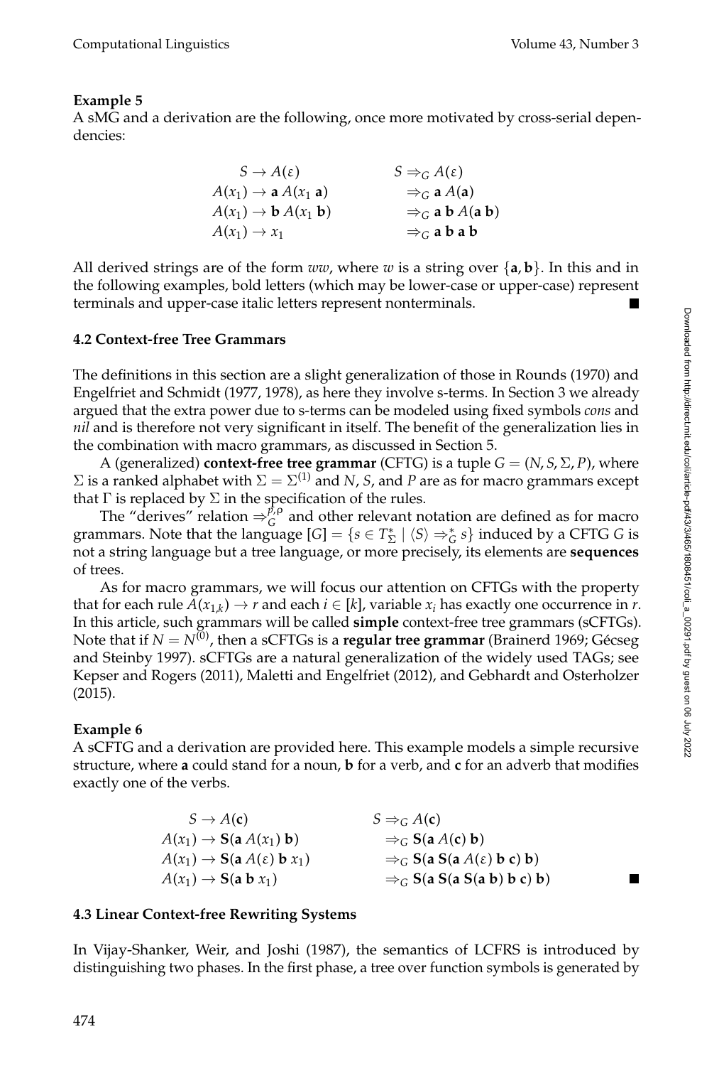**Example 5**
A sMG and a derivation are the following, once more motivated by cross-serial dependencies:

$$
\begin{array}{ll}
S \rightarrow A(\varepsilon) & S \Rightarrow_G A(\varepsilon) \\
A(x_1) \rightarrow \mathbf{a}\, A(x_1\, \mathbf{a}) & \quad \Rightarrow_G \mathbf{a}\, A(\mathbf{a}) \\
A(x_1) \rightarrow \mathbf{b}\, A(x_1\, \mathbf{b}) & \quad \Rightarrow_G \mathbf{a}\, \mathbf{b}\, A(\mathbf{a}\, \mathbf{b}) \\
A(x_1) \rightarrow x_1 & \quad \Rightarrow_G \mathbf{a}\, \mathbf{b}\, \mathbf{a}\, \mathbf{b}
\end{array}
$$

All derived strings are of the form $ww$, where $w$ is a string over $\{\mathbf{a}, \mathbf{b}\}$. In this and in the following examples, bold letters (which may be lower-case or upper-case) represent terminals and upper-case italic letters represent nonterminals. ■

### 4.2 Context-free Tree Grammars

The definitions in this section are a slight generalization of those in Rounds (1970) and Engelfriet and Schmidt (1977, 1978), as here they involve s-terms. In Section 3 we already argued that the extra power due to s-terms can be modeled using fixed symbols *cons* and *nil* and is therefore not very significant in itself. The benefit of the generalization lies in the combination with macro grammars, as discussed in Section 5.

A (generalized) **context-free tree grammar** (CFTG) is a tuple $G = (N, S, \Sigma, P)$, where $\Sigma$ is a ranked alphabet with $\Sigma = \Sigma^{(1)}$ and $N$, $S$, and $P$ are as for macro grammars except that $\Gamma$ is replaced by $\Sigma$ in the specification of the rules.

The "derives" relation $\Rightarrow_G^{p,\rho}$ and other relevant notation are defined as for macro grammars. Note that the language $[G] = \{s \in T_\Sigma^* \mid \langle S \rangle \Rightarrow_G^* s\}$ induced by a CFTG $G$ is not a string language but a tree language, or more precisely, its elements are **sequences** of trees.

As for macro grammars, we will focus our attention on CFTGs with the property that for each rule $A(x_{1,k}) \rightarrow r$ and each $i \in [k]$, variable $x_i$ has exactly one occurrence in $r$. In this article, such grammars will be called **simple** context-free tree grammars (sCFTGs). Note that if $N = N^{(0)}$, then a sCFTGs is a **regular tree grammar** (Brainerd 1969; Gécseg and Steinby 1997). sCFTGs are a natural generalization of the widely used TAGs; see Kepser and Rogers (2011), Maletti and Engelfriet (2012), and Gebhardt and Osterholzer (2015).

**Example 6**
A sCFTG and a derivation are provided here. This example models a simple recursive structure, where **a** could stand for a noun, **b** for a verb, and **c** for an adverb that modifies exactly one of the verbs.

$$
\begin{array}{ll}
S \rightarrow A(\mathbf{c}) & S \Rightarrow_G A(\mathbf{c}) \\
A(x_1) \rightarrow \mathbf{S}(\mathbf{a}\, A(x_1)\, \mathbf{b}) & \quad \Rightarrow_G \mathbf{S}(\mathbf{a}\, A(\mathbf{c})\, \mathbf{b}) \\
A(x_1) \rightarrow \mathbf{S}(\mathbf{a}\, A(\varepsilon)\, \mathbf{b}\, x_1) & \quad \Rightarrow_G \mathbf{S}(\mathbf{a}\, \mathbf{S}(\mathbf{a}\, A(\varepsilon)\, \mathbf{b}\, \mathbf{c})\, \mathbf{b}) \\
A(x_1) \rightarrow \mathbf{S}(\mathbf{a}\, \mathbf{b}\, x_1) & \quad \Rightarrow_G \mathbf{S}(\mathbf{a}\, \mathbf{S}(\mathbf{a}\, \mathbf{S}(\mathbf{a}\, \mathbf{b})\, \mathbf{b}\, \mathbf{c})\, \mathbf{b})
\end{array}
$$

■

### 4.3 Linear Context-free Rewriting Systems

In Vijay-Shanker, Weir, and Joshi (1987), the semantics of LCFRS is introduced by distinguishing two phases. In the first phase, a tree over function symbols is generated by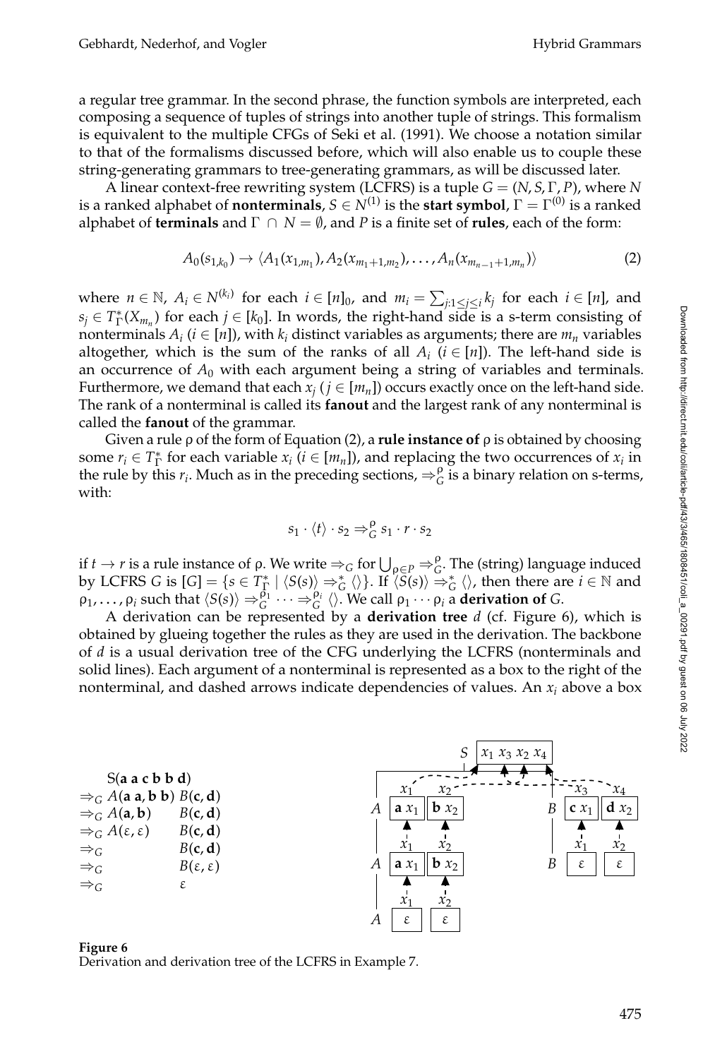a regular tree grammar. In the second phrase, the function symbols are interpreted, each composing a sequence of tuples of strings into another tuple of strings. This formalism is equivalent to the multiple CFGs of Seki et al. (1991). We choose a notation similar to that of the formalisms discussed before, which will also enable us to couple these string-generating grammars to tree-generating grammars, as will be discussed later.

A linear context-free rewriting system (LCFRS) is a tuple $G = (N, S, \Gamma, P)$, where $N$ is a ranked alphabet of **nonterminals**, $S \in N^{(1)}$ is the **start symbol**, $\Gamma = \Gamma^{(0)}$ is a ranked alphabet of **terminals** and $\Gamma \cap N = \emptyset$, and $P$ is a finite set of **rules**, each of the form:

$$A_0(s_{1,k_0}) \rightarrow \langle A_1(x_{1,m_1}), A_2(x_{m_1+1,m_2}), \ldots, A_n(x_{m_{n-1}+1,m_n}) \rangle \tag{2}$$

where $n \in \mathbb{N}$, $A_i \in N^{(k_i)}$ for each $i \in [n]_0$, and $m_i = \sum_{j:1 \leq j \leq i} k_j$ for each $i \in [n]$, and $s_j \in T^*_\Gamma(X_{m_n})$ for each $j \in [k_0]$. In words, the right-hand side is a s-term consisting of nonterminals $A_i$ ($i \in [n]$), with $k_i$ distinct variables as arguments; there are $m_n$ variables altogether, which is the sum of the ranks of all $A_i$ ($i \in [n]$). The left-hand side is an occurrence of $A_0$ with each argument being a string of variables and terminals. Furthermore, we demand that each $x_j$ ($j \in [m_n]$) occurs exactly once on the left-hand side. The rank of a nonterminal is called its **fanout** and the largest rank of any nonterminal is called the **fanout** of the grammar.

Given a rule $\rho$ of the form of Equation (2), a **rule instance of** $\rho$ is obtained by choosing some $r_i \in T^*_\Gamma$ for each variable $x_i$ ($i \in [m_n]$), and replacing the two occurrences of $x_i$ in the rule by this $r_i$. Much as in the preceding sections, $\Rightarrow^\rho_G$ is a binary relation on s-terms, with:

$$s_1 \cdot \langle t \rangle \cdot s_2 \Rightarrow^\rho_G s_1 \cdot r \cdot s_2$$

if $t \rightarrow r$ is a rule instance of $\rho$. We write $\Rightarrow_G$ for $\bigcup_{\rho \in P} \Rightarrow^\rho_G$. The (string) language induced by LCFRS $G$ is $[G] = \{s \in T^*_\Gamma \mid \langle S(s) \rangle \Rightarrow^*_G \langle\rangle\}$. If $\langle S(s) \rangle \Rightarrow^*_G \langle\rangle$, then there are $i \in \mathbb{N}$ and $\rho_1, \ldots, \rho_i$ such that $\langle S(s) \rangle \Rightarrow^{\rho_1}_G \cdots \Rightarrow^{\rho_i}_G \langle\rangle$. We call $\rho_1 \cdots \rho_i$ a **derivation of** $G$.

A derivation can be represented by a **derivation tree** $d$ (cf. Figure 6), which is obtained by glueing together the rules as they are used in the derivation. The backbone of $d$ is a usual derivation tree of the CFG underlying the LCFRS (nonterminals and solid lines). Each argument of a nonterminal is represented as a box to the right of the nonterminal, and dashed arrows indicate dependencies of values. An $x_i$ above a box

$$
\begin{array}{lll}
 & S(\mathbf{a\ a\ c\ b\ b\ d}) & \\
\Rightarrow_G & A(\mathbf{a\ a}, \mathbf{b\ b}) & B(\mathbf{c}, \mathbf{d}) \\
\Rightarrow_G & A(\mathbf{a}, \mathbf{b}) & B(\mathbf{c}, \mathbf{d}) \\
\Rightarrow_G & A(\varepsilon, \varepsilon) & B(\mathbf{c}, \mathbf{d}) \\
\Rightarrow_G & & B(\mathbf{c}, \mathbf{d}) \\
\Rightarrow_G & & B(\varepsilon, \varepsilon) \\
\Rightarrow_G & & \varepsilon
\end{array}
$$

**Figure 6**
Derivation and derivation tree of the LCFRS in Example 7.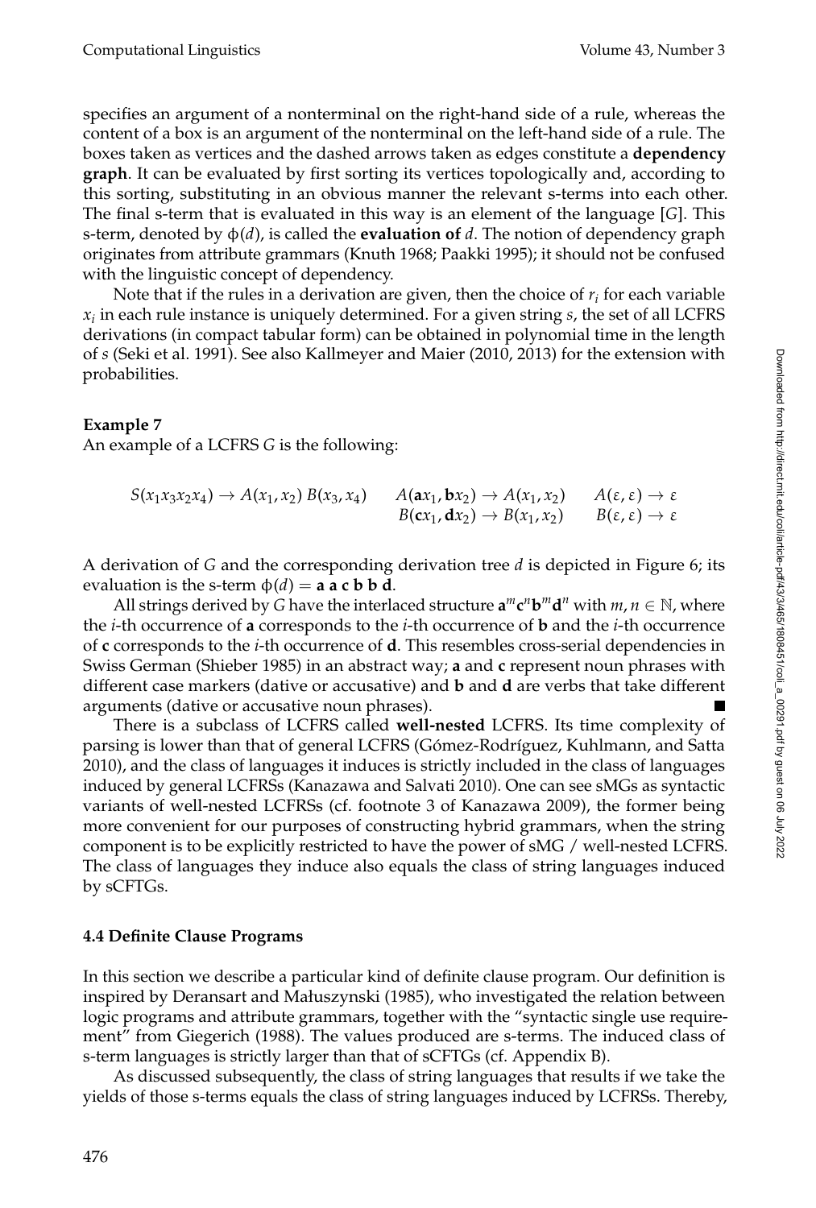specifies an argument of a nonterminal on the right-hand side of a rule, whereas the content of a box is an argument of the nonterminal on the left-hand side of a rule. The boxes taken as vertices and the dashed arrows taken as edges constitute a **dependency graph**. It can be evaluated by first sorting its vertices topologically and, according to this sorting, substituting in an obvious manner the relevant s-terms into each other. The final s-term that is evaluated in this way is an element of the language $[G]$. This s-term, denoted by $\phi(d)$, is called the **evaluation of** $d$. The notion of dependency graph originates from attribute grammars (Knuth 1968; Paakki 1995); it should not be confused with the linguistic concept of dependency.

Note that if the rules in a derivation are given, then the choice of $r_i$ for each variable $x_i$ in each rule instance is uniquely determined. For a given string $s$, the set of all LCFRS derivations (in compact tabular form) can be obtained in polynomial time in the length of $s$ (Seki et al. 1991). See also Kallmeyer and Maier (2010, 2013) for the extension with probabilities.

**Example 7**

An example of a LCFRS $G$ is the following:

$$S(x_1x_3x_2x_4) \rightarrow A(x_1, x_2)\, B(x_3, x_4) \qquad A(\mathbf{a}x_1, \mathbf{b}x_2) \rightarrow A(x_1, x_2) \qquad A(\varepsilon, \varepsilon) \rightarrow \varepsilon$$
$$B(\mathbf{c}x_1, \mathbf{d}x_2) \rightarrow B(x_1, x_2) \qquad B(\varepsilon, \varepsilon) \rightarrow \varepsilon$$

A derivation of $G$ and the corresponding derivation tree $d$ is depicted in Figure 6; its evaluation is the s-term $\phi(d) = \mathbf{a\ a\ c\ b\ b\ d}$.

All strings derived by $G$ have the interlaced structure $\mathbf{a}^m\mathbf{c}^n\mathbf{b}^m\mathbf{d}^n$ with $m, n \in \mathbb{N}$, where the $i$-th occurrence of **a** corresponds to the $i$-th occurrence of **b** and the $i$-th occurrence of **c** corresponds to the $i$-th occurrence of **d**. This resembles cross-serial dependencies in Swiss German (Shieber 1985) in an abstract way; **a** and **c** represent noun phrases with different case markers (dative or accusative) and **b** and **d** are verbs that take different arguments (dative or accusative noun phrases). ■

There is a subclass of LCFRS called **well-nested** LCFRS. Its time complexity of parsing is lower than that of general LCFRS (Gómez-Rodríguez, Kuhlmann, and Satta 2010), and the class of languages it induces is strictly included in the class of languages induced by general LCFRSs (Kanazawa and Salvati 2010). One can see sMGs as syntactic variants of well-nested LCFRSs (cf. footnote 3 of Kanazawa 2009), the former being more convenient for our purposes of constructing hybrid grammars, when the string component is to be explicitly restricted to have the power of sMG / well-nested LCFRS. The class of languages they induce also equals the class of string languages induced by sCFTGs.

### 4.4 Definite Clause Programs

In this section we describe a particular kind of definite clause program. Our definition is inspired by Deransart and Małuszynski (1985), who investigated the relation between logic programs and attribute grammars, together with the "syntactic single use requirement" from Giegerich (1988). The values produced are s-terms. The induced class of s-term languages is strictly larger than that of sCFTGs (cf. Appendix B).

As discussed subsequently, the class of string languages that results if we take the yields of those s-terms equals the class of string languages induced by LCFRSs. Thereby,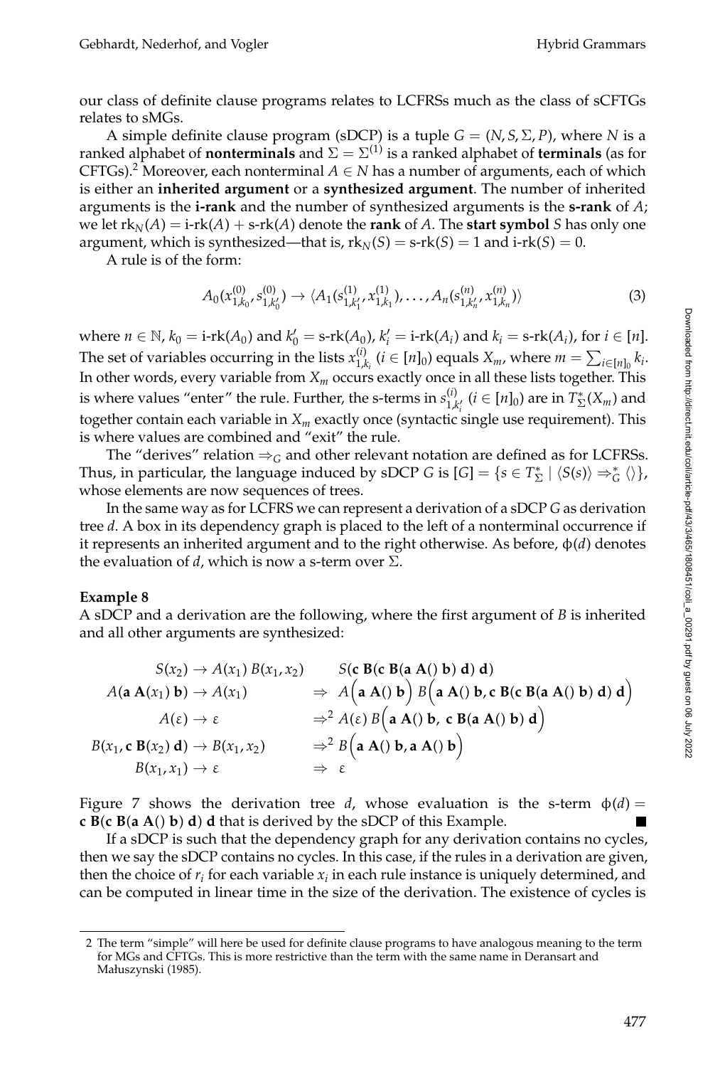our class of definite clause programs relates to LCFRSs much as the class of sCFTGs relates to sMGs.

A simple definite clause program (sDCP) is a tuple $G = (N, S, \Sigma, P)$, where $N$ is a ranked alphabet of **nonterminals** and $\Sigma = \Sigma^{(1)}$ is a ranked alphabet of **terminals** (as for CFTGs).[2] Moreover, each nonterminal $A \in N$ has a number of arguments, each of which is either an **inherited argument** or a **synthesized argument**. The number of inherited arguments is the **i-rank** and the number of synthesized arguments is the **s-rank** of $A$; we let $\mathrm{rk}_N(A) = \text{i-rk}(A) + \text{s-rk}(A)$ denote the **rank** of $A$. The **start symbol** $S$ has only one argument, which is synthesized—that is, $\mathrm{rk}_N(S) = \text{s-rk}(S) = 1$ and $\text{i-rk}(S) = 0$.

A rule is of the form:

$$A_0(x^{(0)}_{1,k_0}, s^{(0)}_{1,k'_0}) \rightarrow \langle A_1(s^{(1)}_{1,k'_1}, x^{(1)}_{1,k_1}), \ldots, A_n(s^{(n)}_{1,k'_n}, x^{(n)}_{1,k_n}) \rangle \tag{3}$$

where $n \in \mathbb{N}$, $k_0 = \text{i-rk}(A_0)$, $k'_0 = \text{s-rk}(A_0)$, $k'_i = \text{i-rk}(A_i)$ and $k_i = \text{s-rk}(A_i)$, for $i \in [n]$. The set of variables occurring in the lists $x^{(i)}_{1,k_i}$ ($i \in [n]_0$) equals $X_m$, where $m = \sum_{i \in [n]_0} k_i$. In other words, every variable from $X_m$ occurs exactly once in all these lists together. This is where values "enter" the rule. Further, the s-terms in $s^{(i)}_{1,k'_i}$ ($i \in [n]_0$) are in $T^*_\Sigma(X_m)$ and together contain each variable in $X_m$ exactly once (syntactic single use requirement). This is where values are combined and "exit" the rule.

The "derives" relation $\Rightarrow_G$ and other relevant notation are defined as for LCFRSs. Thus, in particular, the language induced by sDCP $G$ is $[G] = \{s \in T^*_\Sigma \mid \langle S(s) \rangle \Rightarrow^*_G \langle\rangle\}$, whose elements are now sequences of trees.

In the same way as for LCFRS we can represent a derivation of a sDCP $G$ as derivation tree $d$. A box in its dependency graph is placed to the left of a nonterminal occurrence if it represents an inherited argument and to the right otherwise. As before, $\phi(d)$ denotes the evaluation of $d$, which is now a s-term over $\Sigma$.

**Example 8**

A sDCP and a derivation are the following, where the first argument of $B$ is inherited and all other arguments are synthesized:

$$\begin{aligned}
S(x_2) &\rightarrow A(x_1)\, B(x_1, x_2) \\
A(\mathbf{a}\, \mathbf{A}(x_1)\, \mathbf{b}) &\rightarrow A(x_1) \\
A(\varepsilon) &\rightarrow \varepsilon \\
B(x_1, \mathbf{c}\, \mathbf{B}(x_2)\, \mathbf{d}) &\rightarrow B(x_1, x_2) \\
B(x_1, x_1) &\rightarrow \varepsilon
\end{aligned}
\qquad
\begin{aligned}
& S(\mathbf{c}\, \mathbf{B}(\mathbf{c}\, \mathbf{B}(\mathbf{a}\, \mathbf{A}()\, \mathbf{b})\, \mathbf{d})\, \mathbf{d}) \\
\Rightarrow\ & A\Big(\mathbf{a}\, \mathbf{A}()\, \mathbf{b}\Big)\, B\Big(\mathbf{a}\, \mathbf{A}()\, \mathbf{b}, \mathbf{c}\, \mathbf{B}(\mathbf{c}\, \mathbf{B}(\mathbf{a}\, \mathbf{A}()\, \mathbf{b})\, \mathbf{d})\, \mathbf{d}\Big) \\
\Rightarrow^2\ & A(\varepsilon)\, B\Big(\mathbf{a}\, \mathbf{A}()\, \mathbf{b},\ \mathbf{c}\, \mathbf{B}(\mathbf{a}\, \mathbf{A}()\, \mathbf{b})\, \mathbf{d}\Big) \\
\Rightarrow^2\ & B\Big(\mathbf{a}\, \mathbf{A}()\, \mathbf{b}, \mathbf{a}\, \mathbf{A}()\, \mathbf{b}\Big) \\
\Rightarrow\ & \varepsilon
\end{aligned}$$

Figure 7 shows the derivation tree $d$, whose evaluation is the s-term $\phi(d) = \mathbf{c}\, \mathbf{B}(\mathbf{c}\, \mathbf{B}(\mathbf{a}\, \mathbf{A}()\, \mathbf{b})\, \mathbf{d})\, \mathbf{d}$ that is derived by the sDCP of this Example. ■

If a sDCP is such that the dependency graph for any derivation contains no cycles, then we say the sDCP contains no cycles. In this case, if the rules in a derivation are given, then the choice of $r_i$ for each variable $x_i$ in each rule instance is uniquely determined, and can be computed in linear time in the size of the derivation. The existence of cycles is

[2] The term "simple" will here be used for definite clause programs to have analogous meaning to the term for MGs and CFTGs. This is more restrictive than the term with the same name in Deransart and Małuszynski (1985).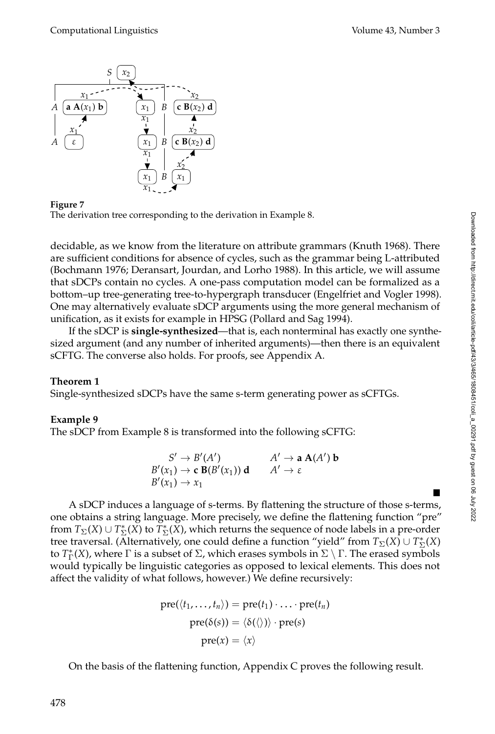**Figure 7**
The derivation tree corresponding to the derivation in Example 8.

decidable, as we know from the literature on attribute grammars (Knuth 1968). There are sufficient conditions for absence of cycles, such as the grammar being L-attributed (Bochmann 1976; Deransart, Jourdan, and Lorho 1988). In this article, we will assume that sDCPs contain no cycles. A one-pass computation model can be formalized as a bottom–up tree-generating tree-to-hypergraph transducer (Engelfriet and Vogler 1998). One may alternatively evaluate sDCP arguments using the more general mechanism of unification, as it exists for example in HPSG (Pollard and Sag 1994).

If the sDCP is **single-synthesized**—that is, each nonterminal has exactly one synthesized argument (and any number of inherited arguments)—then there is an equivalent sCFTG. The converse also holds. For proofs, see Appendix A.

**Theorem 1**
Single-synthesized sDCPs have the same s-term generating power as sCFTGs.

**Example 9**
The sDCP from Example 8 is transformed into the following sCFTG:

$$
\begin{array}{ll}
S' \rightarrow B'(A') & A' \rightarrow \mathbf{a}\ \mathbf{A}(A')\ \mathbf{b} \\
B'(x_1) \rightarrow \mathbf{c}\ \mathbf{B}(B'(x_1))\ \mathbf{d} & A' \rightarrow \varepsilon \\
B'(x_1) \rightarrow x_1 &
\end{array}
$$

■

A sDCP induces a language of s-terms. By flattening the structure of those s-terms, one obtains a string language. More precisely, we define the flattening function "pre" from $T_\Sigma(X) \cup T^*_\Sigma(X)$ to $T^*_\Sigma(X)$, which returns the sequence of node labels in a pre-order tree traversal. (Alternatively, one could define a function "yield" from $T_\Sigma(X) \cup T^*_\Sigma(X)$ to $T^*_\Gamma(X)$, where $\Gamma$ is a subset of $\Sigma$, which erases symbols in $\Sigma \setminus \Gamma$. The erased symbols would typically be linguistic categories as opposed to lexical elements. This does not affect the validity of what follows, however.) We define recursively:

$$
\begin{aligned}
\text{pre}(\langle t_1, \ldots, t_n \rangle) &= \text{pre}(t_1) \cdot \ldots \cdot \text{pre}(t_n) \\
\text{pre}(\delta(s)) &= \langle \delta(\langle\rangle) \rangle \cdot \text{pre}(s) \\
\text{pre}(x) &= \langle x \rangle
\end{aligned}
$$

On the basis of the flattening function, Appendix C proves the following result.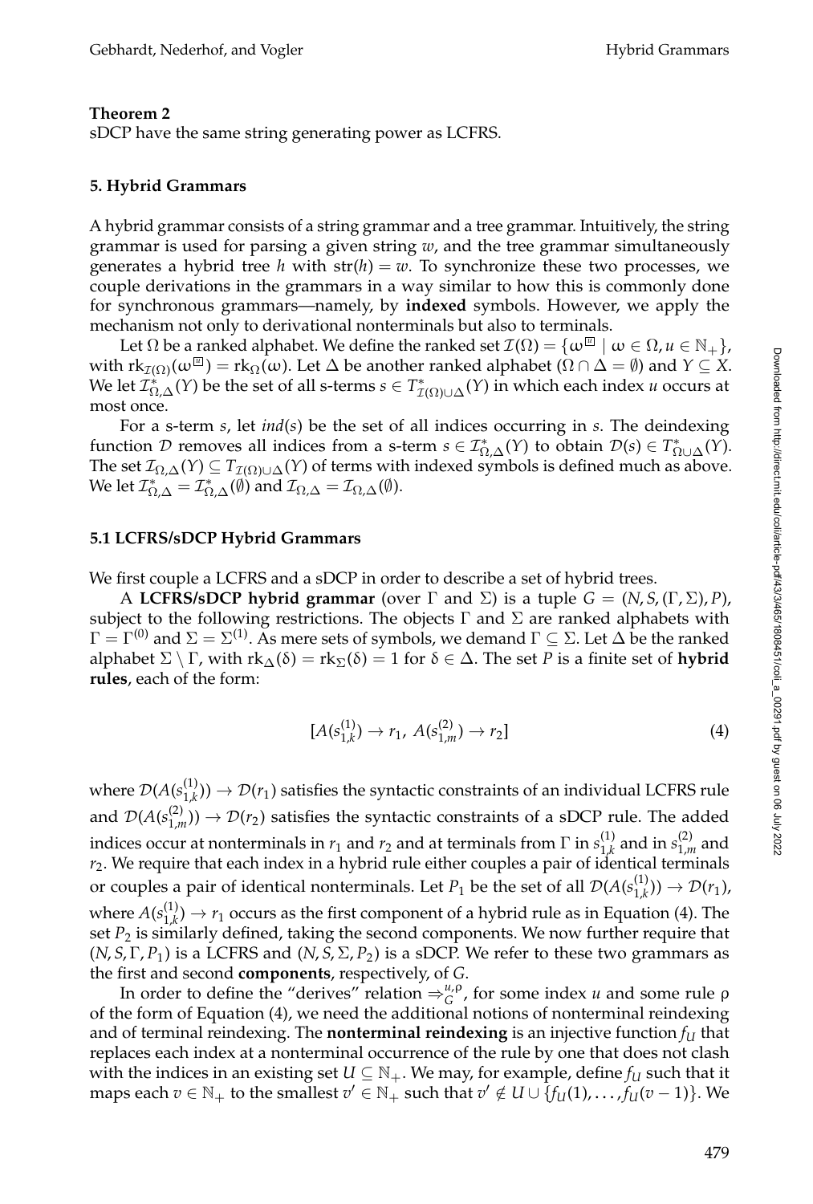**Theorem 2**
sDCP have the same string generating power as LCFRS.

## 5. Hybrid Grammars

A hybrid grammar consists of a string grammar and a tree grammar. Intuitively, the string grammar is used for parsing a given string $w$, and the tree grammar simultaneously generates a hybrid tree $h$ with $\text{str}(h) = w$. To synchronize these two processes, we couple derivations in the grammars in a way similar to how this is commonly done for synchronous grammars—namely, by **indexed** symbols. However, we apply the mechanism not only to derivational nonterminals but also to terminals.

Let $\Omega$ be a ranked alphabet. We define the ranked set $\mathcal{I}(\Omega) = \{\omega^{\boxed{u}} \mid \omega \in \Omega, u \in \mathbb{N}_+\}$, with $\text{rk}_{\mathcal{I}(\Omega)}(\omega^{\boxed{u}}) = \text{rk}_\Omega(\omega)$. Let $\Delta$ be another ranked alphabet ($\Omega \cap \Delta = \emptyset$) and $Y \subseteq X$. We let $\mathcal{I}^*_{\Omega,\Delta}(Y)$ be the set of all s-terms $s \in T^*_{\mathcal{I}(\Omega)\cup\Delta}(Y)$ in which each index $u$ occurs at most once.

For a s-term $s$, let $ind(s)$ be the set of all indices occurring in $s$. The deindexing function $\mathcal{D}$ removes all indices from a s-term $s \in \mathcal{I}^*_{\Omega,\Delta}(Y)$ to obtain $\mathcal{D}(s) \in T^*_{\Omega\cup\Delta}(Y)$. The set $\mathcal{I}_{\Omega,\Delta}(Y) \subseteq T_{\mathcal{I}(\Omega)\cup\Delta}(Y)$ of terms with indexed symbols is defined much as above. We let $\mathcal{I}^*_{\Omega,\Delta} = \mathcal{I}^*_{\Omega,\Delta}(\emptyset)$ and $\mathcal{I}_{\Omega,\Delta} = \mathcal{I}_{\Omega,\Delta}(\emptyset)$.

### 5.1 LCFRS/sDCP Hybrid Grammars

We first couple a LCFRS and a sDCP in order to describe a set of hybrid trees.

A **LCFRS/sDCP hybrid grammar** (over $\Gamma$ and $\Sigma$) is a tuple $G = (N, S, (\Gamma, \Sigma), P)$, subject to the following restrictions. The objects $\Gamma$ and $\Sigma$ are ranked alphabets with $\Gamma = \Gamma^{(0)}$ and $\Sigma = \Sigma^{(1)}$. As mere sets of symbols, we demand $\Gamma \subseteq \Sigma$. Let $\Delta$ be the ranked alphabet $\Sigma \setminus \Gamma$, with $\text{rk}_\Delta(\delta) = \text{rk}_\Sigma(\delta) = 1$ for $\delta \in \Delta$. The set $P$ is a finite set of **hybrid rules**, each of the form:

$$[A(s^{(1)}_{1,k}) \to r_1,\ A(s^{(2)}_{1,m}) \to r_2] \tag{4}$$

where $\mathcal{D}(A(s^{(1)}_{1,k})) \to \mathcal{D}(r_1)$ satisfies the syntactic constraints of an individual LCFRS rule and $\mathcal{D}(A(s^{(2)}_{1,m})) \to \mathcal{D}(r_2)$ satisfies the syntactic constraints of a sDCP rule. The added indices occur at nonterminals in $r_1$ and $r_2$ and at terminals from $\Gamma$ in $s^{(1)}_{1,k}$ and in $s^{(2)}_{1,m}$ and $r_2$. We require that each index in a hybrid rule either couples a pair of identical terminals or couples a pair of identical nonterminals. Let $P_1$ be the set of all $\mathcal{D}(A(s^{(1)}_{1,k})) \to \mathcal{D}(r_1)$, where $A(s^{(1)}_{1,k}) \to r_1$ occurs as the first component of a hybrid rule as in Equation (4). The set $P_2$ is similarly defined, taking the second components. We now further require that $(N, S, \Gamma, P_1)$ is a LCFRS and $(N, S, \Sigma, P_2)$ is a sDCP. We refer to these two grammars as the first and second **components**, respectively, of $G$.

In order to define the "derives" relation $\Rightarrow^{u,\rho}_G$, for some index $u$ and some rule $\rho$ of the form of Equation (4), we need the additional notions of nonterminal reindexing and of terminal reindexing. The **nonterminal reindexing** is an injective function $f_U$ that replaces each index at a nonterminal occurrence of the rule by one that does not clash with the indices in an existing set $U \subseteq \mathbb{N}_+$. We may, for example, define $f_U$ such that it maps each $v \in \mathbb{N}_+$ to the smallest $v' \in \mathbb{N}_+$ such that $v' \notin U \cup \{f_U(1), \ldots, f_U(v-1)\}$. We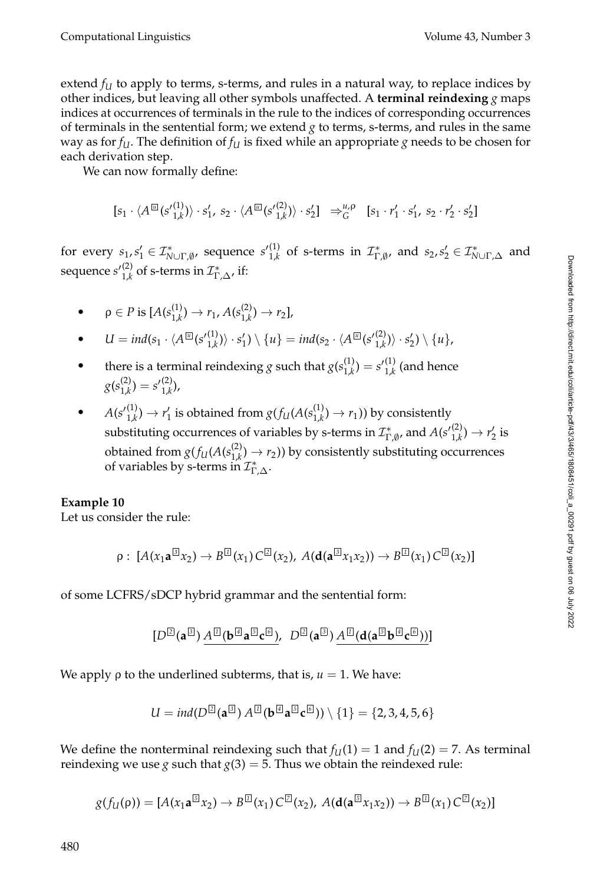extend $f_U$ to apply to terms, s-terms, and rules in a natural way, to replace indices by other indices, but leaving all other symbols unaffected. A **terminal reindexing** $g$ maps indices at occurrences of terminals in the rule to the indices of corresponding occurrences of terminals in the sentential form; we extend $g$ to terms, s-terms, and rules in the same way as for $f_U$. The definition of $f_U$ is fixed while an appropriate $g$ needs to be chosen for each derivation step.

We can now formally define:

$$[s_1 \cdot \langle A^{\boxed{u}}(s'^{(1)}_{1,k})\rangle \cdot s'_1,\ s_2 \cdot \langle A^{\boxed{u}}(s'^{(2)}_{1,k})\rangle \cdot s'_2] \ \ \Rightarrow^{u,\rho}_G \ \ [s_1 \cdot r'_1 \cdot s'_1,\ s_2 \cdot r'_2 \cdot s'_2]$$

for every $s_1, s'_1 \in \mathcal{I}^*_{N\cup\Gamma,\emptyset}$, sequence $s'^{(1)}_{1,k}$ of s-terms in $\mathcal{I}^*_{\Gamma,\emptyset}$, and $s_2, s'_2 \in \mathcal{I}^*_{N\cup\Gamma,\Delta}$ and sequence $s'^{(2)}_{1,k}$ of s-terms in $\mathcal{I}^*_{\Gamma,\Delta}$, if:

- $\rho \in P$ is $[A(s^{(1)}_{1,k}) \to r_1,\ A(s^{(2)}_{1,k}) \to r_2]$,
- $U = ind(s_1 \cdot \langle A^{\boxed{u}}(s'^{(1)}_{1,k})\rangle \cdot s'_1) \setminus \{u\} = ind(s_2 \cdot \langle A^{\boxed{u}}(s'^{(2)}_{1,k})\rangle \cdot s'_2) \setminus \{u\}$,
- there is a terminal reindexing $g$ such that $g(s^{(1)}_{1,k}) = s'^{(1)}_{1,k}$ (and hence $g(s^{(2)}_{1,k}) = s'^{(2)}_{1,k}$),
- $A(s'^{(1)}_{1,k}) \to r'_1$ is obtained from $g(f_U(A(s^{(1)}_{1,k}) \to r_1))$ by consistently substituting occurrences of variables by s-terms in $\mathcal{I}^*_{\Gamma,\emptyset}$, and $A(s'^{(2)}_{1,k}) \to r'_2$ is obtained from $g(f_U(A(s^{(2)}_{1,k}) \to r_2))$ by consistently substituting occurrences of variables by s-terms in $\mathcal{I}^*_{\Gamma,\Delta}$.

**Example 10**
Let us consider the rule:

$$\rho:\ [A(x_1\mathbf{a}^{\boxed{3}}x_2) \to B^{\boxed{1}}(x_1)\,C^{\boxed{2}}(x_2),\ A(\mathbf{d}(\mathbf{a}^{\boxed{3}}x_1x_2)) \to B^{\boxed{1}}(x_1)\,C^{\boxed{2}}(x_2)]$$

of some LCFRS/sDCP hybrid grammar and the sentential form:

$$[D^{\boxed{2}}(\mathbf{a}^{\boxed{3}})\ \underline{A^{\boxed{1}}(\mathbf{b}^{\boxed{4}}\mathbf{a}^{\boxed{5}}\mathbf{c}^{\boxed{6}})},\ \ D^{\boxed{2}}(\mathbf{a}^{\boxed{3}})\ \underline{A^{\boxed{1}}(\mathbf{d}(\mathbf{a}^{\boxed{5}}\mathbf{b}^{\boxed{4}}\mathbf{c}^{\boxed{6}}))}]$$

We apply $\rho$ to the underlined subterms, that is, $u = 1$. We have:

$$U = ind(D^{\boxed{2}}(\mathbf{a}^{\boxed{3}})\ A^{\boxed{1}}(\mathbf{b}^{\boxed{4}}\mathbf{a}^{\boxed{5}}\mathbf{c}^{\boxed{6}})) \setminus \{1\} = \{2, 3, 4, 5, 6\}$$

We define the nonterminal reindexing such that $f_U(1) = 1$ and $f_U(2) = 7$. As terminal reindexing we use $g$ such that $g(3) = 5$. Thus we obtain the reindexed rule:

$$g(f_U(\rho)) = [A(x_1\mathbf{a}^{\boxed{5}}x_2) \to B^{\boxed{1}}(x_1)\,C^{\boxed{7}}(x_2),\ A(\mathbf{d}(\mathbf{a}^{\boxed{5}}x_1x_2)) \to B^{\boxed{1}}(x_1)\,C^{\boxed{7}}(x_2)]$$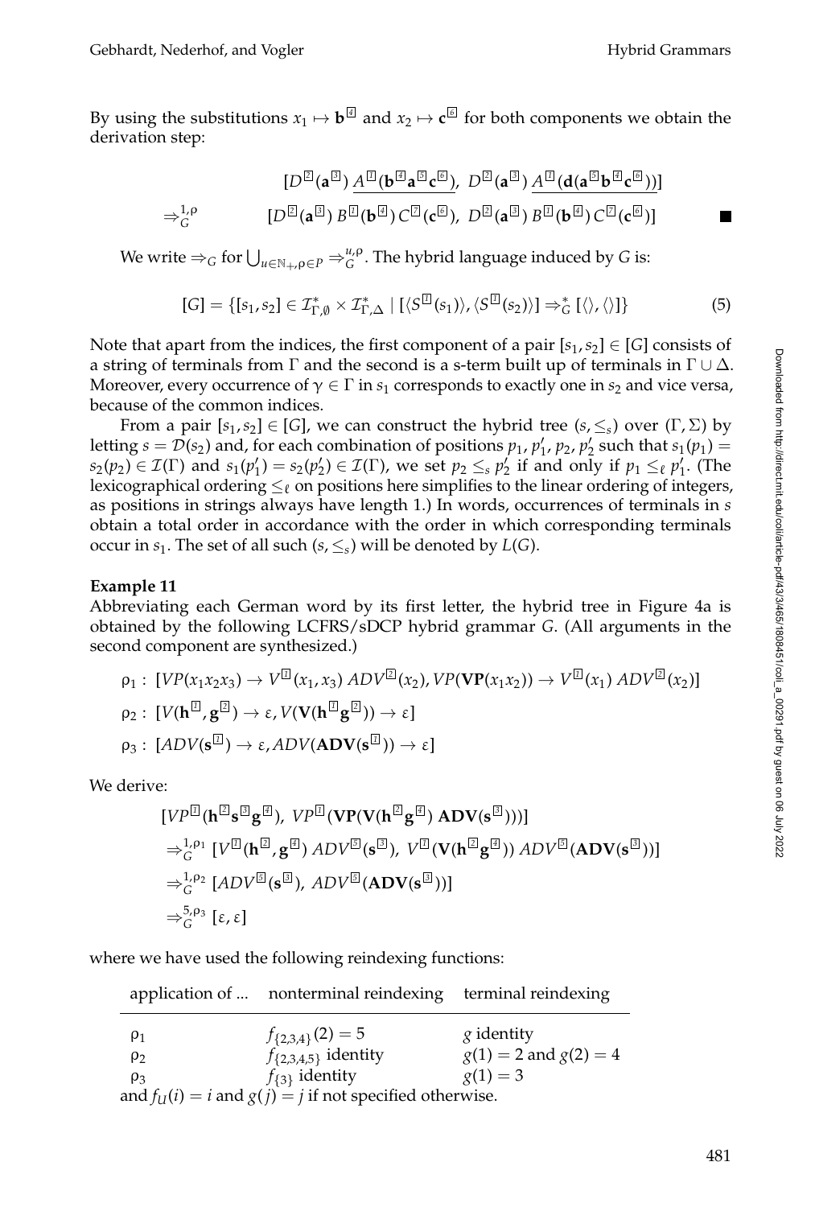By using the substitutions $x_1 \mapsto \mathbf{b}^{\boxed{4}}$ and $x_2 \mapsto \mathbf{c}^{\boxed{6}}$ for both components we obtain the derivation step:

$$\begin{array}{ll} & [D^{\boxed{2}}(\mathbf{a}^{\boxed{3}})\ \underline{A^{\boxed{1}}(\mathbf{b}^{\boxed{4}}\mathbf{a}^{\boxed{5}}\mathbf{c}^{\boxed{6}})},\ D^{\boxed{2}}(\mathbf{a}^{\boxed{3}})\ \underline{A^{\boxed{1}}(\mathbf{d}(\mathbf{a}^{\boxed{5}}\mathbf{b}^{\boxed{4}}\mathbf{c}^{\boxed{6}}))}] \\ \Rightarrow_G^{1,\rho} & [D^{\boxed{2}}(\mathbf{a}^{\boxed{3}})\ B^{\boxed{1}}(\mathbf{b}^{\boxed{4}})\ C^{\boxed{7}}(\mathbf{c}^{\boxed{6}}),\ D^{\boxed{2}}(\mathbf{a}^{\boxed{3}})\ B^{\boxed{1}}(\mathbf{b}^{\boxed{4}})\ C^{\boxed{7}}(\mathbf{c}^{\boxed{6}})] \end{array} \qquad \blacksquare$$

We write $\Rightarrow_G$ for $\bigcup_{u \in \mathbb{N}_+, \rho \in P} \Rightarrow_G^{u,\rho}$. The hybrid language induced by $G$ is:

$$[G] = \{[s_1, s_2] \in \mathcal{I}^*_{\Gamma,\emptyset} \times \mathcal{I}^*_{\Gamma,\Delta} \mid [\langle S^{\boxed{1}}(s_1)\rangle, \langle S^{\boxed{1}}(s_2)\rangle] \Rightarrow_G^* [\langle\rangle, \langle\rangle]\} \tag{5}$$

Note that apart from the indices, the first component of a pair $[s_1, s_2] \in [G]$ consists of a string of terminals from $\Gamma$ and the second is a s-term built up of terminals in $\Gamma \cup \Delta$. Moreover, every occurrence of $\gamma \in \Gamma$ in $s_1$ corresponds to exactly one in $s_2$ and vice versa, because of the common indices.

From a pair $[s_1, s_2] \in [G]$, we can construct the hybrid tree $(s, \leq_s)$ over $(\Gamma, \Sigma)$ by letting $s = \mathcal{D}(s_2)$ and, for each combination of positions $p_1, p_1', p_2, p_2'$ such that $s_1(p_1) = s_2(p_2) \in \mathcal{I}(\Gamma)$ and $s_1(p_1') = s_2(p_2') \in \mathcal{I}(\Gamma)$, we set $p_2 \leq_s p_2'$ if and only if $p_1 \leq_\ell p_1'$. (The lexicographical ordering $\leq_\ell$ on positions here simplifies to the linear ordering of integers, as positions in strings always have length 1.) In words, occurrences of terminals in $s$ obtain a total order in accordance with the order in which corresponding terminals occur in $s_1$. The set of all such $(s, \leq_s)$ will be denoted by $L(G)$.

**Example 11**
Abbreviating each German word by its first letter, the hybrid tree in Figure 4a is obtained by the following LCFRS/sDCP hybrid grammar $G$. (All arguments in the second component are synthesized.)

$$\rho_1 : [VP(x_1x_2x_3) \rightarrow V^{\boxed{1}}(x_1, x_3)\ ADV^{\boxed{2}}(x_2), VP(\mathbf{VP}(x_1x_2)) \rightarrow V^{\boxed{1}}(x_1)\ ADV^{\boxed{2}}(x_2)]$$

$$\rho_2 : [V(\mathbf{h}^{\boxed{1}}, \mathbf{g}^{\boxed{2}}) \rightarrow \varepsilon, V(\mathbf{V}(\mathbf{h}^{\boxed{1}}\mathbf{g}^{\boxed{2}})) \rightarrow \varepsilon]$$

$$\rho_3 : [ADV(\mathbf{s}^{\boxed{1}}) \rightarrow \varepsilon, ADV(\mathbf{ADV}(\mathbf{s}^{\boxed{1}})) \rightarrow \varepsilon]$$

We derive:

$$\begin{array}{l} [VP^{\boxed{1}}(\mathbf{h}^{\boxed{2}}\mathbf{s}^{\boxed{3}}\mathbf{g}^{\boxed{4}}),\ VP^{\boxed{1}}(\mathbf{VP}(\mathbf{V}(\mathbf{h}^{\boxed{2}}\mathbf{g}^{\boxed{4}})\ \mathbf{ADV}(\mathbf{s}^{\boxed{3}})))] \\ \Rightarrow_G^{1,\rho_1} [V^{\boxed{1}}(\mathbf{h}^{\boxed{2}}, \mathbf{g}^{\boxed{4}})\ ADV^{\boxed{5}}(\mathbf{s}^{\boxed{3}}),\ V^{\boxed{1}}(\mathbf{V}(\mathbf{h}^{\boxed{2}}\mathbf{g}^{\boxed{4}}))\ ADV^{\boxed{5}}(\mathbf{ADV}(\mathbf{s}^{\boxed{3}}))] \\ \Rightarrow_G^{1,\rho_2} [ADV^{\boxed{5}}(\mathbf{s}^{\boxed{3}}),\ ADV^{\boxed{5}}(\mathbf{ADV}(\mathbf{s}^{\boxed{3}}))] \\ \Rightarrow_G^{5,\rho_3} [\varepsilon, \varepsilon] \end{array}$$

where we have used the following reindexing functions:

| application of ... | nonterminal reindexing | terminal reindexing |
|---|---|---|
| $\rho_1$ | $f_{\{2,3,4\}}(2) = 5$ | $g$ identity |
| $\rho_2$ | $f_{\{2,3,4,5\}}$ identity | $g(1) = 2$ and $g(2) = 4$ |
| $\rho_3$ | $f_{\{3\}}$ identity | $g(1) = 3$ |

and $f_U(i) = i$ and $g(j) = j$ if not specified otherwise.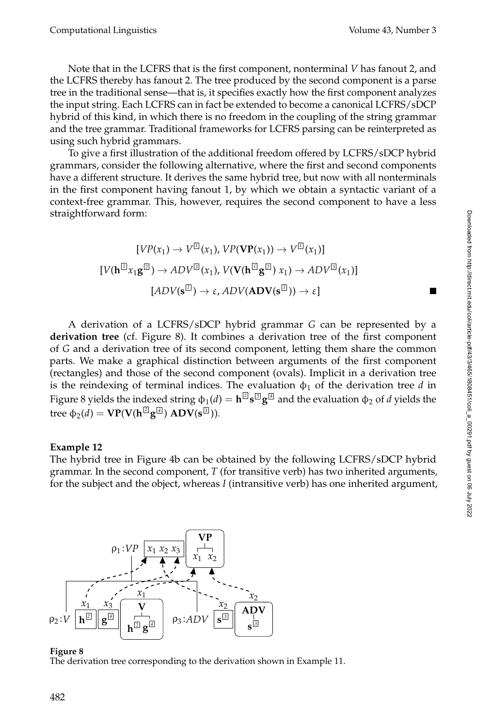Note that in the LCFRS that is the first component, nonterminal $V$ has fanout 2, and the LCFRS thereby has fanout 2. The tree produced by the second component is a parse tree in the traditional sense—that is, it specifies exactly how the first component analyzes the input string. Each LCFRS can in fact be extended to become a canonical LCFRS/sDCP hybrid of this kind, in which there is no freedom in the coupling of the string grammar and the tree grammar. Traditional frameworks for LCFRS parsing can be reinterpreted as using such hybrid grammars.

To give a first illustration of the additional freedom offered by LCFRS/sDCP hybrid grammars, consider the following alternative, where the first and second components have a different structure. It derives the same hybrid tree, but now with all nonterminals in the first component having fanout 1, by which we obtain a syntactic variant of a context-free grammar. This, however, requires the second component to have a less straightforward form:

$$[VP(x_1) \rightarrow V^{\boxed{1}}(x_1),\ VP(\mathbf{VP}(x_1)) \rightarrow V^{\boxed{1}}(x_1)]$$

$$[V(\mathbf{h}^{\boxed{1}} x_1 \mathbf{g}^{\boxed{2}}) \rightarrow ADV^{\boxed{3}}(x_1),\ V(\mathbf{V}(\mathbf{h}^{\boxed{1}} \mathbf{g}^{\boxed{2}})\ x_1) \rightarrow ADV^{\boxed{3}}(x_1)]$$

$$[ADV(\mathbf{s}^{\boxed{1}}) \rightarrow \varepsilon,\ ADV(\mathbf{ADV}(\mathbf{s}^{\boxed{1}})) \rightarrow \varepsilon] \qquad \blacksquare$$

A derivation of a LCFRS/sDCP hybrid grammar $G$ can be represented by a **derivation tree** (cf. Figure 8). It combines a derivation tree of the first component of $G$ and a derivation tree of its second component, letting them share the common parts. We make a graphical distinction between arguments of the first component (rectangles) and those of the second component (ovals). Implicit in a derivation tree is the reindexing of terminal indices. The evaluation $\phi_1$ of the derivation tree $d$ in Figure 8 yields the indexed string $\phi_1(d) = \mathbf{h}^{\boxed{2}}\mathbf{s}^{\boxed{3}}\mathbf{g}^{\boxed{4}}$ and the evaluation $\phi_2$ of $d$ yields the tree $\phi_2(d) = \mathbf{VP}(\mathbf{V}(\mathbf{h}^{\boxed{2}}\mathbf{g}^{\boxed{4}})\ \mathbf{ADV}(\mathbf{s}^{\boxed{3}}))$.

**Example 12**

The hybrid tree in Figure 4b can be obtained by the following LCFRS/sDCP hybrid grammar. In the second component, $T$ (for transitive verb) has two inherited arguments, for the subject and the object, whereas $I$ (intransitive verb) has one inherited argument,

**Figure 8**

The derivation tree corresponding to the derivation shown in Example 11.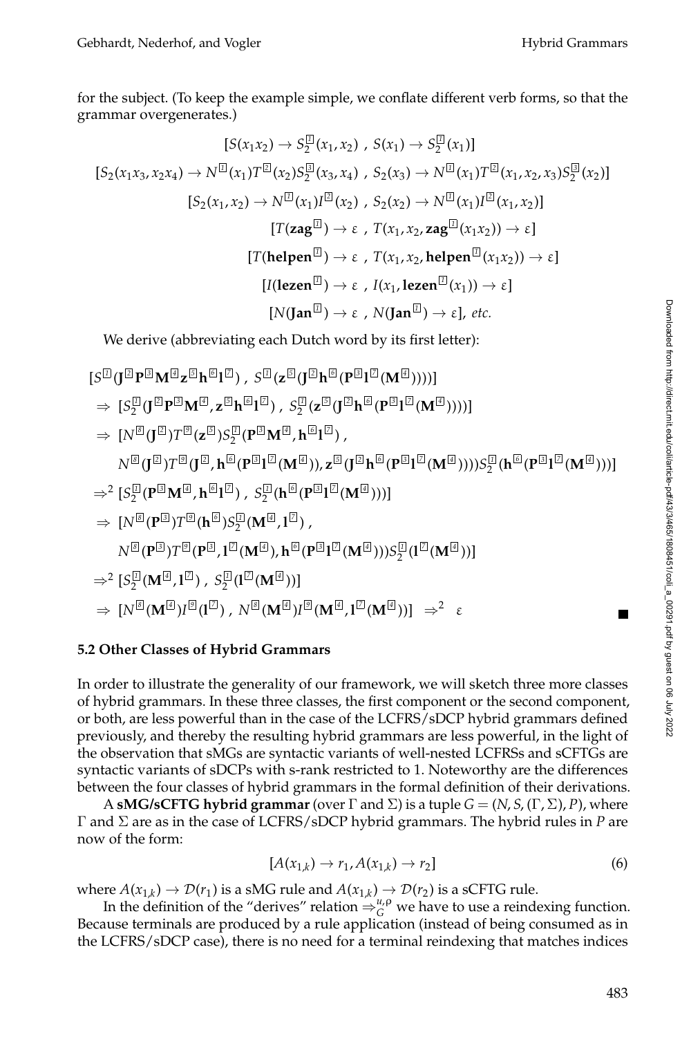for the subject. (To keep the example simple, we conflate different verb forms, so that the grammar overgenerates.)

$$[S(x_1x_2) \to S_2^{\boxed{1}}(x_1, x_2)\ ,\ S(x_1) \to S_2^{\boxed{1}}(x_1)]$$

$$[S_2(x_1x_3, x_2x_4) \to N^{\boxed{1}}(x_1)T^{\boxed{2}}(x_2)S_2^{\boxed{3}}(x_3, x_4)\ ,\ S_2(x_3) \to N^{\boxed{1}}(x_1)T^{\boxed{2}}(x_1, x_2, x_3)S_2^{\boxed{3}}(x_2)]$$

$$[S_2(x_1, x_2) \to N^{\boxed{1}}(x_1)I^{\boxed{2}}(x_2)\ ,\ S_2(x_2) \to N^{\boxed{1}}(x_1)I^{\boxed{2}}(x_1, x_2)]$$

$$[T(\mathbf{zag}^{\boxed{1}}) \to \varepsilon\ ,\ T(x_1, x_2, \mathbf{zag}^{\boxed{1}}(x_1x_2)) \to \varepsilon]$$

$$[T(\mathbf{helpen}^{\boxed{1}}) \to \varepsilon\ ,\ T(x_1, x_2, \mathbf{helpen}^{\boxed{1}}(x_1x_2)) \to \varepsilon]$$

$$[I(\mathbf{lezen}^{\boxed{1}}) \to \varepsilon\ ,\ I(x_1, \mathbf{lezen}^{\boxed{1}}(x_1)) \to \varepsilon]$$

$$[N(\mathbf{Jan}^{\boxed{1}}) \to \varepsilon\ ,\ N(\mathbf{Jan}^{\boxed{1}}) \to \varepsilon],\ \textit{etc.}$$

We derive (abbreviating each Dutch word by its first letter):

$$[S^{\boxed{1}}(\mathbf{J}^{\boxed{2}}\mathbf{P}^{\boxed{3}}\mathbf{M}^{\boxed{4}}\mathbf{z}^{\boxed{5}}\mathbf{h}^{\boxed{6}}\mathbf{l}^{\boxed{7}})\ ,\ S^{\boxed{1}}(\mathbf{z}^{\boxed{5}}(\mathbf{J}^{\boxed{2}}\mathbf{h}^{\boxed{6}}(\mathbf{P}^{\boxed{3}}\mathbf{l}^{\boxed{7}}(\mathbf{M}^{\boxed{4}}))))]$$

$$\Rightarrow\ [S_2^{\boxed{1}}(\mathbf{J}^{\boxed{2}}\mathbf{P}^{\boxed{3}}\mathbf{M}^{\boxed{4}}, \mathbf{z}^{\boxed{5}}\mathbf{h}^{\boxed{6}}\mathbf{l}^{\boxed{7}})\ ,\ S_2^{\boxed{1}}(\mathbf{z}^{\boxed{5}}(\mathbf{J}^{\boxed{2}}\mathbf{h}^{\boxed{6}}(\mathbf{P}^{\boxed{3}}\mathbf{l}^{\boxed{7}}(\mathbf{M}^{\boxed{4}}))))]$$

$$\Rightarrow\ [N^{\boxed{8}}(\mathbf{J}^{\boxed{2}})T^{\boxed{9}}(\mathbf{z}^{\boxed{5}})S_2^{\boxed{1}}(\mathbf{P}^{\boxed{3}}\mathbf{M}^{\boxed{4}}, \mathbf{h}^{\boxed{6}}\mathbf{l}^{\boxed{7}})\ ,$$

$$N^{\boxed{8}}(\mathbf{J}^{\boxed{2}})T^{\boxed{9}}(\mathbf{J}^{\boxed{2}}, \mathbf{h}^{\boxed{6}}(\mathbf{P}^{\boxed{3}}\mathbf{l}^{\boxed{7}}(\mathbf{M}^{\boxed{4}})), \mathbf{z}^{\boxed{5}}(\mathbf{J}^{\boxed{2}}\mathbf{h}^{\boxed{6}}(\mathbf{P}^{\boxed{3}}\mathbf{l}^{\boxed{7}}(\mathbf{M}^{\boxed{4}}))))S_2^{\boxed{1}}(\mathbf{h}^{\boxed{6}}(\mathbf{P}^{\boxed{3}}\mathbf{l}^{\boxed{7}}(\mathbf{M}^{\boxed{4}})))]$$

$$\Rightarrow^2\ [S_2^{\boxed{1}}(\mathbf{P}^{\boxed{3}}\mathbf{M}^{\boxed{4}}, \mathbf{h}^{\boxed{6}}\mathbf{l}^{\boxed{7}})\ ,\ S_2^{\boxed{1}}(\mathbf{h}^{\boxed{6}}(\mathbf{P}^{\boxed{3}}\mathbf{l}^{\boxed{7}}(\mathbf{M}^{\boxed{4}})))]$$

$$\Rightarrow\ [N^{\boxed{8}}(\mathbf{P}^{\boxed{3}})T^{\boxed{9}}(\mathbf{h}^{\boxed{6}})S_2^{\boxed{1}}(\mathbf{M}^{\boxed{4}}, \mathbf{l}^{\boxed{7}})\ ,$$

$$N^{\boxed{8}}(\mathbf{P}^{\boxed{3}})T^{\boxed{9}}(\mathbf{P}^{\boxed{3}}, \mathbf{l}^{\boxed{7}}(\mathbf{M}^{\boxed{4}}), \mathbf{h}^{\boxed{6}}(\mathbf{P}^{\boxed{3}}\mathbf{l}^{\boxed{7}}(\mathbf{M}^{\boxed{4}})))S_2^{\boxed{1}}(\mathbf{l}^{\boxed{7}}(\mathbf{M}^{\boxed{4}}))]$$

$$\Rightarrow^2\ [S_2^{\boxed{1}}(\mathbf{M}^{\boxed{4}}, \mathbf{l}^{\boxed{7}})\ ,\ S_2^{\boxed{1}}(\mathbf{l}^{\boxed{7}}(\mathbf{M}^{\boxed{4}}))]$$

$$\Rightarrow\ [N^{\boxed{8}}(\mathbf{M}^{\boxed{4}})I^{\boxed{9}}(\mathbf{l}^{\boxed{7}})\ ,\ N^{\boxed{8}}(\mathbf{M}^{\boxed{4}})I^{\boxed{9}}(\mathbf{M}^{\boxed{4}}, \mathbf{l}^{\boxed{7}}(\mathbf{M}^{\boxed{4}}))]\ \ \Rightarrow^2\ \ \varepsilon$$

■

### 5.2 Other Classes of Hybrid Grammars

In order to illustrate the generality of our framework, we will sketch three more classes of hybrid grammars. In these three classes, the first component or the second component, or both, are less powerful than in the case of the LCFRS/sDCP hybrid grammars defined previously, and thereby the resulting hybrid grammars are less powerful, in the light of the observation that sMGs are syntactic variants of well-nested LCFRSs and sCFTGs are syntactic variants of sDCPs with s-rank restricted to 1. Noteworthy are the differences between the four classes of hybrid grammars in the formal definition of their derivations.

A **sMG/sCFTG hybrid grammar** (over $\Gamma$ and $\Sigma$) is a tuple $G = (N, S, (\Gamma, \Sigma), P)$, where $\Gamma$ and $\Sigma$ are as in the case of LCFRS/sDCP hybrid grammars. The hybrid rules in $P$ are now of the form:

$$[A(x_{1,k}) \to r_1, A(x_{1,k}) \to r_2] \tag{6}$$

where $A(x_{1,k}) \to \mathcal{D}(r_1)$ is a sMG rule and $A(x_{1,k}) \to \mathcal{D}(r_2)$ is a sCFTG rule.

In the definition of the "derives" relation $\Rightarrow_G^{u,\rho}$ we have to use a reindexing function. Because terminals are produced by a rule application (instead of being consumed as in the LCFRS/sDCP case), there is no need for a terminal reindexing that matches indices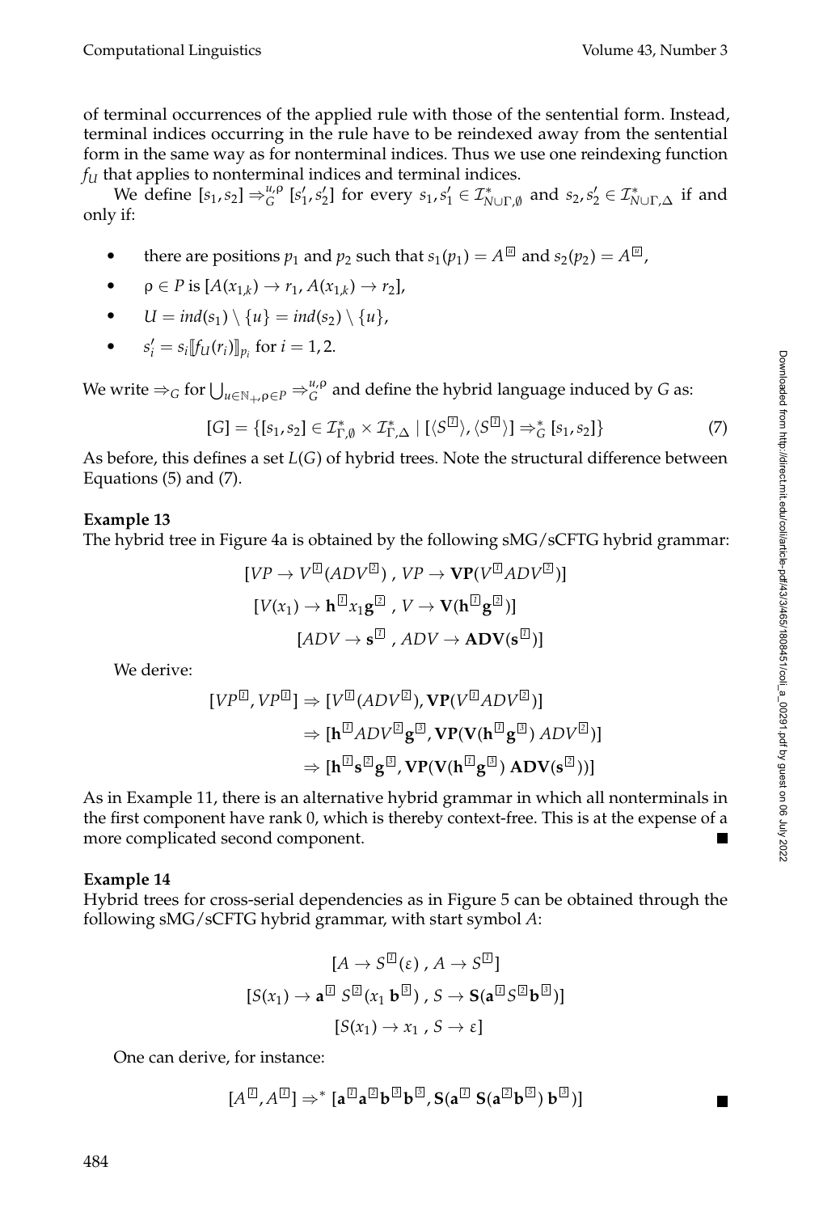of terminal occurrences of the applied rule with those of the sentential form. Instead, terminal indices occurring in the rule have to be reindexed away from the sentential form in the same way as for nonterminal indices. Thus we use one reindexing function $f_U$ that applies to nonterminal indices and terminal indices.

We define $[s_1, s_2] \Rightarrow_G^{u,\rho} [s_1', s_2']$ for every $s_1, s_1' \in \mathcal{I}^*_{N \cup \Gamma, \emptyset}$ and $s_2, s_2' \in \mathcal{I}^*_{N \cup \Gamma, \Delta}$ if and only if:

- there are positions $p_1$ and $p_2$ such that $s_1(p_1) = A^{\boxed{u}}$ and $s_2(p_2) = A^{\boxed{u}}$,
- $\rho \in P$ is $[A(x_{1,k}) \to r_1, A(x_{1,k}) \to r_2]$,
- $U = ind(s_1) \setminus \{u\} = ind(s_2) \setminus \{u\}$,
- $s_i' = s_i[\![f_U(r_i)]\!]_{p_i}$ for $i = 1, 2$.

We write $\Rightarrow_G$ for $\bigcup_{u \in \mathbb{N}_+, \rho \in P} \Rightarrow_G^{u,\rho}$ and define the hybrid language induced by $G$ as:

$$[G] = \{[s_1, s_2] \in \mathcal{I}^*_{\Gamma, \emptyset} \times \mathcal{I}^*_{\Gamma, \Delta} \mid [\langle S^{\boxed{1}} \rangle, \langle S^{\boxed{1}} \rangle] \Rightarrow_G^* [s_1, s_2]\} \tag{7}$$

As before, this defines a set $L(G)$ of hybrid trees. Note the structural difference between Equations (5) and (7).

**Example 13**

The hybrid tree in Figure 4a is obtained by the following sMG/sCFTG hybrid grammar:

$$[VP \to V^{\boxed{1}}(ADV^{\boxed{2}}) \text{ , } VP \to \mathbf{VP}(V^{\boxed{1}} ADV^{\boxed{2}})]$$
$$[V(x_1) \to \mathbf{h}^{\boxed{1}} x_1 \mathbf{g}^{\boxed{2}} \text{ , } V \to \mathbf{V}(\mathbf{h}^{\boxed{1}} \mathbf{g}^{\boxed{2}})]$$
$$[ADV \to \mathbf{s}^{\boxed{1}} \text{ , } ADV \to \mathbf{ADV}(\mathbf{s}^{\boxed{1}})]$$

We derive:

$$\begin{aligned}
[VP^{\boxed{1}}, VP^{\boxed{1}}] &\Rightarrow [V^{\boxed{1}}(ADV^{\boxed{2}}), \mathbf{VP}(V^{\boxed{1}} ADV^{\boxed{2}})] \\
&\Rightarrow [\mathbf{h}^{\boxed{1}} ADV^{\boxed{2}} \mathbf{g}^{\boxed{3}}, \mathbf{VP}(\mathbf{V}(\mathbf{h}^{\boxed{1}} \mathbf{g}^{\boxed{3}}) \; ADV^{\boxed{2}})] \\
&\Rightarrow [\mathbf{h}^{\boxed{1}} \mathbf{s}^{\boxed{2}} \mathbf{g}^{\boxed{3}}, \mathbf{VP}(\mathbf{V}(\mathbf{h}^{\boxed{1}} \mathbf{g}^{\boxed{3}}) \; \mathbf{ADV}(\mathbf{s}^{\boxed{2}}))]
\end{aligned}$$

As in Example 11, there is an alternative hybrid grammar in which all nonterminals in the first component have rank 0, which is thereby context-free. This is at the expense of a more complicated second component. ■

**Example 14**

Hybrid trees for cross-serial dependencies as in Figure 5 can be obtained through the following sMG/sCFTG hybrid grammar, with start symbol $A$:

$$[A \to S^{\boxed{1}}(\varepsilon) \text{ , } A \to S^{\boxed{1}}]$$
$$[S(x_1) \to \mathbf{a}^{\boxed{1}} \; S^{\boxed{2}}(x_1 \; \mathbf{b}^{\boxed{3}}) \text{ , } S \to \mathbf{S}(\mathbf{a}^{\boxed{1}} S^{\boxed{2}} \mathbf{b}^{\boxed{3}})]$$
$$[S(x_1) \to x_1 \text{ , } S \to \varepsilon]$$

One can derive, for instance:

$$[A^{\boxed{1}}, A^{\boxed{1}}] \Rightarrow^* [\mathbf{a}^{\boxed{1}} \mathbf{a}^{\boxed{2}} \mathbf{b}^{\boxed{3}} \mathbf{b}^{\boxed{5}}, \mathbf{S}(\mathbf{a}^{\boxed{1}} \; \mathbf{S}(\mathbf{a}^{\boxed{2}} \mathbf{b}^{\boxed{5}}) \; \mathbf{b}^{\boxed{3}})]$$

■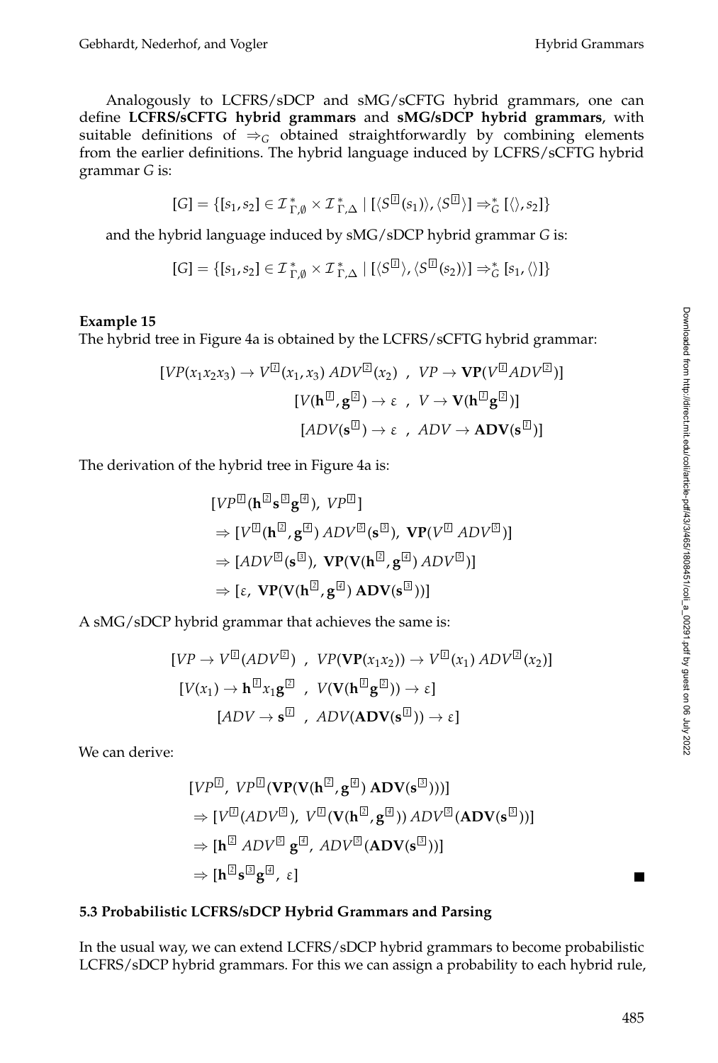Analogously to LCFRS/sDCP and sMG/sCFTG hybrid grammars, one can define **LCFRS/sCFTG hybrid grammars** and **sMG/sDCP hybrid grammars**, with suitable definitions of $\Rightarrow_G$ obtained straightforwardly by combining elements from the earlier definitions. The hybrid language induced by LCFRS/sCFTG hybrid grammar $G$ is:

$$[G] = \{[s_1, s_2] \in \mathcal{I}^*_{\Gamma,\emptyset} \times \mathcal{I}^*_{\Gamma,\Delta} \mid [\langle S^{\boxed{1}}(s_1)\rangle, \langle S^{\boxed{1}}\rangle] \Rightarrow^*_G [\langle\rangle, s_2]\}$$

and the hybrid language induced by sMG/sDCP hybrid grammar $G$ is:

$$[G] = \{[s_1, s_2] \in \mathcal{I}^*_{\Gamma,\emptyset} \times \mathcal{I}^*_{\Gamma,\Delta} \mid [\langle S^{\boxed{1}}\rangle, \langle S^{\boxed{1}}(s_2)\rangle] \Rightarrow^*_G [s_1, \langle\rangle]\}$$

**Example 15**

The hybrid tree in Figure 4a is obtained by the LCFRS/sCFTG hybrid grammar:

$$[VP(x_1x_2x_3) \to V^{\boxed{1}}(x_1, x_3)\ ADV^{\boxed{2}}(x_2)\ \ ,\ \ VP \to \mathbf{VP}(V^{\boxed{1}}ADV^{\boxed{2}})]$$
$$[V(\mathbf{h}^{\boxed{1}}, \mathbf{g}^{\boxed{2}}) \to \varepsilon\ \ ,\ \ V \to \mathbf{V}(\mathbf{h}^{\boxed{1}}\mathbf{g}^{\boxed{2}})]$$
$$[ADV(\mathbf{s}^{\boxed{1}}) \to \varepsilon\ \ ,\ \ ADV \to \mathbf{ADV}(\mathbf{s}^{\boxed{1}})]$$

The derivation of the hybrid tree in Figure 4a is:

$$\begin{aligned}
&[VP^{\boxed{1}}(\mathbf{h}^{\boxed{2}}\mathbf{s}^{\boxed{3}}\mathbf{g}^{\boxed{4}}),\ VP^{\boxed{1}}]\\
&\Rightarrow [V^{\boxed{1}}(\mathbf{h}^{\boxed{2}}, \mathbf{g}^{\boxed{4}})\ ADV^{\boxed{5}}(\mathbf{s}^{\boxed{3}}),\ \mathbf{VP}(V^{\boxed{1}}\ ADV^{\boxed{5}})]\\
&\Rightarrow [ADV^{\boxed{5}}(\mathbf{s}^{\boxed{3}}),\ \mathbf{VP}(\mathbf{V}(\mathbf{h}^{\boxed{2}}, \mathbf{g}^{\boxed{4}})\ ADV^{\boxed{5}})]\\
&\Rightarrow [\varepsilon,\ \mathbf{VP}(\mathbf{V}(\mathbf{h}^{\boxed{2}}, \mathbf{g}^{\boxed{4}})\ \mathbf{ADV}(\mathbf{s}^{\boxed{3}}))]
\end{aligned}$$

A sMG/sDCP hybrid grammar that achieves the same is:

$$[VP \to V^{\boxed{1}}(ADV^{\boxed{2}})\ \ ,\ \ VP(\mathbf{VP}(x_1x_2)) \to V^{\boxed{1}}(x_1)\ ADV^{\boxed{2}}(x_2)]$$
$$[V(x_1) \to \mathbf{h}^{\boxed{1}}x_1\mathbf{g}^{\boxed{2}}\ \ ,\ \ V(\mathbf{V}(\mathbf{h}^{\boxed{1}}\mathbf{g}^{\boxed{2}})) \to \varepsilon]$$
$$[ADV \to \mathbf{s}^{\boxed{1}}\ \ ,\ \ ADV(\mathbf{ADV}(\mathbf{s}^{\boxed{1}})) \to \varepsilon]$$

We can derive:

$$\begin{aligned}
&[VP^{\boxed{1}},\ VP^{\boxed{1}}(\mathbf{VP}(\mathbf{V}(\mathbf{h}^{\boxed{2}}, \mathbf{g}^{\boxed{4}})\ \mathbf{ADV}(\mathbf{s}^{\boxed{3}})))]\\
&\Rightarrow [V^{\boxed{1}}(ADV^{\boxed{5}}),\ V^{\boxed{1}}(\mathbf{V}(\mathbf{h}^{\boxed{2}}, \mathbf{g}^{\boxed{4}}))\ ADV^{\boxed{5}}(\mathbf{ADV}(\mathbf{s}^{\boxed{3}}))]\\
&\Rightarrow [\mathbf{h}^{\boxed{2}}\ ADV^{\boxed{5}}\ \mathbf{g}^{\boxed{4}},\ ADV^{\boxed{5}}(\mathbf{ADV}(\mathbf{s}^{\boxed{3}}))]\\
&\Rightarrow [\mathbf{h}^{\boxed{2}}\mathbf{s}^{\boxed{3}}\mathbf{g}^{\boxed{4}},\ \varepsilon]
\end{aligned}$$

■

### 5.3 Probabilistic LCFRS/sDCP Hybrid Grammars and Parsing

In the usual way, we can extend LCFRS/sDCP hybrid grammars to become probabilistic LCFRS/sDCP hybrid grammars. For this we can assign a probability to each hybrid rule,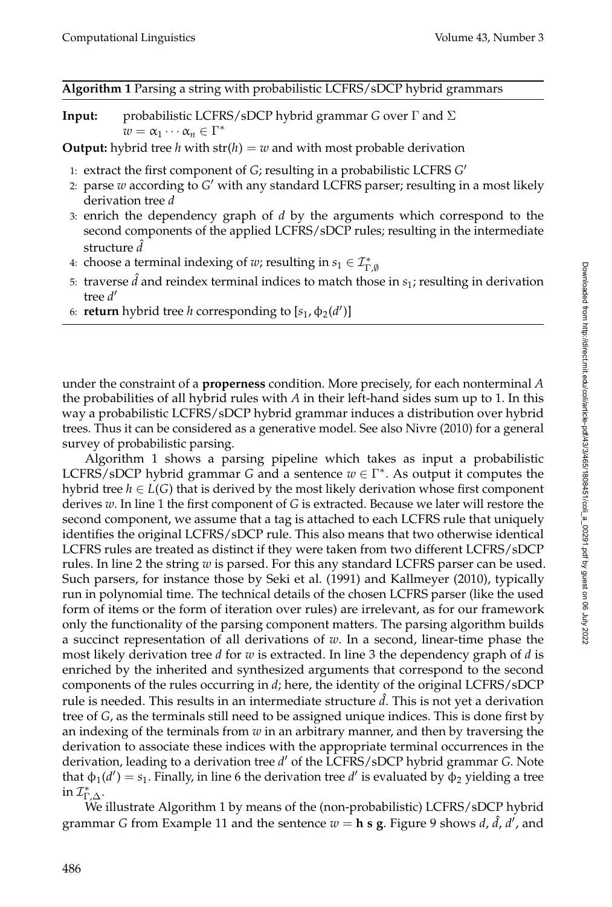**Algorithm 1** Parsing a string with probabilistic LCFRS/sDCP hybrid grammars

**Input:** probabilistic LCFRS/sDCP hybrid grammar $G$ over $\Gamma$ and $\Sigma$
$w = \alpha_1 \cdots \alpha_n \in \Gamma^*$

**Output:** hybrid tree $h$ with $\text{str}(h) = w$ and with most probable derivation

1: extract the first component of $G$; resulting in a probabilistic LCFRS $G'$
2: parse $w$ according to $G'$ with any standard LCFRS parser; resulting in a most likely derivation tree $d$
3: enrich the dependency graph of $d$ by the arguments which correspond to the second components of the applied LCFRS/sDCP rules; resulting in the intermediate structure $\hat{d}$
4: choose a terminal indexing of $w$; resulting in $s_1 \in \mathcal{I}^*_{\Gamma,\emptyset}$
5: traverse $\hat{d}$ and reindex terminal indices to match those in $s_1$; resulting in derivation tree $d'$
6: **return** hybrid tree $h$ corresponding to $[s_1, \phi_2(d')]$

under the constraint of a **properness** condition. More precisely, for each nonterminal $A$ the probabilities of all hybrid rules with $A$ in their left-hand sides sum up to 1. In this way a probabilistic LCFRS/sDCP hybrid grammar induces a distribution over hybrid trees. Thus it can be considered as a generative model. See also Nivre (2010) for a general survey of probabilistic parsing.

Algorithm 1 shows a parsing pipeline which takes as input a probabilistic LCFRS/sDCP hybrid grammar $G$ and a sentence $w \in \Gamma^*$. As output it computes the hybrid tree $h \in L(G)$ that is derived by the most likely derivation whose first component derives $w$. In line 1 the first component of $G$ is extracted. Because we later will restore the second component, we assume that a tag is attached to each LCFRS rule that uniquely identifies the original LCFRS/sDCP rule. This also means that two otherwise identical LCFRS rules are treated as distinct if they were taken from two different LCFRS/sDCP rules. In line 2 the string $w$ is parsed. For this any standard LCFRS parser can be used. Such parsers, for instance those by Seki et al. (1991) and Kallmeyer (2010), typically run in polynomial time. The technical details of the chosen LCFRS parser (like the used form of items or the form of iteration over rules) are irrelevant, as for our framework only the functionality of the parsing component matters. The parsing algorithm builds a succinct representation of all derivations of $w$. In a second, linear-time phase the most likely derivation tree $d$ for $w$ is extracted. In line 3 the dependency graph of $d$ is enriched by the inherited and synthesized arguments that correspond to the second components of the rules occurring in $d$; here, the identity of the original LCFRS/sDCP rule is needed. This results in an intermediate structure $\hat{d}$. This is not yet a derivation tree of $G$, as the terminals still need to be assigned unique indices. This is done first by an indexing of the terminals from $w$ in an arbitrary manner, and then by traversing the derivation to associate these indices with the appropriate terminal occurrences in the derivation, leading to a derivation tree $d'$ of the LCFRS/sDCP hybrid grammar $G$. Note that $\phi_1(d') = s_1$. Finally, in line 6 the derivation tree $d'$ is evaluated by $\phi_2$ yielding a tree in $\mathcal{I}^*_{\Gamma,\Delta}$.

We illustrate Algorithm 1 by means of the (non-probabilistic) LCFRS/sDCP hybrid grammar $G$ from Example 11 and the sentence $w = \textbf{h s g}$. Figure 9 shows $d$, $\hat{d}$, $d'$, and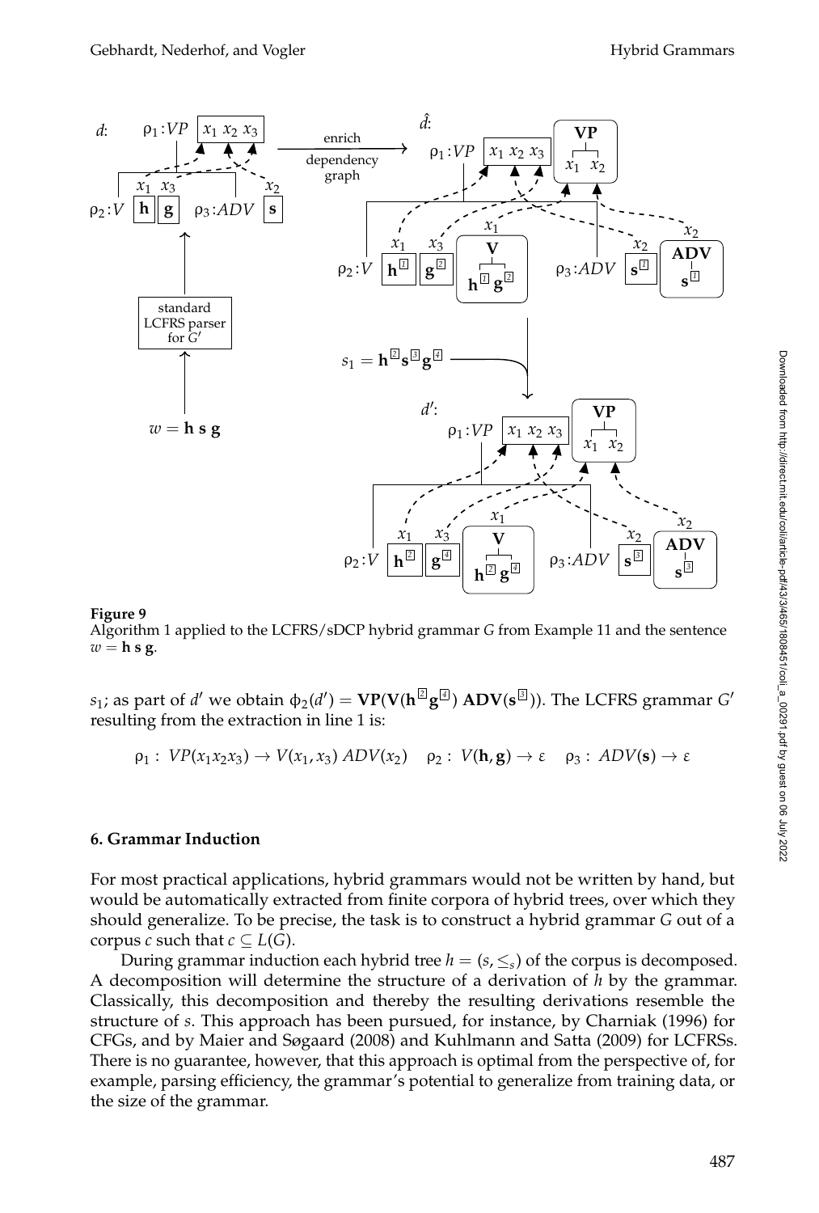**Figure 9**
Algorithm 1 applied to the LCFRS/sDCP hybrid grammar $G$ from Example 11 and the sentence $w = \mathbf{h}\ \mathbf{s}\ \mathbf{g}$.

$s_1$; as part of $d'$ we obtain $\phi_2(d') = \mathbf{VP}(\mathbf{V}(\mathbf{h}^{\boxed{2}}\mathbf{g}^{\boxed{4}})\ \mathbf{ADV}(\mathbf{s}^{\boxed{3}}))$. The LCFRS grammar $G'$ resulting from the extraction in line 1 is:

$$\rho_1:\ VP(x_1 x_2 x_3) \rightarrow V(x_1, x_3)\ ADV(x_2) \quad \rho_2:\ V(\mathbf{h}, \mathbf{g}) \rightarrow \varepsilon \quad \rho_3:\ ADV(\mathbf{s}) \rightarrow \varepsilon$$

## 6. Grammar Induction

For most practical applications, hybrid grammars would not be written by hand, but would be automatically extracted from finite corpora of hybrid trees, over which they should generalize. To be precise, the task is to construct a hybrid grammar $G$ out of a corpus $c$ such that $c \subseteq L(G)$.

During grammar induction each hybrid tree $h = (s, \leq_s)$ of the corpus is decomposed. A decomposition will determine the structure of a derivation of $h$ by the grammar. Classically, this decomposition and thereby the resulting derivations resemble the structure of $s$. This approach has been pursued, for instance, by Charniak (1996) for CFGs, and by Maier and Søgaard (2008) and Kuhlmann and Satta (2009) for LCFRSs. There is no guarantee, however, that this approach is optimal from the perspective of, for example, parsing efficiency, the grammar's potential to generalize from training data, or the size of the grammar.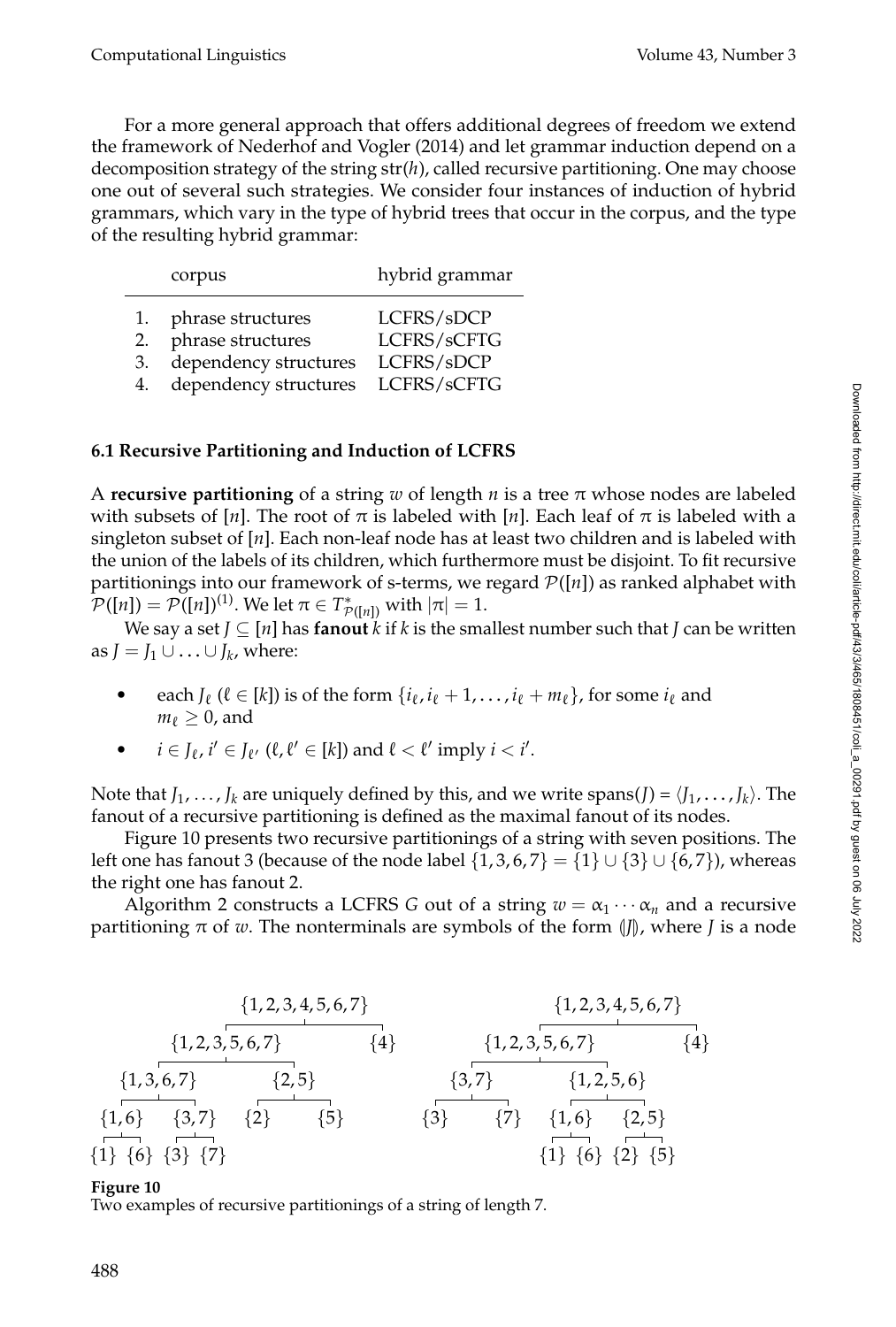For a more general approach that offers additional degrees of freedom we extend the framework of Nederhof and Vogler (2014) and let grammar induction depend on a decomposition strategy of the string $\mathrm{str}(h)$, called recursive partitioning. One may choose one out of several such strategies. We consider four instances of induction of hybrid grammars, which vary in the type of hybrid trees that occur in the corpus, and the type of the resulting hybrid grammar:

| | corpus | hybrid grammar |
|---|---|---|
| 1. | phrase structures | LCFRS/sDCP |
| 2. | phrase structures | LCFRS/sCFTG |
| 3. | dependency structures | LCFRS/sDCP |
| 4. | dependency structures | LCFRS/sCFTG |

### 6.1 Recursive Partitioning and Induction of LCFRS

A **recursive partitioning** of a string $w$ of length $n$ is a tree $\pi$ whose nodes are labeled with subsets of $[n]$. The root of $\pi$ is labeled with $[n]$. Each leaf of $\pi$ is labeled with a singleton subset of $[n]$. Each non-leaf node has at least two children and is labeled with the union of the labels of its children, which furthermore must be disjoint. To fit recursive partitionings into our framework of s-terms, we regard $\mathcal{P}([n])$ as ranked alphabet with $\mathcal{P}([n]) = \mathcal{P}([n])^{(1)}$. We let $\pi \in T^*_{\mathcal{P}([n])}$ with $|\pi| = 1$.

We say a set $J \subseteq [n]$ has **fanout** $k$ if $k$ is the smallest number such that $J$ can be written as $J = J_1 \cup \ldots \cup J_k$, where:

- each $J_\ell$ ($\ell \in [k]$) is of the form $\{i_\ell, i_\ell + 1, \ldots, i_\ell + m_\ell\}$, for some $i_\ell$ and $m_\ell \geq 0$, and
- $i \in J_\ell$, $i' \in J_{\ell'}$ ($\ell, \ell' \in [k]$) and $\ell < \ell'$ imply $i < i'$.

Note that $J_1, \ldots, J_k$ are uniquely defined by this, and we write $\mathrm{spans}(J) = \langle J_1, \ldots, J_k \rangle$. The fanout of a recursive partitioning is defined as the maximal fanout of its nodes.

Figure 10 presents two recursive partitionings of a string with seven positions. The left one has fanout 3 (because of the node label $\{1, 3, 6, 7\} = \{1\} \cup \{3\} \cup \{6, 7\}$), whereas the right one has fanout 2.

Algorithm 2 constructs a LCFRS $G$ out of a string $w = \alpha_1 \cdots \alpha_n$ and a recursive partitioning $\pi$ of $w$. The nonterminals are symbols of the form $(\!|J|\!)$, where $J$ is a node

**Figure 10**
Two examples of recursive partitionings of a string of length 7.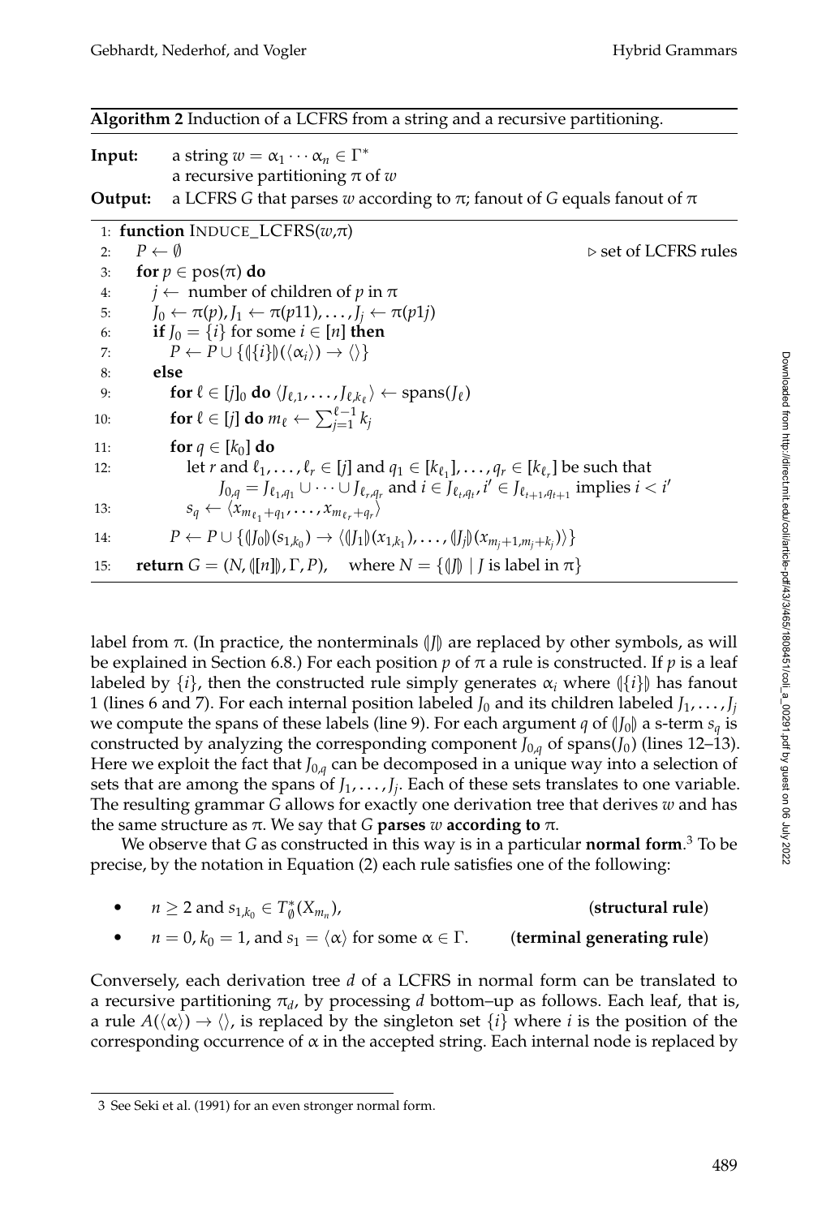**Algorithm 2** Induction of a LCFRS from a string and a recursive partitioning.

**Input:** a string $w = \alpha_1 \cdots \alpha_n \in \Gamma^*$
a recursive partitioning $\pi$ of $w$

**Output:** a LCFRS $G$ that parses $w$ according to $\pi$; fanout of $G$ equals fanout of $\pi$

```
1:  function INDUCE_LCFRS(w,π)
2:     P ← ∅                                                        ▷ set of LCFRS rules
3:     for p ∈ pos(π) do
4:        j ← number of children of p in π
5:        J_0 ← π(p), J_1 ← π(p11), ..., J_j ← π(p1j)
6:        if J_0 = {i} for some i ∈ [n] then
7:           P ← P ∪ {⦇{i}⦈(⟨α_i⟩) → ⟨⟩}
8:        else
9:           for ℓ ∈ [j]_0 do ⟨J_{ℓ,1}, ..., J_{ℓ,k_ℓ}⟩ ← spans(J_ℓ)
10:          for ℓ ∈ [j] do m_ℓ ← Σ_{j=1}^{ℓ-1} k_j
11:          for q ∈ [k_0] do
12:             let r and ℓ_1, ..., ℓ_r ∈ [j] and q_1 ∈ [k_{ℓ_1}], ..., q_r ∈ [k_{ℓ_r}] be such that
                   J_{0,q} = J_{ℓ_1,q_1} ∪ ··· ∪ J_{ℓ_r,q_r} and i ∈ J_{ℓ_t,q_t}, i' ∈ J_{ℓ_{t+1},q_{t+1}} implies i < i'
13:             s_q ← ⟨x_{m_{ℓ_1}+q_1}, ..., x_{m_{ℓ_r}+q_r}⟩
14:          P ← P ∪ {⦇J_0⦈(s_{1,k_0}) → ⟨⦇J_1⦈(x_{1,k_1}), ..., ⦇J_j⦈(x_{m_j+1,m_j+k_j})⟩}
15:    return G = (N, ⦇[n]⦈, Γ, P),   where N = {⦇J⦈ | J is label in π}
```

label from $\pi$. (In practice, the nonterminals $(\!|J|\!)$ are replaced by other symbols, as will be explained in Section 6.8.) For each position $p$ of $\pi$ a rule is constructed. If $p$ is a leaf labeled by $\{i\}$, then the constructed rule simply generates $\alpha_i$ where $(\!|\{i\}|\!)$ has fanout 1 (lines 6 and 7). For each internal position labeled $J_0$ and its children labeled $J_1, \ldots, J_j$ we compute the spans of these labels (line 9). For each argument $q$ of $(\!|J_0|\!)$ a s-term $s_q$ is constructed by analyzing the corresponding component $J_{0,q}$ of spans$(J_0)$ (lines 12–13). Here we exploit the fact that $J_{0,q}$ can be decomposed in a unique way into a selection of sets that are among the spans of $J_1, \ldots, J_j$. Each of these sets translates to one variable. The resulting grammar $G$ allows for exactly one derivation tree that derives $w$ and has the same structure as $\pi$. We say that $G$ **parses** $w$ **according to** $\pi$.

We observe that $G$ as constructed in this way is in a particular **normal form**.[3] To be precise, by the notation in Equation (2) each rule satisfies one of the following:

- $n \geq 2$ and $s_{1,k_0} \in T^*_\emptyset(X_{m_n})$, (**structural rule**)
- $n = 0$, $k_0 = 1$, and $s_1 = \langle \alpha \rangle$ for some $\alpha \in \Gamma$. (**terminal generating rule**)

Conversely, each derivation tree $d$ of a LCFRS in normal form can be translated to a recursive partitioning $\pi_d$, by processing $d$ bottom–up as follows. Each leaf, that is, a rule $A(\langle \alpha \rangle) \rightarrow \langle \rangle$, is replaced by the singleton set $\{i\}$ where $i$ is the position of the corresponding occurrence of $\alpha$ in the accepted string. Each internal node is replaced by

[3] See Seki et al. (1991) for an even stronger normal form.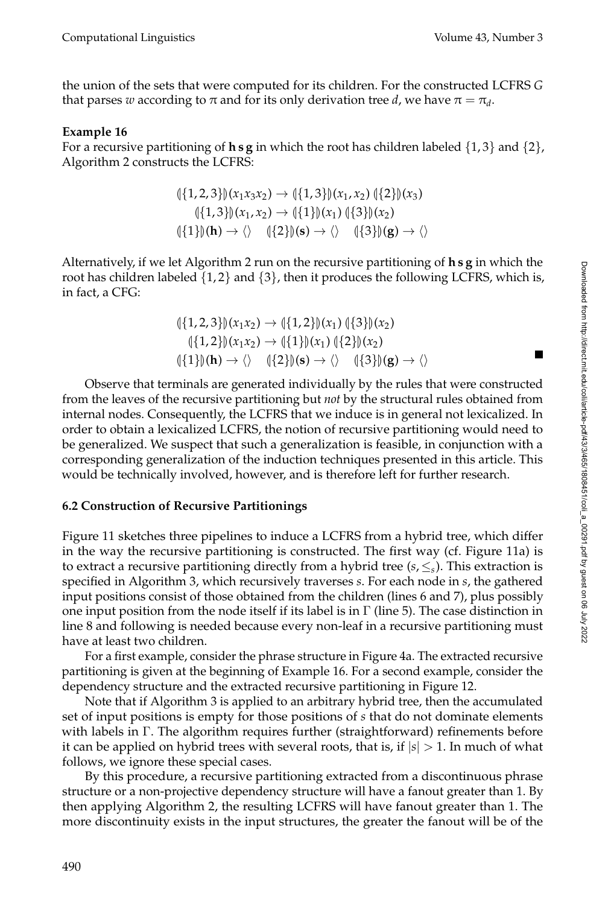the union of the sets that were computed for its children. For the constructed LCFRS $G$ that parses $w$ according to $\pi$ and for its only derivation tree $d$, we have $\pi = \pi_d$.

**Example 16**

For a recursive partitioning of **h s g** in which the root has children labeled $\{1, 3\}$ and $\{2\}$, Algorithm 2 constructs the LCFRS:

$$\begin{gathered}
(\!|\{1,2,3\}|\!)(x_1 x_3 x_2) \rightarrow (\!|\{1,3\}|\!)(x_1, x_2)\, (\!|\{2\}|\!)(x_3) \\
(\!|\{1,3\}|\!)(x_1, x_2) \rightarrow (\!|\{1\}|\!)(x_1)\, (\!|\{3\}|\!)(x_2) \\
(\!|\{1\}|\!)(\mathbf{h}) \rightarrow \langle\rangle \quad (\!|\{2\}|\!)(\mathbf{s}) \rightarrow \langle\rangle \quad (\!|\{3\}|\!)(\mathbf{g}) \rightarrow \langle\rangle
\end{gathered}$$

Alternatively, if we let Algorithm 2 run on the recursive partitioning of **h s g** in which the root has children labeled $\{1, 2\}$ and $\{3\}$, then it produces the following LCFRS, which is, in fact, a CFG:

$$\begin{gathered}
(\!|\{1,2,3\}|\!)(x_1 x_2) \rightarrow (\!|\{1,2\}|\!)(x_1)\, (\!|\{3\}|\!)(x_2) \\
(\!|\{1,2\}|\!)(x_1 x_2) \rightarrow (\!|\{1\}|\!)(x_1)\, (\!|\{2\}|\!)(x_2) \\
(\!|\{1\}|\!)(\mathbf{h}) \rightarrow \langle\rangle \quad (\!|\{2\}|\!)(\mathbf{s}) \rightarrow \langle\rangle \quad (\!|\{3\}|\!)(\mathbf{g}) \rightarrow \langle\rangle
\end{gathered}$$

■

Observe that terminals are generated individually by the rules that were constructed from the leaves of the recursive partitioning but *not* by the structural rules obtained from internal nodes. Consequently, the LCFRS that we induce is in general not lexicalized. In order to obtain a lexicalized LCFRS, the notion of recursive partitioning would need to be generalized. We suspect that such a generalization is feasible, in conjunction with a corresponding generalization of the induction techniques presented in this article. This would be technically involved, however, and is therefore left for further research.

### 6.2 Construction of Recursive Partitionings

Figure 11 sketches three pipelines to induce a LCFRS from a hybrid tree, which differ in the way the recursive partitioning is constructed. The first way (cf. Figure 11a) is to extract a recursive partitioning directly from a hybrid tree $(s, \leq_s)$. This extraction is specified in Algorithm 3, which recursively traverses $s$. For each node in $s$, the gathered input positions consist of those obtained from the children (lines 6 and 7), plus possibly one input position from the node itself if its label is in $\Gamma$ (line 5). The case distinction in line 8 and following is needed because every non-leaf in a recursive partitioning must have at least two children.

For a first example, consider the phrase structure in Figure 4a. The extracted recursive partitioning is given at the beginning of Example 16. For a second example, consider the dependency structure and the extracted recursive partitioning in Figure 12.

Note that if Algorithm 3 is applied to an arbitrary hybrid tree, then the accumulated set of input positions is empty for those positions of $s$ that do not dominate elements with labels in $\Gamma$. The algorithm requires further (straightforward) refinements before it can be applied on hybrid trees with several roots, that is, if $|s| > 1$. In much of what follows, we ignore these special cases.

By this procedure, a recursive partitioning extracted from a discontinuous phrase structure or a non-projective dependency structure will have a fanout greater than 1. By then applying Algorithm 2, the resulting LCFRS will have fanout greater than 1. The more discontinuity exists in the input structures, the greater the fanout will be of the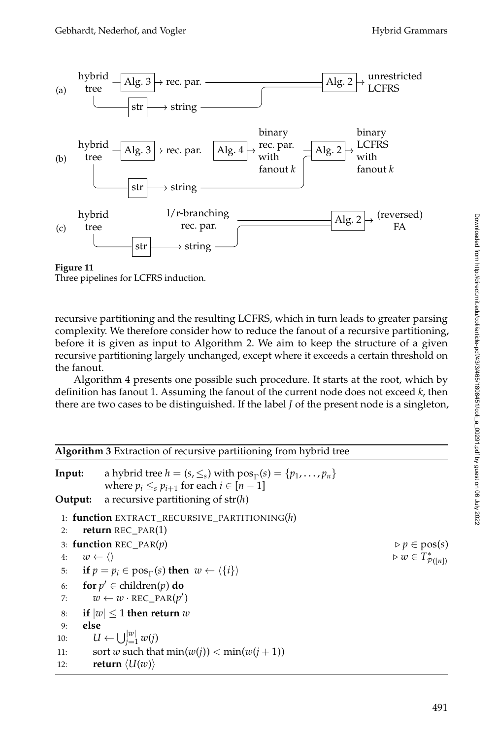(a) hybrid tree → Alg. 3 → rec. par. → Alg. 2 → unrestricted LCFRS; hybrid tree → str → string → Alg. 2

(b) hybrid tree → Alg. 3 → rec. par. → Alg. 4 → binary rec. par. with fanout $k$ → Alg. 2 → binary LCFRS with fanout $k$; hybrid tree → str → string → Alg. 2

(c) hybrid tree → l/r-branching rec. par. → Alg. 2 → (reversed) FA; hybrid tree → str → string → Alg. 2

**Figure 11**
Three pipelines for LCFRS induction.

recursive partitioning and the resulting LCFRS, which in turn leads to greater parsing complexity. We therefore consider how to reduce the fanout of a recursive partitioning, before it is given as input to Algorithm 2. We aim to keep the structure of a given recursive partitioning largely unchanged, except where it exceeds a certain threshold on the fanout.

Algorithm 4 presents one possible such procedure. It starts at the root, which by definition has fanout 1. Assuming the fanout of the current node does not exceed $k$, then there are two cases to be distinguished. If the label $J$ of the present node is a singleton,

---

**Algorithm 3** Extraction of recursive partitioning from hybrid tree

**Input:** a hybrid tree $h = (s, \leq_s)$ with $\mathrm{pos}_\Gamma(s) = \{p_1, \ldots, p_n\}$ where $p_i \leq_s p_{i+1}$ for each $i \in [n-1]$

**Output:** a recursive partitioning of $\mathrm{str}(h)$

1: **function** EXTRACT_RECURSIVE_PARTITIONING($h$)
2: &nbsp;&nbsp;&nbsp;&nbsp;**return** REC_PAR(1)
3: **function** REC_PAR($p$) &nbsp;&nbsp;&nbsp;&nbsp;▷ $p \in \mathrm{pos}(s)$
4: &nbsp;&nbsp;&nbsp;&nbsp;$w \leftarrow \langle\rangle$ &nbsp;&nbsp;&nbsp;&nbsp;▷ $w \in T^*_{\mathcal{P}([n])}$
5: &nbsp;&nbsp;&nbsp;&nbsp;**if** $p = p_i \in \mathrm{pos}_\Gamma(s)$ **then** $w \leftarrow \langle\{i\}\rangle$
6: &nbsp;&nbsp;&nbsp;&nbsp;**for** $p' \in \mathrm{children}(p)$ **do**
7: &nbsp;&nbsp;&nbsp;&nbsp;&nbsp;&nbsp;&nbsp;&nbsp;$w \leftarrow w \cdot \mathrm{REC\_PAR}(p')$
8: &nbsp;&nbsp;&nbsp;&nbsp;**if** $|w| \leq 1$ **then return** $w$
9: &nbsp;&nbsp;&nbsp;&nbsp;**else**
10: &nbsp;&nbsp;&nbsp;&nbsp;&nbsp;&nbsp;&nbsp;&nbsp;$U \leftarrow \bigcup_{j=1}^{|w|} w(j)$
11: &nbsp;&nbsp;&nbsp;&nbsp;&nbsp;&nbsp;&nbsp;&nbsp;sort $w$ such that $\min(w(j)) < \min(w(j+1))$
12: &nbsp;&nbsp;&nbsp;&nbsp;&nbsp;&nbsp;&nbsp;&nbsp;**return** $\langle U(w) \rangle$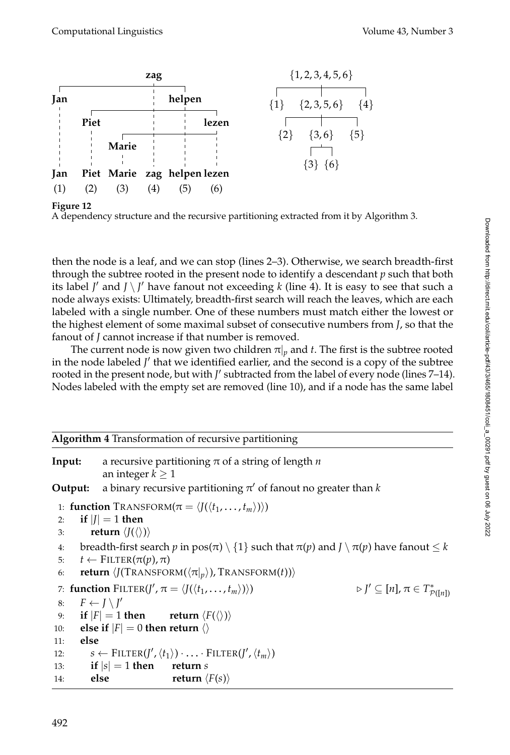**Figure 12**
A dependency structure and the recursive partitioning extracted from it by Algorithm 3.

then the node is a leaf, and we can stop (lines 2–3). Otherwise, we search breadth-first through the subtree rooted in the present node to identify a descendant $p$ such that both its label $J'$ and $J \setminus J'$ have fanout not exceeding $k$ (line 4). It is easy to see that such a node always exists: Ultimately, breadth-first search will reach the leaves, which are each labeled with a single number. One of these numbers must match either the lowest or the highest element of some maximal subset of consecutive numbers from $J$, so that the fanout of $J$ cannot increase if that number is removed.

The current node is now given two children $\pi|_p$ and $t$. The first is the subtree rooted in the node labeled $J'$ that we identified earlier, and the second is a copy of the subtree rooted in the present node, but with $J'$ subtracted from the label of every node (lines 7–14). Nodes labeled with the empty set are removed (line 10), and if a node has the same label

**Algorithm 4** Transformation of recursive partitioning

**Input:** a recursive partitioning $\pi$ of a string of length $n$
an integer $k \geq 1$

**Output:** a binary recursive partitioning $\pi'$ of fanout no greater than $k$

```
 1: function TRANSFORM(π = ⟨J(⟨t_1, ..., t_m⟩)⟩)
 2:   if |J| = 1 then
 3:     return ⟨J(⟨⟩)⟩
 4:   breadth-first search p in pos(π) \ {1} such that π(p) and J \ π(p) have fanout ≤ k
 5:   t ← FILTER(π(p), π)
 6:   return ⟨J(TRANSFORM(⟨π|_p⟩), TRANSFORM(t))⟩
 7: function FILTER(J', π = ⟨J(⟨t_1, ..., t_m⟩)⟩)          ▷ J' ⊆ [n], π ∈ T*_{P([n])}
 8:   F ← J \ J'
 9:   if |F| = 1 then        return ⟨F(⟨⟩)⟩
10:   else if |F| = 0 then return ⟨⟩
11:   else
12:     s ← FILTER(J', ⟨t_1⟩) · ... · FILTER(J', ⟨t_m⟩)
13:     if |s| = 1 then      return s
14:     else                 return ⟨F(s)⟩
```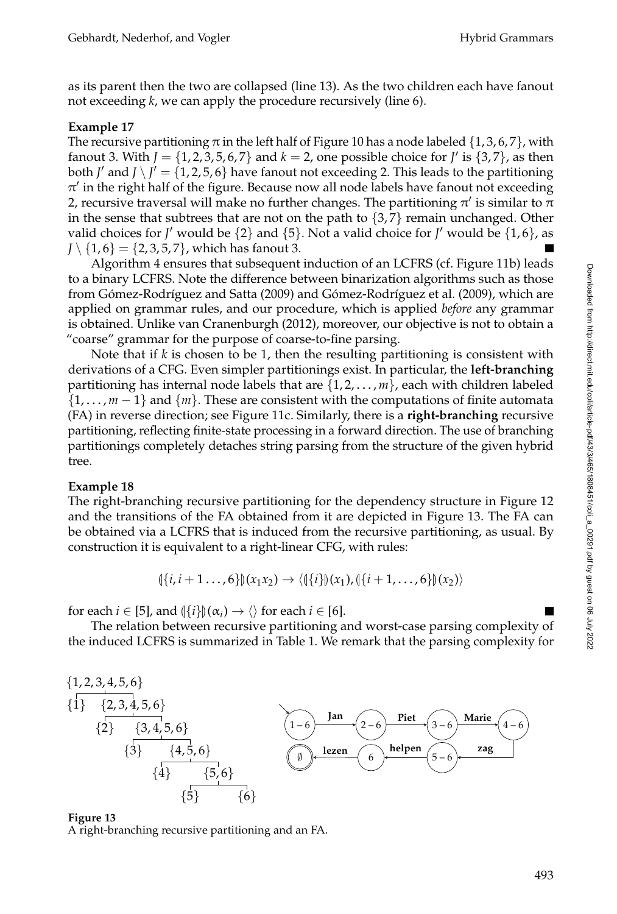as its parent then the two are collapsed (line 13). As the two children each have fanout not exceeding $k$, we can apply the procedure recursively (line 6).

**Example 17**

The recursive partitioning $\pi$ in the left half of Figure 10 has a node labeled $\{1, 3, 6, 7\}$, with fanout 3. With $J = \{1, 2, 3, 5, 6, 7\}$ and $k = 2$, one possible choice for $J'$ is $\{3, 7\}$, as then both $J'$ and $J \setminus J' = \{1, 2, 5, 6\}$ have fanout not exceeding 2. This leads to the partitioning $\pi'$ in the right half of the figure. Because now all node labels have fanout not exceeding 2, recursive traversal will make no further changes. The partitioning $\pi'$ is similar to $\pi$ in the sense that subtrees that are not on the path to $\{3, 7\}$ remain unchanged. Other valid choices for $J'$ would be $\{2\}$ and $\{5\}$. Not a valid choice for $J'$ would be $\{1, 6\}$, as $J \setminus \{1, 6\} = \{2, 3, 5, 7\}$, which has fanout 3. ■

Algorithm 4 ensures that subsequent induction of an LCFRS (cf. Figure 11b) leads to a binary LCFRS. Note the difference between binarization algorithms such as those from Gómez-Rodríguez and Satta (2009) and Gómez-Rodríguez et al. (2009), which are applied on grammar rules, and our procedure, which is applied *before* any grammar is obtained. Unlike van Cranenburgh (2012), moreover, our objective is not to obtain a "coarse" grammar for the purpose of coarse-to-fine parsing.

Note that if $k$ is chosen to be 1, then the resulting partitioning is consistent with derivations of a CFG. Even simpler partitionings exist. In particular, the **left-branching** partitioning has internal node labels that are $\{1, 2, \ldots, m\}$, each with children labeled $\{1, \ldots, m-1\}$ and $\{m\}$. These are consistent with the computations of finite automata (FA) in reverse direction; see Figure 11c. Similarly, there is a **right-branching** recursive partitioning, reflecting finite-state processing in a forward direction. The use of branching partitionings completely detaches string parsing from the structure of the given hybrid tree.

**Example 18**

The right-branching recursive partitioning for the dependency structure in Figure 12 and the transitions of the FA obtained from it are depicted in Figure 13. The FA can be obtained via a LCFRS that is induced from the recursive partitioning, as usual. By construction it is equivalent to a right-linear CFG, with rules:

$$(\!|\{i, i+1 \ldots, 6\}|\!)(x_1 x_2) \rightarrow \langle (\!|\{i\}|\!)(x_1), (\!|\{i+1, \ldots, 6\}|\!)(x_2) \rangle$$

for each $i \in [5]$, and $(\!|\{i\}|\!)(\alpha_i) \rightarrow \langle\rangle$ for each $i \in [6]$. ■

The relation between recursive partitioning and worst-case parsing complexity of the induced LCFRS is summarized in Table 1. We remark that the parsing complexity for

**Figure 13**
A right-branching recursive partitioning and an FA.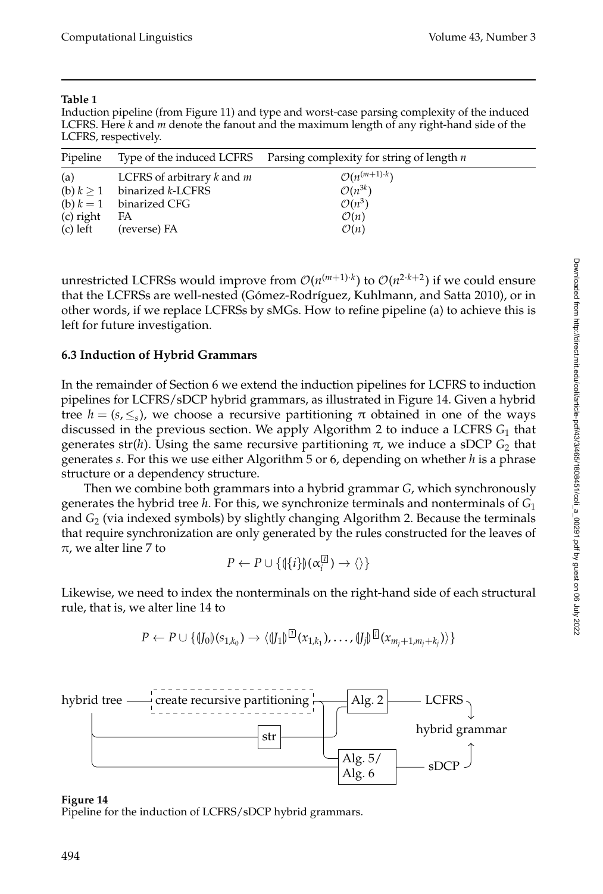**Table 1**
Induction pipeline (from Figure 11) and type and worst-case parsing complexity of the induced LCFRS. Here $k$ and $m$ denote the fanout and the maximum length of any right-hand side of the LCFRS, respectively.

| Pipeline | Type of the induced LCFRS | Parsing complexity for string of length $n$ |
|---|---|---|
| (a) | LCFRS of arbitrary $k$ and $m$ | $\mathcal{O}(n^{(m+1)\cdot k})$ |
| (b) $k \geq 1$ | binarized $k$-LCFRS | $\mathcal{O}(n^{3k})$ |
| (b) $k = 1$ | binarized CFG | $\mathcal{O}(n^3)$ |
| (c) right | FA | $\mathcal{O}(n)$ |
| (c) left | (reverse) FA | $\mathcal{O}(n)$ |

unrestricted LCFRSs would improve from $\mathcal{O}(n^{(m+1)\cdot k})$ to $\mathcal{O}(n^{2\cdot k+2})$ if we could ensure that the LCFRSs are well-nested (Gómez-Rodríguez, Kuhlmann, and Satta 2010), or in other words, if we replace LCFRSs by sMGs. How to refine pipeline (a) to achieve this is left for future investigation.

### 6.3 Induction of Hybrid Grammars

In the remainder of Section 6 we extend the induction pipelines for LCFRS to induction pipelines for LCFRS/sDCP hybrid grammars, as illustrated in Figure 14. Given a hybrid tree $h = (s, \leq_s)$, we choose a recursive partitioning $\pi$ obtained in one of the ways discussed in the previous section. We apply Algorithm 2 to induce a LCFRS $G_1$ that generates str($h$). Using the same recursive partitioning $\pi$, we induce a sDCP $G_2$ that generates $s$. For this we use either Algorithm 5 or 6, depending on whether $h$ is a phrase structure or a dependency structure.

Then we combine both grammars into a hybrid grammar $G$, which synchronously generates the hybrid tree $h$. For this, we synchronize terminals and nonterminals of $G_1$ and $G_2$ (via indexed symbols) by slightly changing Algorithm 2. Because the terminals that require synchronization are only generated by the rules constructed for the leaves of $\pi$, we alter line 7 to

$$P \leftarrow P \cup \{(\!|\{i\}|\!)(\alpha_i^{\boxed{1}}) \rightarrow \langle\rangle\}$$

Likewise, we need to index the nonterminals on the right-hand side of each structural rule, that is, we alter line 14 to

$$P \leftarrow P \cup \{(\!|J_0|\!)(s_{1,k_0}) \rightarrow \langle(\!|J_1|\!)^{\boxed{1}}(x_{1,k_1}), \ldots, (\!|J_j|\!)^{\boxed{j}}(x_{m_j+1,m_j+k_j})\rangle\}$$

**Figure 14**
Pipeline for the induction of LCFRS/sDCP hybrid grammars.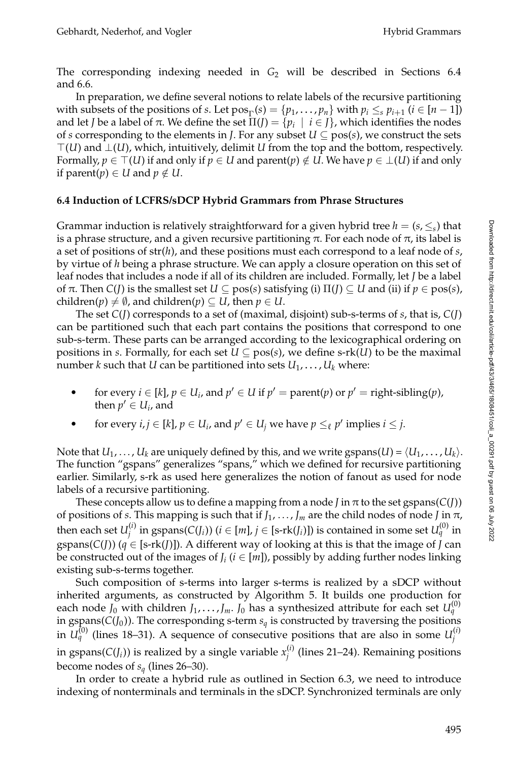The corresponding indexing needed in $G_2$ will be described in Sections 6.4 and 6.6.

In preparation, we define several notions to relate labels of the recursive partitioning with subsets of the positions of $s$. Let $\text{pos}_\Gamma(s) = \{p_1, \ldots, p_n\}$ with $p_i \leq_s p_{i+1}$ ($i \in [n-1]$) and let $J$ be a label of $\pi$. We define the set $\Pi(J) = \{p_i \mid i \in J\}$, which identifies the nodes of $s$ corresponding to the elements in $J$. For any subset $U \subseteq \text{pos}(s)$, we construct the sets $\top(U)$ and $\bot(U)$, which, intuitively, delimit $U$ from the top and the bottom, respectively. Formally, $p \in \top(U)$ if and only if $p \in U$ and parent($p$) $\notin U$. We have $p \in \bot(U)$ if and only if parent($p$) $\in U$ and $p \notin U$.

### 6.4 Induction of LCFRS/sDCP Hybrid Grammars from Phrase Structures

Grammar induction is relatively straightforward for a given hybrid tree $h = (s, \leq_s)$ that is a phrase structure, and a given recursive partitioning $\pi$. For each node of $\pi$, its label is a set of positions of str($h$), and these positions must each correspond to a leaf node of $s$, by virtue of $h$ being a phrase structure. We can apply a closure operation on this set of leaf nodes that includes a node if all of its children are included. Formally, let $J$ be a label of $\pi$. Then $C(J)$ is the smallest set $U \subseteq \text{pos}(s)$ satisfying (i) $\Pi(J) \subseteq U$ and (ii) if $p \in \text{pos}(s)$, children($p$) $\neq \emptyset$, and children($p$) $\subseteq U$, then $p \in U$.

The set $C(J)$ corresponds to a set of (maximal, disjoint) sub-s-terms of $s$, that is, $C(J)$ can be partitioned such that each part contains the positions that correspond to one sub-s-term. These parts can be arranged according to the lexicographical ordering on positions in $s$. Formally, for each set $U \subseteq \text{pos}(s)$, we define s-rk($U$) to be the maximal number $k$ such that $U$ can be partitioned into sets $U_1, \ldots, U_k$ where:

- for every $i \in [k]$, $p \in U_i$, and $p' \in U$ if $p' = \text{parent}(p)$ or $p' = \text{right-sibling}(p)$, then $p' \in U_i$, and
- for every $i, j \in [k]$, $p \in U_i$, and $p' \in U_j$ we have $p \leq_\ell p'$ implies $i \leq j$.

Note that $U_1, \ldots, U_k$ are uniquely defined by this, and we write gspans($U$) = $\langle U_1, \ldots, U_k \rangle$. The function "gspans" generalizes "spans," which we defined for recursive partitioning earlier. Similarly, s-rk as used here generalizes the notion of fanout as used for node labels of a recursive partitioning.

These concepts allow us to define a mapping from a node $J$ in $\pi$ to the set gspans($C(J)$) of positions of $s$. This mapping is such that if $J_1, \ldots, J_m$ are the child nodes of node $J$ in $\pi$, then each set $U_j^{(i)}$ in gspans($C(J_i)$) ($i \in [m]$, $j \in$ [s-rk($J_i$)]) is contained in some set $U_q^{(0)}$ in gspans($C(J)$) ($q \in$ [s-rk($J$)]). A different way of looking at this is that the image of $J$ can be constructed out of the images of $J_i$ ($i \in [m]$), possibly by adding further nodes linking existing sub-s-terms together.

Such composition of s-terms into larger s-terms is realized by a sDCP without inherited arguments, as constructed by Algorithm 5. It builds one production for each node $J_0$ with children $J_1, \ldots, J_m$. $J_0$ has a synthesized attribute for each set $U_q^{(0)}$ in gspans($C(J_0)$). The corresponding s-term $s_q$ is constructed by traversing the positions in $U_q^{(0)}$ (lines 18–31). A sequence of consecutive positions that are also in some $U_j^{(i)}$ in gspans($C(J_i)$) is realized by a single variable $x_j^{(i)}$ (lines 21–24). Remaining positions become nodes of $s_q$ (lines 26–30).

In order to create a hybrid rule as outlined in Section 6.3, we need to introduce indexing of nonterminals and terminals in the sDCP. Synchronized terminals are only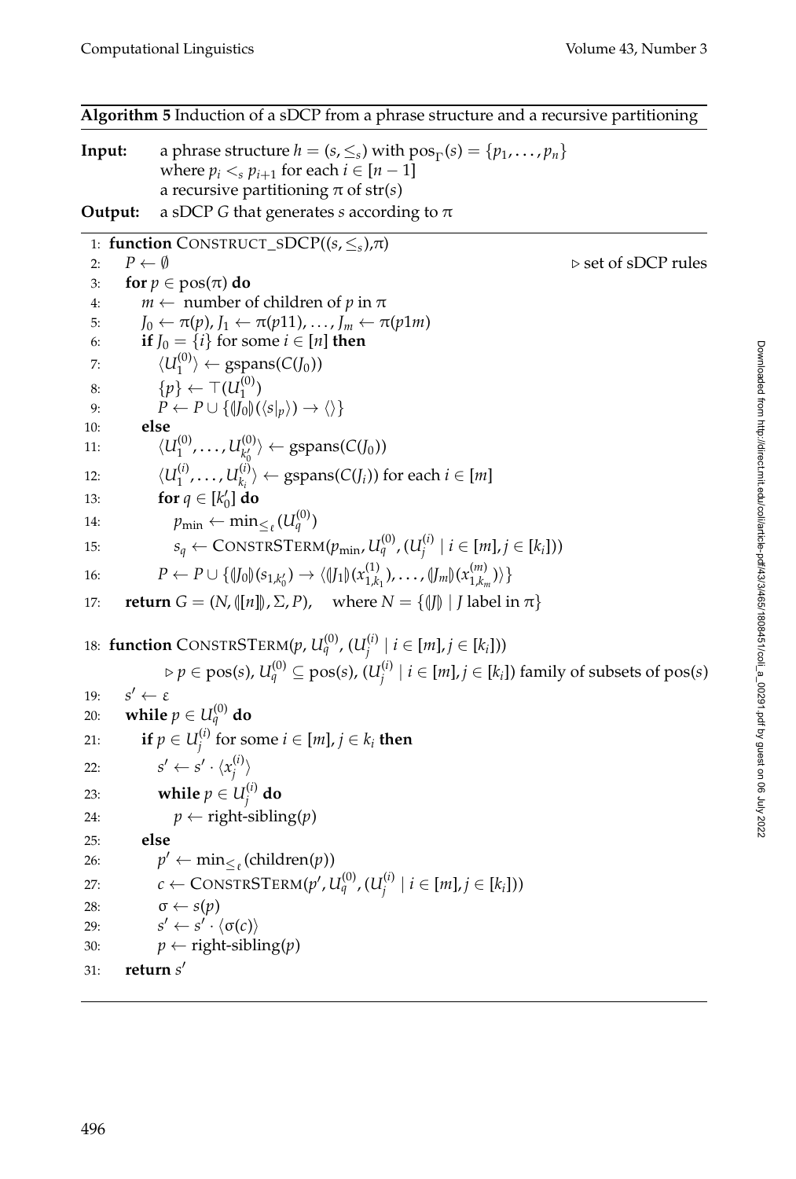**Algorithm 5** Induction of a sDCP from a phrase structure and a recursive partitioning

**Input:** a phrase structure $h = (s, \leq_s)$ with $\text{pos}_\Gamma(s) = \{p_1, \ldots, p_n\}$
where $p_i <_s p_{i+1}$ for each $i \in [n-1]$
a recursive partitioning $\pi$ of $\text{str}(s)$

**Output:** a sDCP $G$ that generates $s$ according to $\pi$

```
1:  function CONSTRUCT_SDCP((s, ≤_s), π)
2:      P ← ∅                                                    ▷ set of sDCP rules
3:      for p ∈ pos(π) do
4:          m ← number of children of p in π
5:          J_0 ← π(p), J_1 ← π(p11), ..., J_m ← π(p1m)
6:          if J_0 = {i} for some i ∈ [n] then
7:              ⟨U_1^(0)⟩ ← gspans(C(J_0))
8:              {p} ← ⊤(U_1^(0))
9:              P ← P ∪ {⦅J_0⦆(⟨s|_p⟩) → ⟨⟩}
10:         else
11:             ⟨U_1^(0), ..., U_{k'_0}^(0)⟩ ← gspans(C(J_0))
12:             ⟨U_1^(i), ..., U_{k_i}^(i)⟩ ← gspans(C(J_i)) for each i ∈ [m]
13:             for q ∈ [k'_0] do
14:                 p_min ← min_{≤_ℓ}(U_q^(0))
15:                 s_q ← CONSTRSTERM(p_min, U_q^(0), (U_j^(i) | i ∈ [m], j ∈ [k_i]))
16:             P ← P ∪ {⦅J_0⦆(s_{1,k'_0}) → ⟨⦅J_1⦆(x_{1,k_1}^(1)), ..., ⦅J_m⦆(x_{1,k_m}^(m))⟩}
17:     return G = (N, ⦅[n]⦆, Σ, P),    where N = {⦅J⦆ | J label in π}

18: function CONSTRSTERM(p, U_q^(0), (U_j^(i) | i ∈ [m], j ∈ [k_i]))
            ▷ p ∈ pos(s), U_q^(0) ⊆ pos(s), (U_j^(i) | i ∈ [m], j ∈ [k_i]) family of subsets of pos(s)
19:     s' ← ε
20:     while p ∈ U_q^(0) do
21:         if p ∈ U_j^(i) for some i ∈ [m], j ∈ k_i then
22:             s' ← s' · ⟨x_j^(i)⟩
23:             while p ∈ U_j^(i) do
24:                 p ← right-sibling(p)
25:         else
26:             p' ← min_{≤_ℓ}(children(p))
27:             c ← CONSTRSTERM(p', U_q^(0), (U_j^(i) | i ∈ [m], j ∈ [k_i]))
28:             σ ← s(p)
29:             s' ← s' · ⟨σ(c)⟩
30:             p ← right-sibling(p)
31:     return s'
```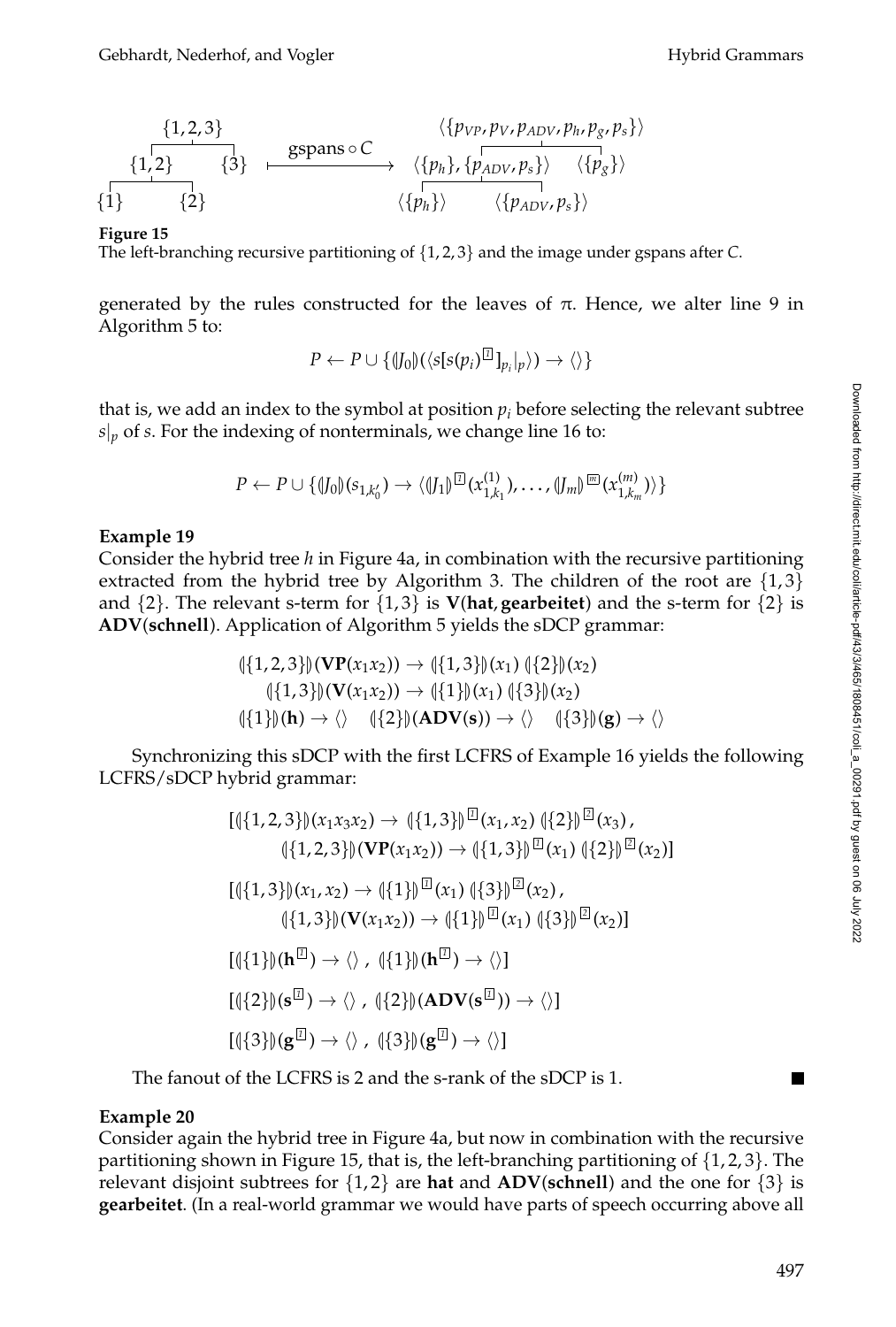$$
\begin{array}{ccc}
\{1,2,3\} & & \langle\{p_{VP}, p_V, p_{ADV}, p_h, p_g, p_s\}\rangle \\
\{1,2\} \quad \{3\} & \xrightarrow{\text{gspans} \circ C} & \langle\{p_h\}, \{p_{ADV}, p_s\}\rangle \quad \langle\{p_g\}\rangle \\
\{1\} \quad \{2\} & & \langle\{p_h\}\rangle \quad \langle\{p_{ADV}, p_s\}\rangle
\end{array}
$$

**Figure 15**
The left-branching recursive partitioning of $\{1, 2, 3\}$ and the image under gspans after $C$.

generated by the rules constructed for the leaves of $\pi$. Hence, we alter line 9 in Algorithm 5 to:

$$P \leftarrow P \cup \{(\!|J_0|\!)(\langle s[s(p_i)^{\boxed{1}}]_{p_i}|_p\rangle) \rightarrow \langle\rangle\}$$

that is, we add an index to the symbol at position $p_i$ before selecting the relevant subtree $s|_p$ of $s$. For the indexing of nonterminals, we change line 16 to:

$$P \leftarrow P \cup \{(\!|J_0|\!)(s_{1,k'_0}) \rightarrow \langle(\!|J_1|\!)^{\boxed{1}}(x^{(1)}_{1,k_1}), \ldots, (\!|J_m|\!)^{\boxed{m}}(x^{(m)}_{1,k_m})\rangle\}$$

**Example 19**
Consider the hybrid tree $h$ in Figure 4a, in combination with the recursive partitioning extracted from the hybrid tree by Algorithm 3. The children of the root are $\{1, 3\}$ and $\{2\}$. The relevant s-term for $\{1, 3\}$ is **V**(**hat**, **gearbeitet**) and the s-term for $\{2\}$ is **ADV**(**schnell**). Application of Algorithm 5 yields the sDCP grammar:

$$
\begin{gathered}
(\!|\{1,2,3\}|\!)(\mathbf{VP}(x_1 x_2)) \rightarrow (\!|\{1,3\}|\!)(x_1)\ (\!|\{2\}|\!)(x_2) \\
(\!|\{1,3\}|\!)(\mathbf{V}(x_1 x_2)) \rightarrow (\!|\{1\}|\!)(x_1)\ (\!|\{3\}|\!)(x_2) \\
(\!|\{1\}|\!)(\mathbf{h}) \rightarrow \langle\rangle \quad (\!|\{2\}|\!)(\mathbf{ADV}(\mathbf{s})) \rightarrow \langle\rangle \quad (\!|\{3\}|\!)(\mathbf{g}) \rightarrow \langle\rangle
\end{gathered}
$$

Synchronizing this sDCP with the first LCFRS of Example 16 yields the following LCFRS/sDCP hybrid grammar:

$$
\begin{aligned}
&[(\!|\{1,2,3\}|\!)(x_1 x_3 x_2) \rightarrow (\!|\{1,3\}|\!)^{\boxed{1}}(x_1, x_2)\ (\!|\{2\}|\!)^{\boxed{2}}(x_3)\,, \\
&\qquad (\!|\{1,2,3\}|\!)(\mathbf{VP}(x_1 x_2)) \rightarrow (\!|\{1,3\}|\!)^{\boxed{1}}(x_1)\ (\!|\{2\}|\!)^{\boxed{2}}(x_2)] \\
&[(\!|\{1,3\}|\!)(x_1, x_2) \rightarrow (\!|\{1\}|\!)^{\boxed{1}}(x_1)\ (\!|\{3\}|\!)^{\boxed{2}}(x_2)\,, \\
&\qquad (\!|\{1,3\}|\!)(\mathbf{V}(x_1 x_2)) \rightarrow (\!|\{1\}|\!)^{\boxed{1}}(x_1)\ (\!|\{3\}|\!)^{\boxed{2}}(x_2)] \\
&[(\!|\{1\}|\!)(\mathbf{h}^{\boxed{1}}) \rightarrow \langle\rangle\ ,\ (\!|\{1\}|\!)(\mathbf{h}^{\boxed{1}}) \rightarrow \langle\rangle] \\
&[(\!|\{2\}|\!)(\mathbf{s}^{\boxed{1}}) \rightarrow \langle\rangle\ ,\ (\!|\{2\}|\!)(\mathbf{ADV}(\mathbf{s}^{\boxed{1}})) \rightarrow \langle\rangle] \\
&[(\!|\{3\}|\!)(\mathbf{g}^{\boxed{1}}) \rightarrow \langle\rangle\ ,\ (\!|\{3\}|\!)(\mathbf{g}^{\boxed{1}}) \rightarrow \langle\rangle]
\end{aligned}
$$

The fanout of the LCFRS is 2 and the s-rank of the sDCP is 1. ■

**Example 20**
Consider again the hybrid tree in Figure 4a, but now in combination with the recursive partitioning shown in Figure 15, that is, the left-branching partitioning of $\{1, 2, 3\}$. The relevant disjoint subtrees for $\{1, 2\}$ are **hat** and **ADV**(**schnell**) and the one for $\{3\}$ is **gearbeitet**. (In a real-world grammar we would have parts of speech occurring above all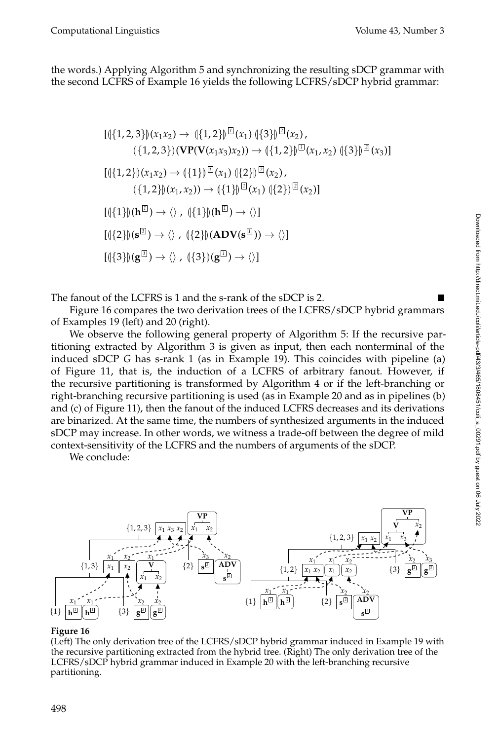the words.) Applying Algorithm 5 and synchronizing the resulting sDCP grammar with the second LCFRS of Example 16 yields the following LCFRS/sDCP hybrid grammar:

$$
\begin{aligned}
&[(\!\{1,2,3\}\!)(x_1 x_2) \rightarrow (\!\{1,2\}\!)^{\boxed{1}}(x_1)\ (\!\{3\}\!)^{\boxed{2}}(x_2)\,, \\
&\qquad (\!\{1,2,3\}\!)(\mathbf{VP}(\mathbf{V}(x_1 x_3) x_2)) \rightarrow (\!\{1,2\}\!)^{\boxed{1}}(x_1, x_2)\ (\!\{3\}\!)^{\boxed{2}}(x_3)] \\
&[(\!\{1,2\}\!)(x_1 x_2) \rightarrow (\!\{1\}\!)^{\boxed{1}}(x_1)\ (\!\{2\}\!)^{\boxed{2}}(x_2)\,, \\
&\qquad (\!\{1,2\}\!)(x_1, x_2)) \rightarrow (\!\{1\}\!)^{\boxed{1}}(x_1)\ (\!\{2\}\!)^{\boxed{2}}(x_2)] \\
&[(\!\{1\}\!)(\mathbf{h}^{\boxed{1}}) \rightarrow \langle\rangle\ ,\ (\!\{1\}\!)(\mathbf{h}^{\boxed{1}}) \rightarrow \langle\rangle] \\
&[(\!\{2\}\!)(\mathbf{s}^{\boxed{1}}) \rightarrow \langle\rangle\ ,\ (\!\{2\}\!)(\mathbf{ADV}(\mathbf{s}^{\boxed{1}})) \rightarrow \langle\rangle] \\
&[(\!\{3\}\!)(\mathbf{g}^{\boxed{1}}) \rightarrow \langle\rangle\ ,\ (\!\{3\}\!)(\mathbf{g}^{\boxed{1}}) \rightarrow \langle\rangle]
\end{aligned}
$$

The fanout of the LCFRS is 1 and the s-rank of the sDCP is 2. ■

Figure 16 compares the two derivation trees of the LCFRS/sDCP hybrid grammars of Examples 19 (left) and 20 (right).

We observe the following general property of Algorithm 5: If the recursive partitioning extracted by Algorithm 3 is given as input, then each nonterminal of the induced sDCP *G* has s-rank 1 (as in Example 19). This coincides with pipeline (a) of Figure 11, that is, the induction of a LCFRS of arbitrary fanout. However, if the recursive partitioning is transformed by Algorithm 4 or if the left-branching or right-branching recursive partitioning is used (as in Example 20 and as in pipelines (b) and (c) of Figure 11), then the fanout of the induced LCFRS decreases and its derivations are binarized. At the same time, the numbers of synthesized arguments in the induced sDCP may increase. In other words, we witness a trade-off between the degree of mild context-sensitivity of the LCFRS and the numbers of arguments of the sDCP.

We conclude:

**Figure 16**
(Left) The only derivation tree of the LCFRS/sDCP hybrid grammar induced in Example 19 with the recursive partitioning extracted from the hybrid tree. (Right) The only derivation tree of the LCFRS/sDCP hybrid grammar induced in Example 20 with the left-branching recursive partitioning.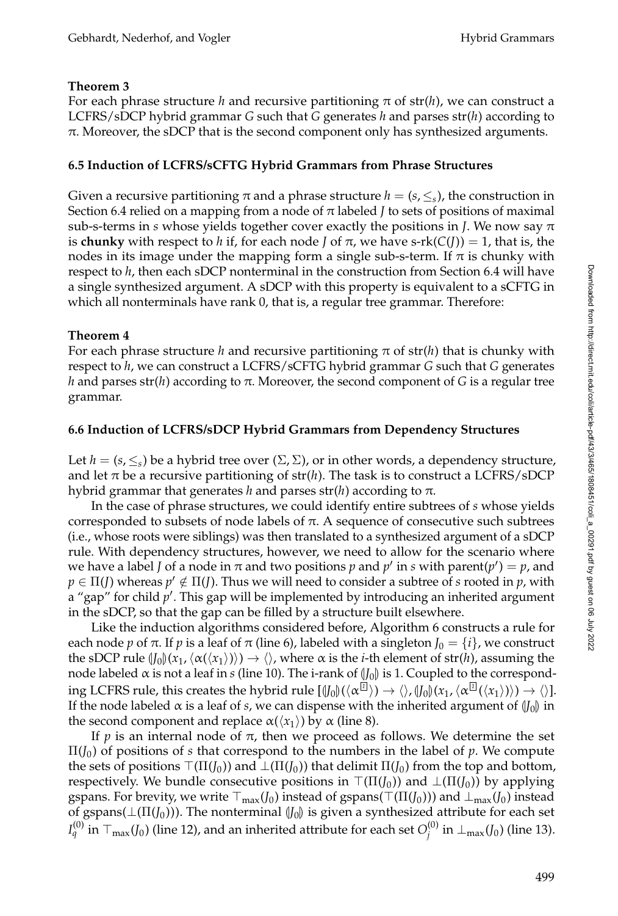**Theorem 3**
For each phrase structure $h$ and recursive partitioning $\pi$ of str($h$), we can construct a LCFRS/sDCP hybrid grammar $G$ such that $G$ generates $h$ and parses str($h$) according to $\pi$. Moreover, the sDCP that is the second component only has synthesized arguments.

### 6.5 Induction of LCFRS/sCFTG Hybrid Grammars from Phrase Structures

Given a recursive partitioning $\pi$ and a phrase structure $h = (s, \leq_s)$, the construction in Section 6.4 relied on a mapping from a node of $\pi$ labeled $J$ to sets of positions of maximal sub-s-terms in $s$ whose yields together cover exactly the positions in $J$. We now say $\pi$ is **chunky** with respect to $h$ if, for each node $J$ of $\pi$, we have s-rk$(C(J)) = 1$, that is, the nodes in its image under the mapping form a single sub-s-term. If $\pi$ is chunky with respect to $h$, then each sDCP nonterminal in the construction from Section 6.4 will have a single synthesized argument. A sDCP with this property is equivalent to a sCFTG in which all nonterminals have rank 0, that is, a regular tree grammar. Therefore:

**Theorem 4**
For each phrase structure $h$ and recursive partitioning $\pi$ of str($h$) that is chunky with respect to $h$, we can construct a LCFRS/sCFTG hybrid grammar $G$ such that $G$ generates $h$ and parses str($h$) according to $\pi$. Moreover, the second component of $G$ is a regular tree grammar.

### 6.6 Induction of LCFRS/sDCP Hybrid Grammars from Dependency Structures

Let $h = (s, \leq_s)$ be a hybrid tree over $(\Sigma, \Sigma)$, or in other words, a dependency structure, and let $\pi$ be a recursive partitioning of str($h$). The task is to construct a LCFRS/sDCP hybrid grammar that generates $h$ and parses str($h$) according to $\pi$.

In the case of phrase structures, we could identify entire subtrees of $s$ whose yields corresponded to subsets of node labels of $\pi$. A sequence of consecutive such subtrees (i.e., whose roots were siblings) was then translated to a synthesized argument of a sDCP rule. With dependency structures, however, we need to allow for the scenario where we have a label $J$ of a node in $\pi$ and two positions $p$ and $p'$ in $s$ with parent$(p') = p$, and $p \in \Pi(J)$ whereas $p' \notin \Pi(J)$. Thus we will need to consider a subtree of $s$ rooted in $p$, with a "gap" for child $p'$. This gap will be implemented by introducing an inherited argument in the sDCP, so that the gap can be filled by a structure built elsewhere.

Like the induction algorithms considered before, Algorithm 6 constructs a rule for each node $p$ of $\pi$. If $p$ is a leaf of $\pi$ (line 6), labeled with a singleton $J_0 = \{i\}$, we construct the sDCP rule $(\!|J_0|\!)(x_1, \langle \alpha(\langle x_1 \rangle) \rangle) \rightarrow \langle \rangle$, where $\alpha$ is the $i$-th element of str($h$), assuming the node labeled $\alpha$ is not a leaf in $s$ (line 10). The i-rank of $(\!|J_0|\!)$ is 1. Coupled to the corresponding LCFRS rule, this creates the hybrid rule $[(\!|J_0|\!)(\langle \alpha^{\boxed{1}} \rangle) \rightarrow \langle \rangle, (\!|J_0|\!)(x_1, \langle \alpha^{\boxed{1}}(\langle x_1 \rangle) \rangle) \rightarrow \langle \rangle]$. If the node labeled $\alpha$ is a leaf of $s$, we can dispense with the inherited argument of $(\!|J_0|\!)$ in the second component and replace $\alpha(\langle x_1 \rangle)$ by $\alpha$ (line 8).

If $p$ is an internal node of $\pi$, then we proceed as follows. We determine the set $\Pi(J_0)$ of positions of $s$ that correspond to the numbers in the label of $p$. We compute the sets of positions $\top(\Pi(J_0))$ and $\bot(\Pi(J_0))$ that delimit $\Pi(J_0)$ from the top and bottom, respectively. We bundle consecutive positions in $\top(\Pi(J_0))$ and $\bot(\Pi(J_0))$ by applying gspans. For brevity, we write $\top_{\max}(J_0)$ instead of gspans$(\top(\Pi(J_0)))$ and $\bot_{\max}(J_0)$ instead of gspans$(\bot(\Pi(J_0)))$. The nonterminal $(\!|J_0|\!)$ is given a synthesized attribute for each set $I_q^{(0)}$ in $\top_{\max}(J_0)$ (line 12), and an inherited attribute for each set $O_j^{(0)}$ in $\bot_{\max}(J_0)$ (line 13).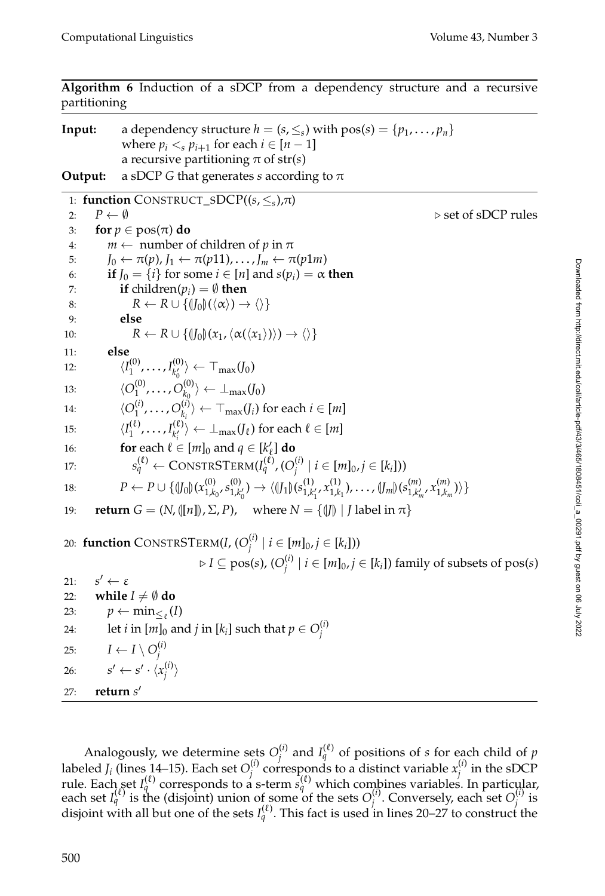**Algorithm 6** Induction of a sDCP from a dependency structure and a recursive partitioning

**Input:** a dependency structure $h = (s, \leq_s)$ with $\text{pos}(s) = \{p_1, \ldots, p_n\}$ where $p_i <_s p_{i+1}$ for each $i \in [n-1]$; a recursive partitioning $\pi$ of $\text{str}(s)$

**Output:** a sDCP $G$ that generates $s$ according to $\pi$

```
1:  function CONSTRUCT_SDCP((s, ≤_s), π)
2:     P ← ∅                                                    ▷ set of sDCP rules
3:     for p ∈ pos(π) do
4:        m ← number of children of p in π
5:        J_0 ← π(p), J_1 ← π(p11), ..., J_m ← π(p1m)
6:        if J_0 = {i} for some i ∈ [n] and s(p_i) = α then
7:           if children(p_i) = ∅ then
8:              R ← R ∪ {⦇J_0⦈(⟨α⟩) → ⟨⟩}
9:           else
10:             R ← R ∪ {⦇J_0⦈(x_1, ⟨α(⟨x_1⟩)⟩) → ⟨⟩}
11:       else
12:          ⟨I_1^(0), ..., I_{k'_0}^(0)⟩ ← ⊤_max(J_0)
13:          ⟨O_1^(0), ..., O_{k_0}^(0)⟩ ← ⊥_max(J_0)
14:          ⟨O_1^(i), ..., O_{k_i}^(i)⟩ ← ⊤_max(J_i) for each i ∈ [m]
15:          ⟨I_1^(ℓ), ..., I_{k'_i}^(ℓ)⟩ ← ⊥_max(J_ℓ) for each ℓ ∈ [m]
16:          for each ℓ ∈ [m]_0 and q ∈ [k'_ℓ] do
17:             s_q^(ℓ) ← CONSTRSTERM(I_q^(ℓ), (O_j^(i) | i ∈ [m]_0, j ∈ [k_i]))
18:          P ← P ∪ {⦇J_0⦈(x_{1,k_0}^(0), s_{1,k'_0}^(0)) → ⟨⦇J_1⦈(s_{1,k'_1}^(1), x_{1,k_1}^(1)), ..., ⦇J_m⦈(s_{1,k'_m}^(m), x_{1,k_m}^(m))⟩}
19:    return G = (N, ⦇[n]⦈, Σ, P),    where N = {⦇J⦈ | J label in π}

20: function CONSTRSTERM(I, (O_j^(i) | i ∈ [m]_0, j ∈ [k_i]))
                    ▷ I ⊆ pos(s), (O_j^(i) | i ∈ [m]_0, j ∈ [k_i]) family of subsets of pos(s)
21:    s' ← ε
22:    while I ≠ ∅ do
23:       p ← min_{≤_ℓ}(I)
24:       let i in [m]_0 and j in [k_i] such that p ∈ O_j^(i)
25:       I ← I \ O_j^(i)
26:       s' ← s' · ⟨x_j^(i)⟩
27:    return s'
```

Analogously, we determine sets $O_j^{(i)}$ and $I_q^{(\ell)}$ of positions of $s$ for each child of $p$ labeled $J_i$ (lines 14–15). Each set $O_j^{(i)}$ corresponds to a distinct variable $x_j^{(i)}$ in the sDCP rule. Each set $I_q^{(\ell)}$ corresponds to a s-term $s_q^{(\ell)}$ which combines variables. In particular, each set $I_q^{(\ell)}$ is the (disjoint) union of some of the sets $O_j^{(i)}$. Conversely, each set $O_j^{(i)}$ is disjoint with all but one of the sets $I_q^{(\ell)}$. This fact is used in lines 20–27 to construct the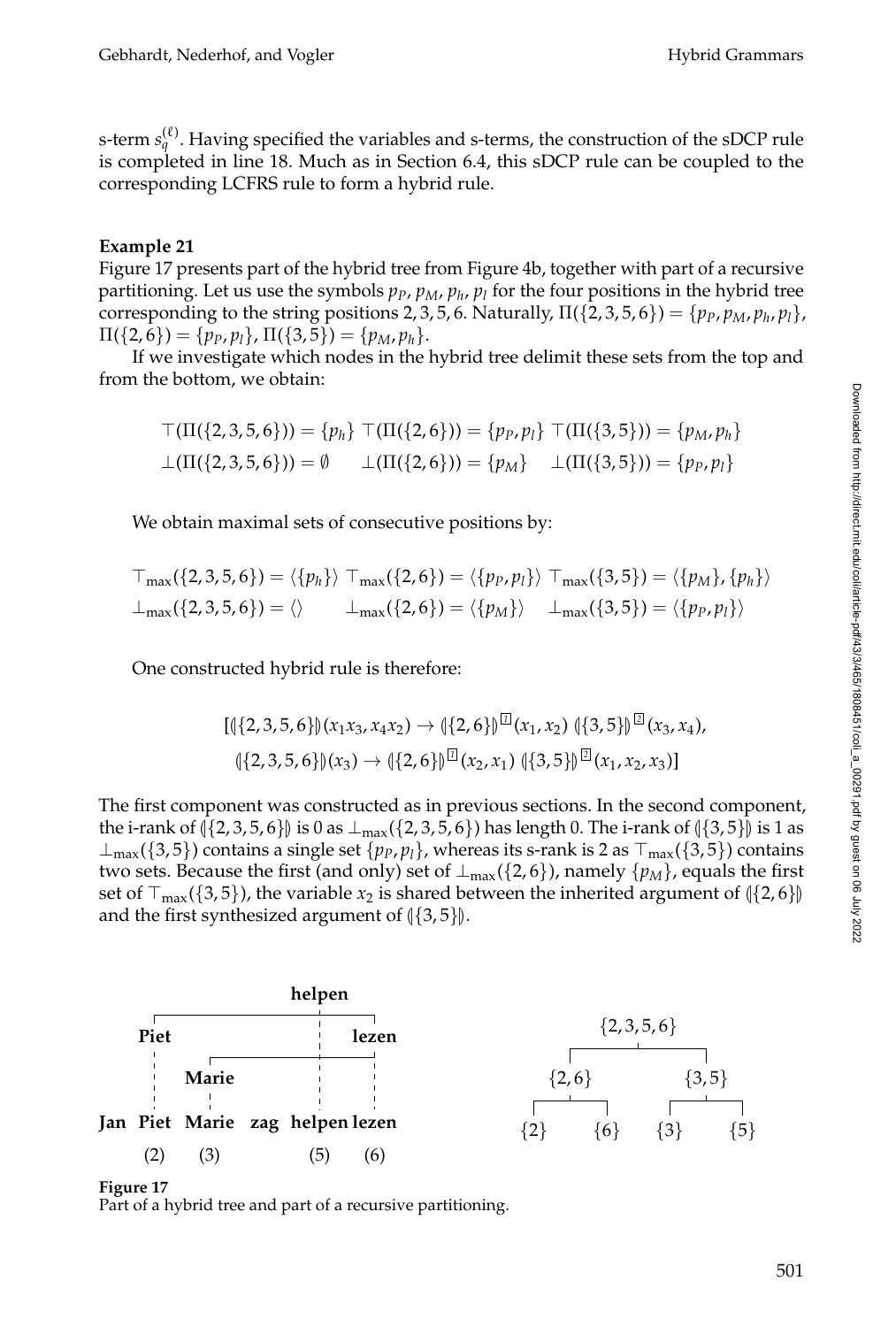s-term $s_q^{(\ell)}$. Having specified the variables and s-terms, the construction of the sDCP rule is completed in line 18. Much as in Section 6.4, this sDCP rule can be coupled to the corresponding LCFRS rule to form a hybrid rule.

**Example 21**

Figure 17 presents part of the hybrid tree from Figure 4b, together with part of a recursive partitioning. Let us use the symbols $p_P$, $p_M$, $p_h$, $p_l$ for the four positions in the hybrid tree corresponding to the string positions 2, 3, 5, 6. Naturally, $\Pi(\{2,3,5,6\}) = \{p_P, p_M, p_h, p_l\}$, $\Pi(\{2,6\}) = \{p_P, p_l\}$, $\Pi(\{3,5\}) = \{p_M, p_h\}$.

If we investigate which nodes in the hybrid tree delimit these sets from the top and from the bottom, we obtain:

$$\top(\Pi(\{2,3,5,6\})) = \{p_h\} \quad \top(\Pi(\{2,6\})) = \{p_P, p_l\} \quad \top(\Pi(\{3,5\})) = \{p_M, p_h\}$$
$$\bot(\Pi(\{2,3,5,6\})) = \emptyset \quad \bot(\Pi(\{2,6\})) = \{p_M\} \quad \bot(\Pi(\{3,5\})) = \{p_P, p_l\}$$

We obtain maximal sets of consecutive positions by:

$$\top_{\max}(\{2,3,5,6\}) = \langle\{p_h\}\rangle \quad \top_{\max}(\{2,6\}) = \langle\{p_P, p_l\}\rangle \quad \top_{\max}(\{3,5\}) = \langle\{p_M\}, \{p_h\}\rangle$$
$$\bot_{\max}(\{2,3,5,6\}) = \langle\rangle \quad \bot_{\max}(\{2,6\}) = \langle\{p_M\}\rangle \quad \bot_{\max}(\{3,5\}) = \langle\{p_P, p_l\}\rangle$$

One constructed hybrid rule is therefore:

$$[(\!|\{2,3,5,6\}|\!)(x_1x_3, x_4x_2) \rightarrow (\!|\{2,6\}|\!)^{\boxed{1}}(x_1, x_2)\ (\!|\{3,5\}|\!)^{\boxed{2}}(x_3, x_4),$$
$$(\!|\{2,3,5,6\}|\!)(x_3) \rightarrow (\!|\{2,6\}|\!)^{\boxed{1}}(x_2, x_1)\ (\!|\{3,5\}|\!)^{\boxed{2}}(x_1, x_2, x_3)]$$

The first component was constructed as in previous sections. In the second component, the i-rank of $(\!|\{2,3,5,6\}|\!)$ is 0 as $\bot_{\max}(\{2,3,5,6\})$ has length 0. The i-rank of $(\!|\{3,5\}|\!)$ is 1 as $\bot_{\max}(\{3,5\})$ contains a single set $\{p_P, p_l\}$, whereas its s-rank is 2 as $\top_{\max}(\{3,5\})$ contains two sets. Because the first (and only) set of $\bot_{\max}(\{2,6\})$, namely $\{p_M\}$, equals the first set of $\top_{\max}(\{3,5\})$, the variable $x_2$ is shared between the inherited argument of $(\!|\{2,6\}|\!)$ and the first synthesized argument of $(\!|\{3,5\}|\!)$.

**Figure 17**
Part of a hybrid tree and part of a recursive partitioning.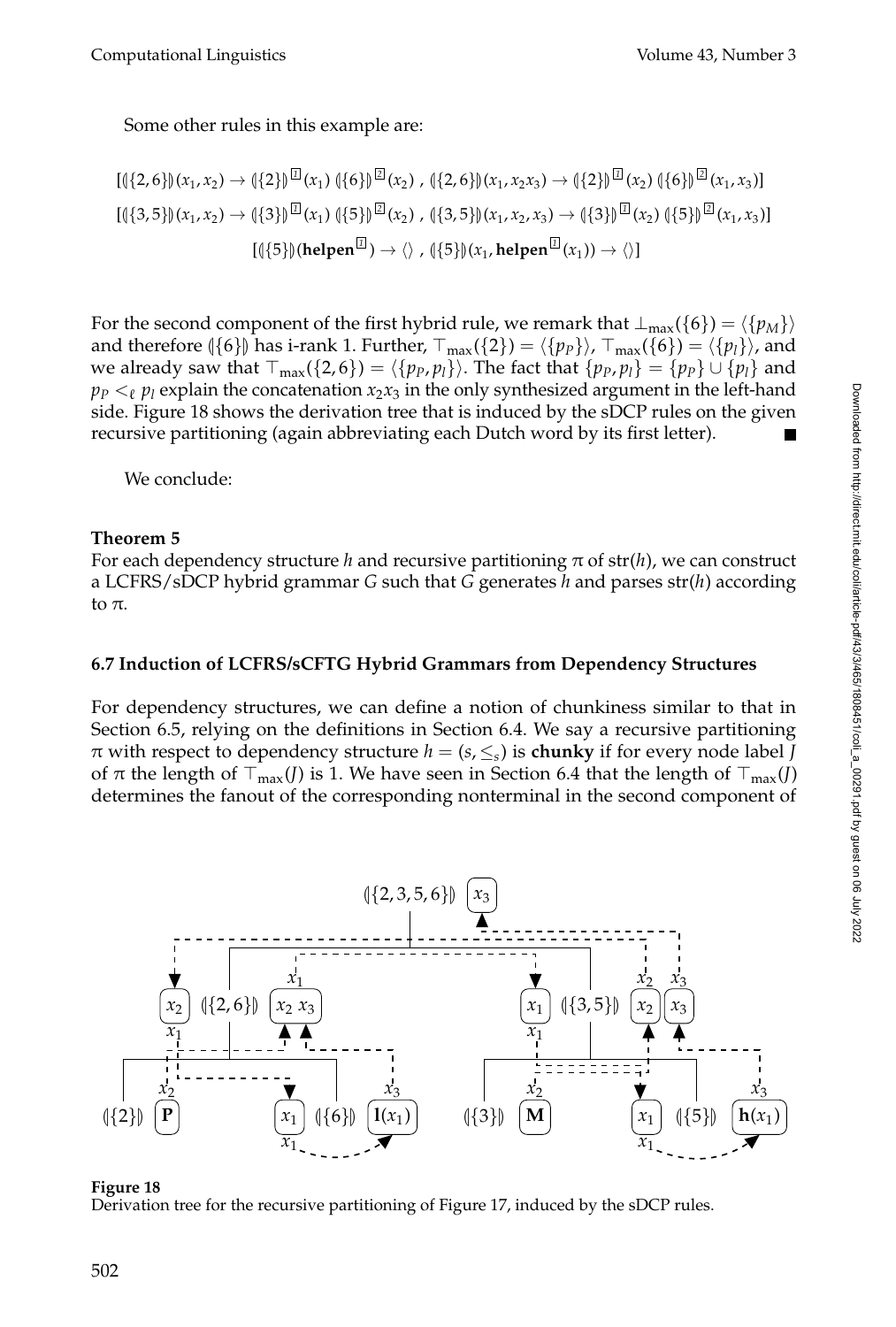Some other rules in this example are:

$$[(\!\{2,6\}\!)(x_1, x_2) \rightarrow (\!\{2\}\!)^{\boxed{1}}(x_1)\ (\!\{6\}\!)^{\boxed{2}}(x_2)\ ,\ (\!\{2,6\}\!)(x_1, x_2x_3) \rightarrow (\!\{2\}\!)^{\boxed{1}}(x_2)\ (\!\{6\}\!)^{\boxed{2}}(x_1, x_3)]$$

$$[(\!\{3,5\}\!)(x_1, x_2) \rightarrow (\!\{3\}\!)^{\boxed{1}}(x_1)\ (\!\{5\}\!)^{\boxed{2}}(x_2)\ ,\ (\!\{3,5\}\!)(x_1, x_2, x_3) \rightarrow (\!\{3\}\!)^{\boxed{1}}(x_2)\ (\!\{5\}\!)^{\boxed{2}}(x_1, x_3)]$$

$$[(\!\{5\}\!)(\mathbf{helpen}^{\boxed{1}}) \rightarrow \langle\rangle\ ,\ (\!\{5\}\!)(x_1, \mathbf{helpen}^{\boxed{1}}(x_1)) \rightarrow \langle\rangle]$$

For the second component of the first hybrid rule, we remark that $\bot_{\max}(\{6\}) = \langle\{p_M\}\rangle$ and therefore $(\!\{6\}\!)$ has i-rank 1. Further, $\top_{\max}(\{2\}) = \langle\{p_P\}\rangle$, $\top_{\max}(\{6\}) = \langle\{p_l\}\rangle$, and we already saw that $\top_{\max}(\{2,6\}) = \langle\{p_P, p_l\}\rangle$. The fact that $\{p_P, p_l\} = \{p_P\} \cup \{p_l\}$ and $p_P <_\ell p_l$ explain the concatenation $x_2x_3$ in the only synthesized argument in the left-hand side. Figure 18 shows the derivation tree that is induced by the sDCP rules on the given recursive partitioning (again abbreviating each Dutch word by its first letter). ■

We conclude:

**Theorem 5**
For each dependency structure $h$ and recursive partitioning $\pi$ of str($h$), we can construct a LCFRS/sDCP hybrid grammar $G$ such that $G$ generates $h$ and parses str($h$) according to $\pi$.

### 6.7 Induction of LCFRS/sCFTG Hybrid Grammars from Dependency Structures

For dependency structures, we can define a notion of chunkiness similar to that in Section 6.5, relying on the definitions in Section 6.4. We say a recursive partitioning $\pi$ with respect to dependency structure $h = (s, \leq_s)$ is **chunky** if for every node label $J$ of $\pi$ the length of $\top_{\max}(J)$ is 1. We have seen in Section 6.4 that the length of $\top_{\max}(J)$ determines the fanout of the corresponding nonterminal in the second component of

**Figure 18**
Derivation tree for the recursive partitioning of Figure 17, induced by the sDCP rules.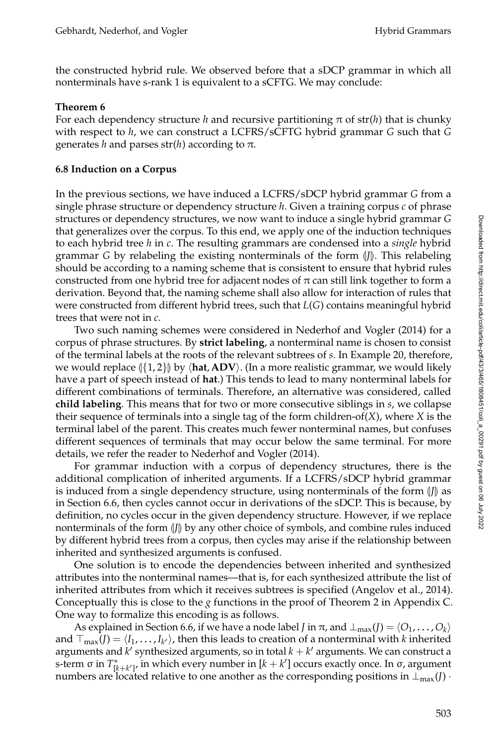the constructed hybrid rule. We observed before that a sDCP grammar in which all nonterminals have s-rank 1 is equivalent to a sCFTG. We may conclude:

**Theorem 6**
For each dependency structure $h$ and recursive partitioning $\pi$ of $\mathrm{str}(h)$ that is chunky with respect to $h$, we can construct a LCFRS/sCFTG hybrid grammar $G$ such that $G$ generates $h$ and parses $\mathrm{str}(h)$ according to $\pi$.

### 6.8 Induction on a Corpus

In the previous sections, we have induced a LCFRS/sDCP hybrid grammar $G$ from a single phrase structure or dependency structure $h$. Given a training corpus $c$ of phrase structures or dependency structures, we now want to induce a single hybrid grammar $G$ that generalizes over the corpus. To this end, we apply one of the induction techniques to each hybrid tree $h$ in $c$. The resulting grammars are condensed into a *single* hybrid grammar $G$ by relabeling the existing nonterminals of the form $(\!|J|\!)$. This relabeling should be according to a naming scheme that is consistent to ensure that hybrid rules constructed from one hybrid tree for adjacent nodes of $\pi$ can still link together to form a derivation. Beyond that, the naming scheme shall also allow for interaction of rules that were constructed from different hybrid trees, such that $L(G)$ contains meaningful hybrid trees that were not in $c$.

Two such naming schemes were considered in Nederhof and Vogler (2014) for a corpus of phrase structures. By **strict labeling**, a nonterminal name is chosen to consist of the terminal labels at the roots of the relevant subtrees of $s$. In Example 20, therefore, we would replace $(\!|\{1,2\}|\!)$ by $\langle \mathbf{hat}, \mathbf{ADV} \rangle$. (In a more realistic grammar, we would likely have a part of speech instead of **hat**.) This tends to lead to many nonterminal labels for different combinations of terminals. Therefore, an alternative was considered, called **child labeling**. This means that for two or more consecutive siblings in $s$, we collapse their sequence of terminals into a single tag of the form children-of($X$), where $X$ is the terminal label of the parent. This creates much fewer nonterminal names, but confuses different sequences of terminals that may occur below the same terminal. For more details, we refer the reader to Nederhof and Vogler (2014).

For grammar induction with a corpus of dependency structures, there is the additional complication of inherited arguments. If a LCFRS/sDCP hybrid grammar is induced from a single dependency structure, using nonterminals of the form $(\!|J|\!)$ as in Section 6.6, then cycles cannot occur in derivations of the sDCP. This is because, by definition, no cycles occur in the given dependency structure. However, if we replace nonterminals of the form $(\!|J|\!)$ by any other choice of symbols, and combine rules induced by different hybrid trees from a corpus, then cycles may arise if the relationship between inherited and synthesized arguments is confused.

One solution is to encode the dependencies between inherited and synthesized attributes into the nonterminal names—that is, for each synthesized attribute the list of inherited attributes from which it receives subtrees is specified (Angelov et al., 2014). Conceptually this is close to the $g$ functions in the proof of Theorem 2 in Appendix C. One way to formalize this encoding is as follows.

As explained in Section 6.6, if we have a node label $J$ in $\pi$, and $\perp_{\max}(J) = \langle O_1, \ldots, O_k \rangle$ and $\top_{\max}(J) = \langle I_1, \ldots, I_{k'} \rangle$, then this leads to creation of a nonterminal with $k$ inherited arguments and $k'$ synthesized arguments, so in total $k + k'$ arguments. We can construct a s-term $\sigma$ in $T^*_{[k+k']}$, in which every number in $[k + k']$ occurs exactly once. In $\sigma$, argument numbers are located relative to one another as the corresponding positions in $\perp_{\max}(J) \cdot$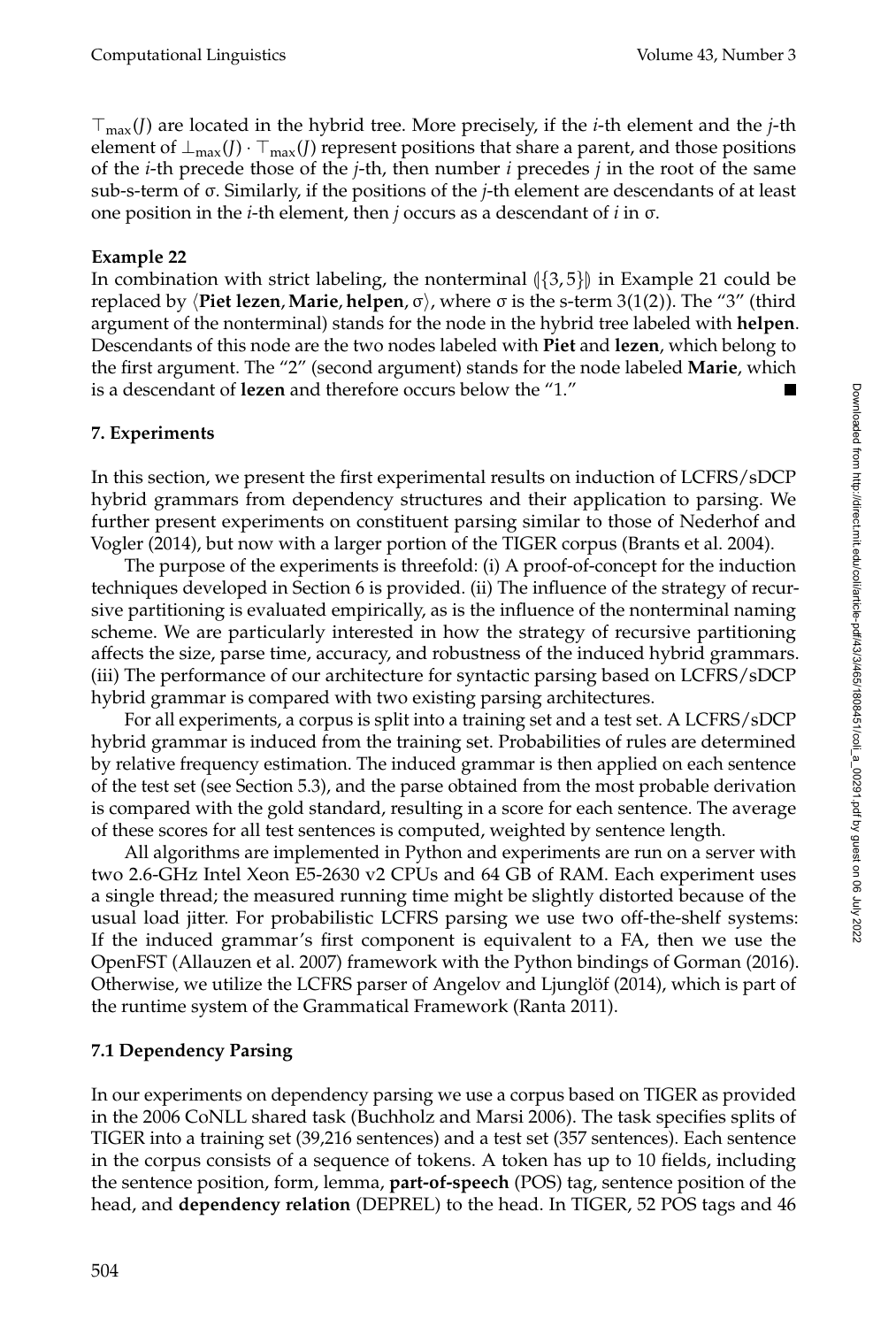$\top_{\max}(J)$ are located in the hybrid tree. More precisely, if the $i$-th element and the $j$-th element of $\bot_{\max}(J) \cdot \top_{\max}(J)$ represent positions that share a parent, and those positions of the $i$-th precede those of the $j$-th, then number $i$ precedes $j$ in the root of the same sub-s-term of σ. Similarly, if the positions of the $j$-th element are descendants of at least one position in the $i$-th element, then $j$ occurs as a descendant of $i$ in σ.

**Example 22**
In combination with strict labeling, the nonterminal $\llparenthesis\{3, 5\}\rrparenthesis$ in Example 21 could be replaced by ⟨**Piet lezen**, **Marie**, **helpen**, σ⟩, where σ is the s-term 3(1(2)). The "3" (third argument of the nonterminal) stands for the node in the hybrid tree labeled with **helpen**. Descendants of this node are the two nodes labeled with **Piet** and **lezen**, which belong to the first argument. The "2" (second argument) stands for the node labeled **Marie**, which is a descendant of **lezen** and therefore occurs below the "1." ■

## 7. Experiments

In this section, we present the first experimental results on induction of LCFRS/sDCP hybrid grammars from dependency structures and their application to parsing. We further present experiments on constituent parsing similar to those of Nederhof and Vogler (2014), but now with a larger portion of the TIGER corpus (Brants et al. 2004).

The purpose of the experiments is threefold: (i) A proof-of-concept for the induction techniques developed in Section 6 is provided. (ii) The influence of the strategy of recursive partitioning is evaluated empirically, as is the influence of the nonterminal naming scheme. We are particularly interested in how the strategy of recursive partitioning affects the size, parse time, accuracy, and robustness of the induced hybrid grammars. (iii) The performance of our architecture for syntactic parsing based on LCFRS/sDCP hybrid grammar is compared with two existing parsing architectures.

For all experiments, a corpus is split into a training set and a test set. A LCFRS/sDCP hybrid grammar is induced from the training set. Probabilities of rules are determined by relative frequency estimation. The induced grammar is then applied on each sentence of the test set (see Section 5.3), and the parse obtained from the most probable derivation is compared with the gold standard, resulting in a score for each sentence. The average of these scores for all test sentences is computed, weighted by sentence length.

All algorithms are implemented in Python and experiments are run on a server with two 2.6-GHz Intel Xeon E5-2630 v2 CPUs and 64 GB of RAM. Each experiment uses a single thread; the measured running time might be slightly distorted because of the usual load jitter. For probabilistic LCFRS parsing we use two off-the-shelf systems: If the induced grammar's first component is equivalent to a FA, then we use the OpenFST (Allauzen et al. 2007) framework with the Python bindings of Gorman (2016). Otherwise, we utilize the LCFRS parser of Angelov and Ljunglöf (2014), which is part of the runtime system of the Grammatical Framework (Ranta 2011).

### 7.1 Dependency Parsing

In our experiments on dependency parsing we use a corpus based on TIGER as provided in the 2006 CoNLL shared task (Buchholz and Marsi 2006). The task specifies splits of TIGER into a training set (39,216 sentences) and a test set (357 sentences). Each sentence in the corpus consists of a sequence of tokens. A token has up to 10 fields, including the sentence position, form, lemma, **part-of-speech** (POS) tag, sentence position of the head, and **dependency relation** (DEPREL) to the head. In TIGER, 52 POS tags and 46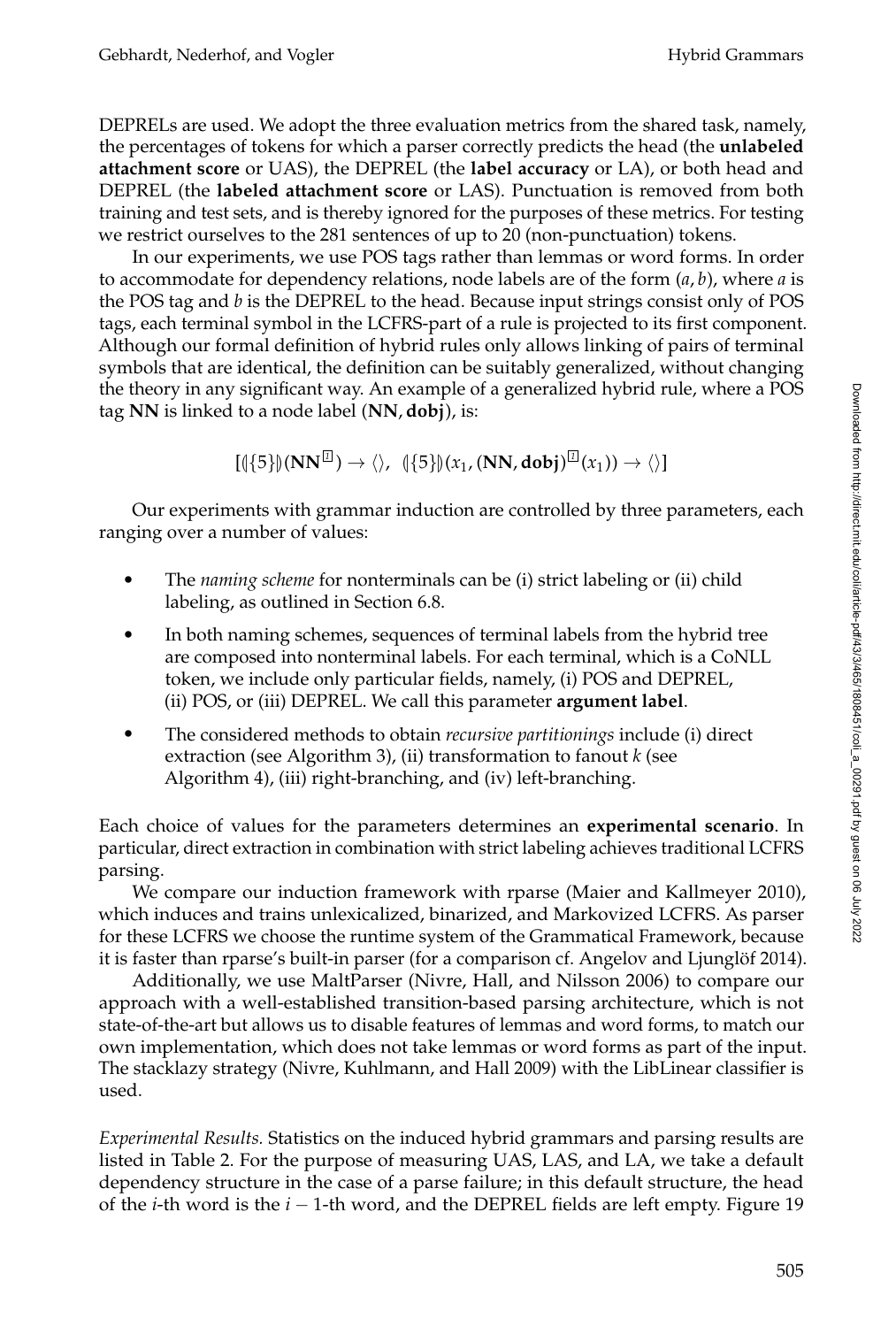DEPRELs are used. We adopt the three evaluation metrics from the shared task, namely, the percentages of tokens for which a parser correctly predicts the head (the **unlabeled attachment score** or UAS), the DEPREL (the **label accuracy** or LA), or both head and DEPREL (the **labeled attachment score** or LAS). Punctuation is removed from both training and test sets, and is thereby ignored for the purposes of these metrics. For testing we restrict ourselves to the 281 sentences of up to 20 (non-punctuation) tokens.

In our experiments, we use POS tags rather than lemmas or word forms. In order to accommodate for dependency relations, node labels are of the form $(a, b)$, where $a$ is the POS tag and $b$ is the DEPREL to the head. Because input strings consist only of POS tags, each terminal symbol in the LCFRS-part of a rule is projected to its first component. Although our formal definition of hybrid rules only allows linking of pairs of terminal symbols that are identical, the definition can be suitably generalized, without changing the theory in any significant way. An example of a generalized hybrid rule, where a POS tag **NN** is linked to a node label (**NN**, **dobj**), is:

$$[(\!|\{5\}|\!)(\mathbf{NN}^{\boxed{1}}) \rightarrow \langle\rangle,\ \ (\!|\{5\}|\!)(x_1, (\mathbf{NN}, \mathbf{dobj})^{\boxed{1}}(x_1)) \rightarrow \langle\rangle]$$

Our experiments with grammar induction are controlled by three parameters, each ranging over a number of values:

- The *naming scheme* for nonterminals can be (i) strict labeling or (ii) child labeling, as outlined in Section 6.8.
- In both naming schemes, sequences of terminal labels from the hybrid tree are composed into nonterminal labels. For each terminal, which is a CoNLL token, we include only particular fields, namely, (i) POS and DEPREL, (ii) POS, or (iii) DEPREL. We call this parameter **argument label**.
- The considered methods to obtain *recursive partitionings* include (i) direct extraction (see Algorithm 3), (ii) transformation to fanout $k$ (see Algorithm 4), (iii) right-branching, and (iv) left-branching.

Each choice of values for the parameters determines an **experimental scenario**. In particular, direct extraction in combination with strict labeling achieves traditional LCFRS parsing.

We compare our induction framework with rparse (Maier and Kallmeyer 2010), which induces and trains unlexicalized, binarized, and Markovized LCFRS. As parser for these LCFRS we choose the runtime system of the Grammatical Framework, because it is faster than rparse's built-in parser (for a comparison cf. Angelov and Ljunglöf 2014).

Additionally, we use MaltParser (Nivre, Hall, and Nilsson 2006) to compare our approach with a well-established transition-based parsing architecture, which is not state-of-the-art but allows us to disable features of lemmas and word forms, to match our own implementation, which does not take lemmas or word forms as part of the input. The stacklazy strategy (Nivre, Kuhlmann, and Hall 2009) with the LibLinear classifier is used.

*Experimental Results.* Statistics on the induced hybrid grammars and parsing results are listed in Table 2. For the purpose of measuring UAS, LAS, and LA, we take a default dependency structure in the case of a parse failure; in this default structure, the head of the $i$-th word is the $i-1$-th word, and the DEPREL fields are left empty. Figure 19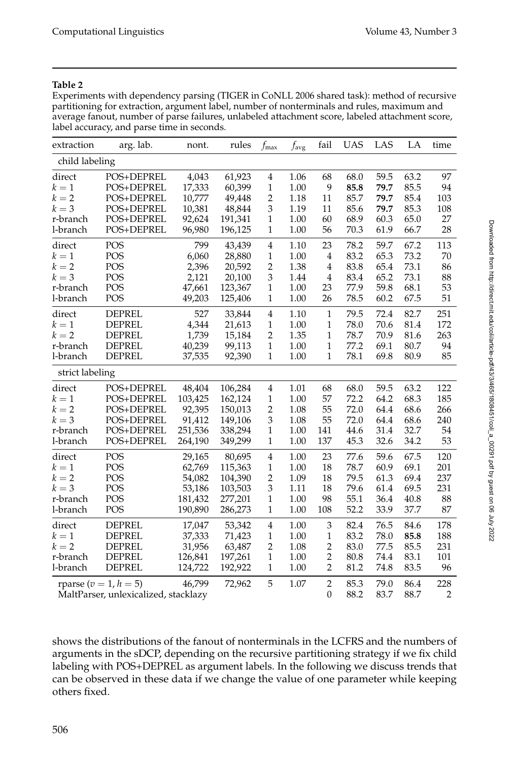**Table 2**

Experiments with dependency parsing (TIGER in CoNLL 2006 shared task): method of recursive partitioning for extraction, argument label, number of nonterminals and rules, maximum and average fanout, number of parse failures, unlabeled attachment score, labeled attachment score, label accuracy, and parse time in seconds.

| extraction | arg. lab. | nont. | rules | $f_{\max}$ | $f_{\text{avg}}$ | fail | UAS | LAS | LA | time |
|---|---|---|---|---|---|---|---|---|---|---|
| child labeling | | | | | | | | | | |
| direct | POS+DEPREL | 4,043 | 61,923 | 4 | 1.06 | 68 | 68.0 | 59.5 | 63.2 | 97 |
| $k = 1$ | POS+DEPREL | 17,333 | 60,399 | 1 | 1.00 | 9 | **85.8** | **79.7** | 85.5 | 94 |
| $k = 2$ | POS+DEPREL | 10,777 | 49,448 | 2 | 1.18 | 11 | 85.7 | **79.7** | 85.4 | 103 |
| $k = 3$ | POS+DEPREL | 10,381 | 48,844 | 3 | 1.19 | 11 | 85.6 | **79.7** | 85.3 | 108 |
| r-branch | POS+DEPREL | 92,624 | 191,341 | 1 | 1.00 | 60 | 68.9 | 60.3 | 65.0 | 27 |
| l-branch | POS+DEPREL | 96,980 | 196,125 | 1 | 1.00 | 56 | 70.3 | 61.9 | 66.7 | 28 |
| direct | POS | 799 | 43,439 | 4 | 1.10 | 23 | 78.2 | 59.7 | 67.2 | 113 |
| $k = 1$ | POS | 6,060 | 28,880 | 1 | 1.00 | 4 | 83.2 | 65.3 | 73.2 | 70 |
| $k = 2$ | POS | 2,396 | 20,592 | 2 | 1.38 | 4 | 83.8 | 65.4 | 73.1 | 86 |
| $k = 3$ | POS | 2,121 | 20,100 | 3 | 1.44 | 4 | 83.4 | 65.2 | 73.1 | 88 |
| r-branch | POS | 47,661 | 123,367 | 1 | 1.00 | 23 | 77.9 | 59.8 | 68.1 | 53 |
| l-branch | POS | 49,203 | 125,406 | 1 | 1.00 | 26 | 78.5 | 60.2 | 67.5 | 51 |
| direct | DEPREL | 527 | 33,844 | 4 | 1.10 | 1 | 79.5 | 72.4 | 82.7 | 251 |
| $k = 1$ | DEPREL | 4,344 | 21,613 | 1 | 1.00 | 1 | 78.0 | 70.6 | 81.4 | 172 |
| $k = 2$ | DEPREL | 1,739 | 15,184 | 2 | 1.35 | 1 | 78.7 | 70.9 | 81.6 | 263 |
| r-branch | DEPREL | 40,239 | 99,113 | 1 | 1.00 | 1 | 77.2 | 69.1 | 80.7 | 94 |
| l-branch | DEPREL | 37,535 | 92,390 | 1 | 1.00 | 1 | 78.1 | 69.8 | 80.9 | 85 |
| strict labeling | | | | | | | | | | |
| direct | POS+DEPREL | 48,404 | 106,284 | 4 | 1.01 | 68 | 68.0 | 59.5 | 63.2 | 122 |
| $k = 1$ | POS+DEPREL | 103,425 | 162,124 | 1 | 1.00 | 57 | 72.2 | 64.2 | 68.3 | 185 |
| $k = 2$ | POS+DEPREL | 92,395 | 150,013 | 2 | 1.08 | 55 | 72.0 | 64.4 | 68.6 | 266 |
| $k = 3$ | POS+DEPREL | 91,412 | 149,106 | 3 | 1.08 | 55 | 72.0 | 64.4 | 68.6 | 240 |
| r-branch | POS+DEPREL | 251,536 | 338,294 | 1 | 1.00 | 141 | 44.6 | 31.4 | 32.7 | 54 |
| l-branch | POS+DEPREL | 264,190 | 349,299 | 1 | 1.00 | 137 | 45.3 | 32.6 | 34.2 | 53 |
| direct | POS | 29,165 | 80,695 | 4 | 1.00 | 23 | 77.6 | 59.6 | 67.5 | 120 |
| $k = 1$ | POS | 62,769 | 115,363 | 1 | 1.00 | 18 | 78.7 | 60.9 | 69.1 | 201 |
| $k = 2$ | POS | 54,082 | 104,390 | 2 | 1.09 | 18 | 79.5 | 61.3 | 69.4 | 237 |
| $k = 3$ | POS | 53,186 | 103,503 | 3 | 1.11 | 18 | 79.6 | 61.4 | 69.5 | 231 |
| r-branch | POS | 181,432 | 277,201 | 1 | 1.00 | 98 | 55.1 | 36.4 | 40.8 | 88 |
| l-branch | POS | 190,890 | 286,273 | 1 | 1.00 | 108 | 52.2 | 33.9 | 37.7 | 87 |
| direct | DEPREL | 17,047 | 53,342 | 4 | 1.00 | 3 | 82.4 | 76.5 | 84.6 | 178 |
| $k = 1$ | DEPREL | 37,333 | 71,423 | 1 | 1.00 | 1 | 83.2 | 78.0 | **85.8** | 188 |
| $k = 2$ | DEPREL | 31,956 | 63,487 | 2 | 1.08 | 2 | 83.0 | 77.5 | 85.5 | 231 |
| r-branch | DEPREL | 126,841 | 197,261 | 1 | 1.00 | 2 | 80.8 | 74.4 | 83.1 | 101 |
| l-branch | DEPREL | 124,722 | 192,922 | 1 | 1.00 | 2 | 81.2 | 74.8 | 83.5 | 96 |
| rparse ($v = 1, h = 5$) | | 46,799 | 72,962 | 5 | 1.07 | 2 | 85.3 | 79.0 | 86.4 | 228 |
| MaltParser, unlexicalized, stacklazy | | | | | | 0 | 88.2 | 83.7 | 88.7 | 2 |

shows the distributions of the fanout of nonterminals in the LCFRS and the numbers of arguments in the sDCP, depending on the recursive partitioning strategy if we fix child labeling with POS+DEPREL as argument labels. In the following we discuss trends that can be observed in these data if we change the value of one parameter while keeping others fixed.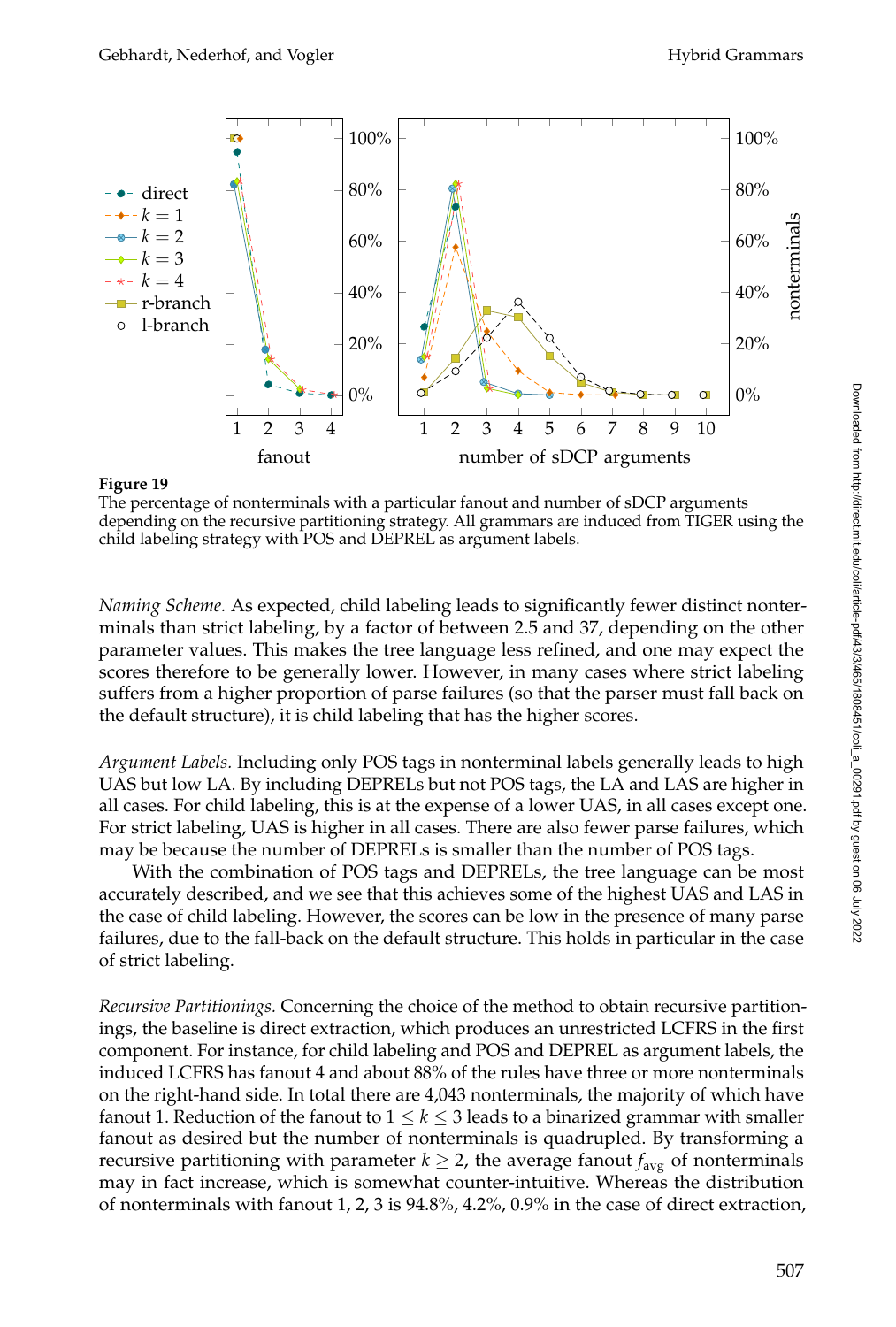direct
$k = 1$
$k = 2$
$k = 3$
$k = 4$
r-branch
l-branch

100%
80%
60%
40%
20%
0%

1 2 3 4
fanout

1 2 3 4 5 6 7 8 9 10
number of sDCP arguments

nonterminals

**Figure 19**
The percentage of nonterminals with a particular fanout and number of sDCP arguments depending on the recursive partitioning strategy. All grammars are induced from TIGER using the child labeling strategy with POS and DEPREL as argument labels.

*Naming Scheme.* As expected, child labeling leads to significantly fewer distinct nonterminals than strict labeling, by a factor of between 2.5 and 37, depending on the other parameter values. This makes the tree language less refined, and one may expect the scores therefore to be generally lower. However, in many cases where strict labeling suffers from a higher proportion of parse failures (so that the parser must fall back on the default structure), it is child labeling that has the higher scores.

*Argument Labels.* Including only POS tags in nonterminal labels generally leads to high UAS but low LA. By including DEPRELs but not POS tags, the LA and LAS are higher in all cases. For child labeling, this is at the expense of a lower UAS, in all cases except one. For strict labeling, UAS is higher in all cases. There are also fewer parse failures, which may be because the number of DEPRELs is smaller than the number of POS tags.

With the combination of POS tags and DEPRELs, the tree language can be most accurately described, and we see that this achieves some of the highest UAS and LAS in the case of child labeling. However, the scores can be low in the presence of many parse failures, due to the fall-back on the default structure. This holds in particular in the case of strict labeling.

*Recursive Partitionings.* Concerning the choice of the method to obtain recursive partitionings, the baseline is direct extraction, which produces an unrestricted LCFRS in the first component. For instance, for child labeling and POS and DEPREL as argument labels, the induced LCFRS has fanout 4 and about 88% of the rules have three or more nonterminals on the right-hand side. In total there are 4,043 nonterminals, the majority of which have fanout 1. Reduction of the fanout to $1 \leq k \leq 3$ leads to a binarized grammar with smaller fanout as desired but the number of nonterminals is quadrupled. By transforming a recursive partitioning with parameter $k \geq 2$, the average fanout $f_{\text{avg}}$ of nonterminals may in fact increase, which is somewhat counter-intuitive. Whereas the distribution of nonterminals with fanout 1, 2, 3 is 94.8%, 4.2%, 0.9% in the case of direct extraction,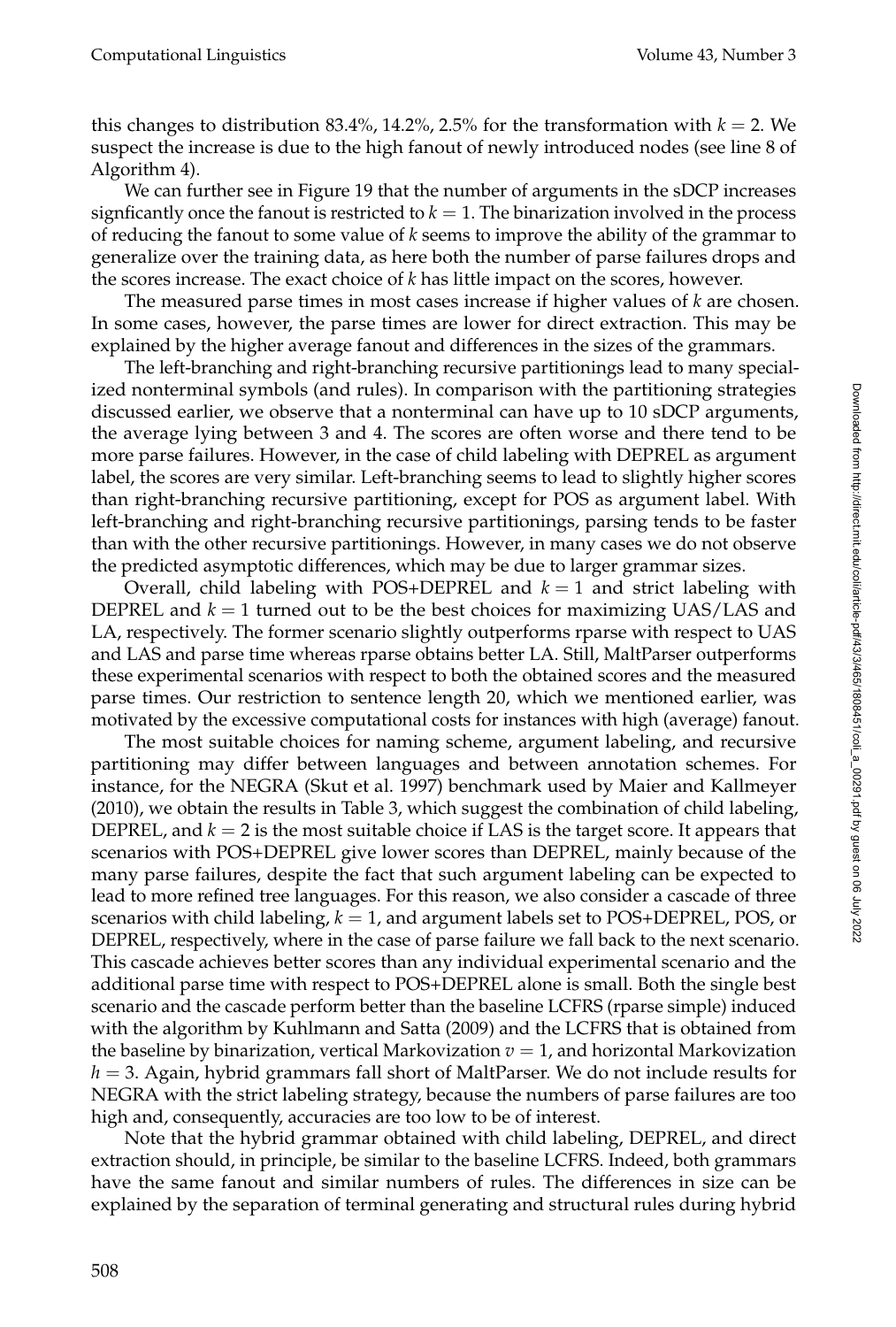this changes to distribution 83.4%, 14.2%, 2.5% for the transformation with $k = 2$. We suspect the increase is due to the high fanout of newly introduced nodes (see line 8 of Algorithm 4).

We can further see in Figure 19 that the number of arguments in the sDCP increases signficantly once the fanout is restricted to $k = 1$. The binarization involved in the process of reducing the fanout to some value of $k$ seems to improve the ability of the grammar to generalize over the training data, as here both the number of parse failures drops and the scores increase. The exact choice of $k$ has little impact on the scores, however.

The measured parse times in most cases increase if higher values of $k$ are chosen. In some cases, however, the parse times are lower for direct extraction. This may be explained by the higher average fanout and differences in the sizes of the grammars.

The left-branching and right-branching recursive partitionings lead to many specialized nonterminal symbols (and rules). In comparison with the partitioning strategies discussed earlier, we observe that a nonterminal can have up to 10 sDCP arguments, the average lying between 3 and 4. The scores are often worse and there tend to be more parse failures. However, in the case of child labeling with DEPREL as argument label, the scores are very similar. Left-branching seems to lead to slightly higher scores than right-branching recursive partitioning, except for POS as argument label. With left-branching and right-branching recursive partitionings, parsing tends to be faster than with the other recursive partitionings. However, in many cases we do not observe the predicted asymptotic differences, which may be due to larger grammar sizes.

Overall, child labeling with POS+DEPREL and $k = 1$ and strict labeling with DEPREL and $k = 1$ turned out to be the best choices for maximizing UAS/LAS and LA, respectively. The former scenario slightly outperforms rparse with respect to UAS and LAS and parse time whereas rparse obtains better LA. Still, MaltParser outperforms these experimental scenarios with respect to both the obtained scores and the measured parse times. Our restriction to sentence length 20, which we mentioned earlier, was motivated by the excessive computational costs for instances with high (average) fanout.

The most suitable choices for naming scheme, argument labeling, and recursive partitioning may differ between languages and between annotation schemes. For instance, for the NEGRA (Skut et al. 1997) benchmark used by Maier and Kallmeyer (2010), we obtain the results in Table 3, which suggest the combination of child labeling, DEPREL, and $k = 2$ is the most suitable choice if LAS is the target score. It appears that scenarios with POS+DEPREL give lower scores than DEPREL, mainly because of the many parse failures, despite the fact that such argument labeling can be expected to lead to more refined tree languages. For this reason, we also consider a cascade of three scenarios with child labeling, $k = 1$, and argument labels set to POS+DEPREL, POS, or DEPREL, respectively, where in the case of parse failure we fall back to the next scenario. This cascade achieves better scores than any individual experimental scenario and the additional parse time with respect to POS+DEPREL alone is small. Both the single best scenario and the cascade perform better than the baseline LCFRS (rparse simple) induced with the algorithm by Kuhlmann and Satta (2009) and the LCFRS that is obtained from the baseline by binarization, vertical Markovization $v = 1$, and horizontal Markovization $h = 3$. Again, hybrid grammars fall short of MaltParser. We do not include results for NEGRA with the strict labeling strategy, because the numbers of parse failures are too high and, consequently, accuracies are too low to be of interest.

Note that the hybrid grammar obtained with child labeling, DEPREL, and direct extraction should, in principle, be similar to the baseline LCFRS. Indeed, both grammars have the same fanout and similar numbers of rules. The differences in size can be explained by the separation of terminal generating and structural rules during hybrid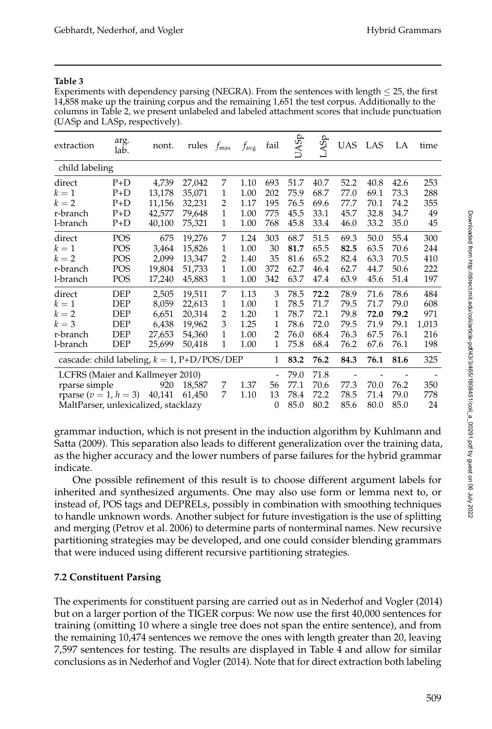**Table 3**
Experiments with dependency parsing (NEGRA). From the sentences with length ≤ 25, the first 14,858 make up the training corpus and the remaining 1,651 the test corpus. Additionally to the columns in Table 2, we present unlabeled and labeled attachment scores that include punctuation (UASp and LASp, respectively).

| extraction | arg. lab. | nont. | rules | $f_{\max}$ | $f_{\text{avg}}$ | fail | UASp | LASp | UAS | LAS | LA | time |
|---|---|---|---|---|---|---|---|---|---|---|---|---|
| child labeling | | | | | | | | | | | | |
| direct | P+D | 4,739 | 27,042 | 7 | 1.10 | 693 | 51.7 | 40.7 | 52.2 | 40.8 | 42.6 | 253 |
| $k = 1$ | P+D | 13,178 | 35,071 | 1 | 1.00 | 202 | 75.9 | 68.7 | 77.0 | 69.1 | 73.3 | 288 |
| $k = 2$ | P+D | 11,156 | 32,231 | 2 | 1.17 | 195 | 76.5 | 69.6 | 77.7 | 70.1 | 74.2 | 355 |
| r-branch | P+D | 42,577 | 79,648 | 1 | 1.00 | 775 | 45.5 | 33.1 | 45.7 | 32.8 | 34.7 | 49 |
| l-branch | P+D | 40,100 | 75,321 | 1 | 1.00 | 768 | 45.8 | 33.4 | 46.0 | 33.2 | 35.0 | 45 |
| direct | POS | 675 | 19,276 | 7 | 1.24 | 303 | 68.7 | 51.5 | 69.3 | 50.0 | 55.4 | 300 |
| $k = 1$ | POS | 3,464 | 15,826 | 1 | 1.00 | 30 | **81.7** | 65.5 | **82.5** | 63.5 | 70.6 | 244 |
| $k = 2$ | POS | 2,099 | 13,347 | 2 | 1.40 | 35 | 81.6 | 65.2 | 82.4 | 63.3 | 70.5 | 410 |
| r-branch | POS | 19,804 | 51,733 | 1 | 1.00 | 372 | 62.7 | 46.4 | 62.7 | 44.7 | 50.6 | 222 |
| l-branch | POS | 17,240 | 45,883 | 1 | 1.00 | 342 | 63.7 | 47.4 | 63.9 | 45.6 | 51.4 | 197 |
| direct | DEP | 2,505 | 19,511 | 7 | 1.13 | 3 | 78.5 | **72.2** | 78.9 | 71.6 | 78.6 | 484 |
| $k = 1$ | DEP | 8,059 | 22,613 | 1 | 1.00 | 1 | 78.5 | 71.7 | 79.5 | 71.7 | 79.0 | 608 |
| $k = 2$ | DEP | 6,651 | 20,314 | 2 | 1.20 | 1 | 78.7 | 72.1 | 79.8 | **72.0** | **79.2** | 971 |
| $k = 3$ | DEP | 6,438 | 19,962 | 3 | 1.25 | 1 | 78.6 | 72.0 | 79.5 | 71.9 | 79.1 | 1,013 |
| r-branch | DEP | 27,653 | 54,360 | 1 | 1.00 | 2 | 76.0 | 68.4 | 76.3 | 67.5 | 76.1 | 216 |
| l-branch | DEP | 25,699 | 50,418 | 1 | 1.00 | 1 | 75.8 | 68.4 | 76.2 | 67.6 | 76.1 | 198 |
| cascade: child labeling, $k = 1$, P+D/POS/DEP | | | | | | 1 | **83.2** | **76.2** | **84.3** | **76.1** | **81.6** | 325 |
| LCFRS (Maier and Kallmeyer 2010) | | | | | | - | 79.0 | 71.8 | - | - | - | - |
| rparse simple | | 920 | 18,587 | 7 | 1.37 | 56 | 77.1 | 70.6 | 77.3 | 70.0 | 76.2 | 350 |
| rparse ($v = 1, h = 3$) | | 40,141 | 61,450 | 7 | 1.10 | 13 | 78.4 | 72.2 | 78.5 | 71.4 | 79.0 | 778 |
| MaltParser, unlexicalized, stacklazy | | | | | | 0 | 85.0 | 80.2 | 85.6 | 80.0 | 85.0 | 24 |

grammar induction, which is not present in the induction algorithm by Kuhlmann and Satta (2009). This separation also leads to different generalization over the training data, as the higher accuracy and the lower numbers of parse failures for the hybrid grammar indicate.

One possible refinement of this result is to choose different argument labels for inherited and synthesized arguments. One may also use form or lemma next to, or instead of, POS tags and DEPRELs, possibly in combination with smoothing techniques to handle unknown words. Another subject for future investigation is the use of splitting and merging (Petrov et al. 2006) to determine parts of nonterminal names. New recursive partitioning strategies may be developed, and one could consider blending grammars that were induced using different recursive partitioning strategies.

### 7.2 Constituent Parsing

The experiments for constituent parsing are carried out as in Nederhof and Vogler (2014) but on a larger portion of the TIGER corpus: We now use the first 40,000 sentences for training (omitting 10 where a single tree does not span the entire sentence), and from the remaining 10,474 sentences we remove the ones with length greater than 20, leaving 7,597 sentences for testing. The results are displayed in Table 4 and allow for similar conclusions as in Nederhof and Vogler (2014). Note that for direct extraction both labeling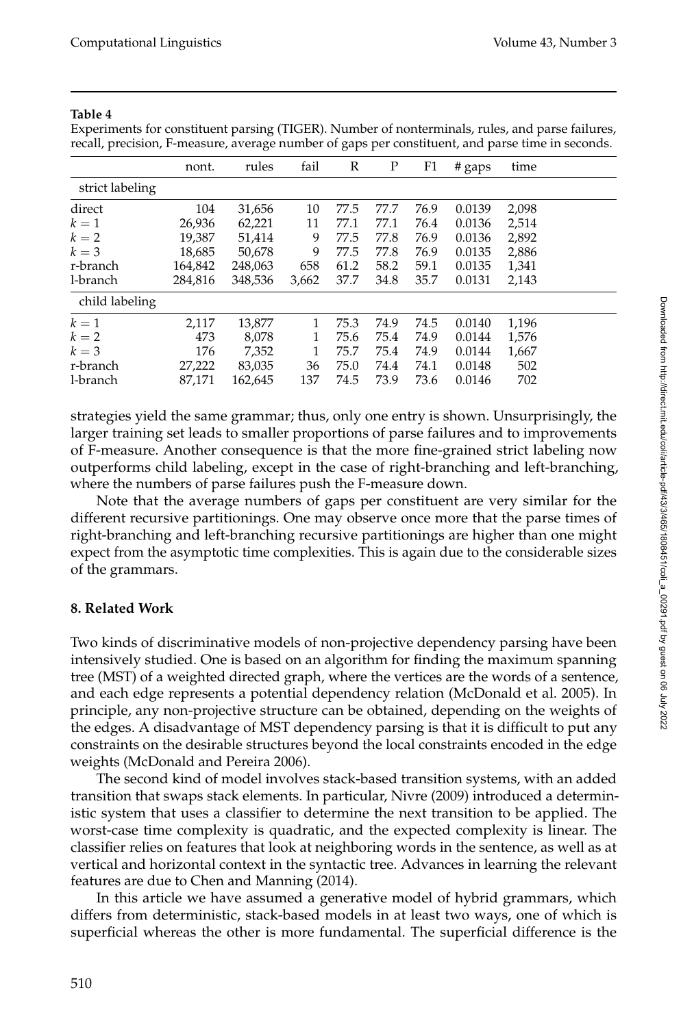**Table 4**

Experiments for constituent parsing (TIGER). Number of nonterminals, rules, and parse failures, recall, precision, F-measure, average number of gaps per constituent, and parse time in seconds.

| | nont. | rules | fail | R | P | F1 | # gaps | time |
|---|---|---|---|---|---|---|---|---|
| strict labeling | | | | | | | | |
| direct | 104 | 31,656 | 10 | 77.5 | 77.7 | 76.9 | 0.0139 | 2,098 |
| $k = 1$ | 26,936 | 62,221 | 11 | 77.1 | 77.1 | 76.4 | 0.0136 | 2,514 |
| $k = 2$ | 19,387 | 51,414 | 9 | 77.5 | 77.8 | 76.9 | 0.0136 | 2,892 |
| $k = 3$ | 18,685 | 50,678 | 9 | 77.5 | 77.8 | 76.9 | 0.0135 | 2,886 |
| r-branch | 164,842 | 248,063 | 658 | 61.2 | 58.2 | 59.1 | 0.0135 | 1,341 |
| l-branch | 284,816 | 348,536 | 3,662 | 37.7 | 34.8 | 35.7 | 0.0131 | 2,143 |
| child labeling | | | | | | | | |
| $k = 1$ | 2,117 | 13,877 | 1 | 75.3 | 74.9 | 74.5 | 0.0140 | 1,196 |
| $k = 2$ | 473 | 8,078 | 1 | 75.6 | 75.4 | 74.9 | 0.0144 | 1,576 |
| $k = 3$ | 176 | 7,352 | 1 | 75.7 | 75.4 | 74.9 | 0.0144 | 1,667 |
| r-branch | 27,222 | 83,035 | 36 | 75.0 | 74.4 | 74.1 | 0.0148 | 502 |
| l-branch | 87,171 | 162,645 | 137 | 74.5 | 73.9 | 73.6 | 0.0146 | 702 |

strategies yield the same grammar; thus, only one entry is shown. Unsurprisingly, the larger training set leads to smaller proportions of parse failures and to improvements of F-measure. Another consequence is that the more fine-grained strict labeling now outperforms child labeling, except in the case of right-branching and left-branching, where the numbers of parse failures push the F-measure down.

Note that the average numbers of gaps per constituent are very similar for the different recursive partitionings. One may observe once more that the parse times of right-branching and left-branching recursive partitionings are higher than one might expect from the asymptotic time complexities. This is again due to the considerable sizes of the grammars.

## 8. Related Work

Two kinds of discriminative models of non-projective dependency parsing have been intensively studied. One is based on an algorithm for finding the maximum spanning tree (MST) of a weighted directed graph, where the vertices are the words of a sentence, and each edge represents a potential dependency relation (McDonald et al. 2005). In principle, any non-projective structure can be obtained, depending on the weights of the edges. A disadvantage of MST dependency parsing is that it is difficult to put any constraints on the desirable structures beyond the local constraints encoded in the edge weights (McDonald and Pereira 2006).

The second kind of model involves stack-based transition systems, with an added transition that swaps stack elements. In particular, Nivre (2009) introduced a deterministic system that uses a classifier to determine the next transition to be applied. The worst-case time complexity is quadratic, and the expected complexity is linear. The classifier relies on features that look at neighboring words in the sentence, as well as at vertical and horizontal context in the syntactic tree. Advances in learning the relevant features are due to Chen and Manning (2014).

In this article we have assumed a generative model of hybrid grammars, which differs from deterministic, stack-based models in at least two ways, one of which is superficial whereas the other is more fundamental. The superficial difference is the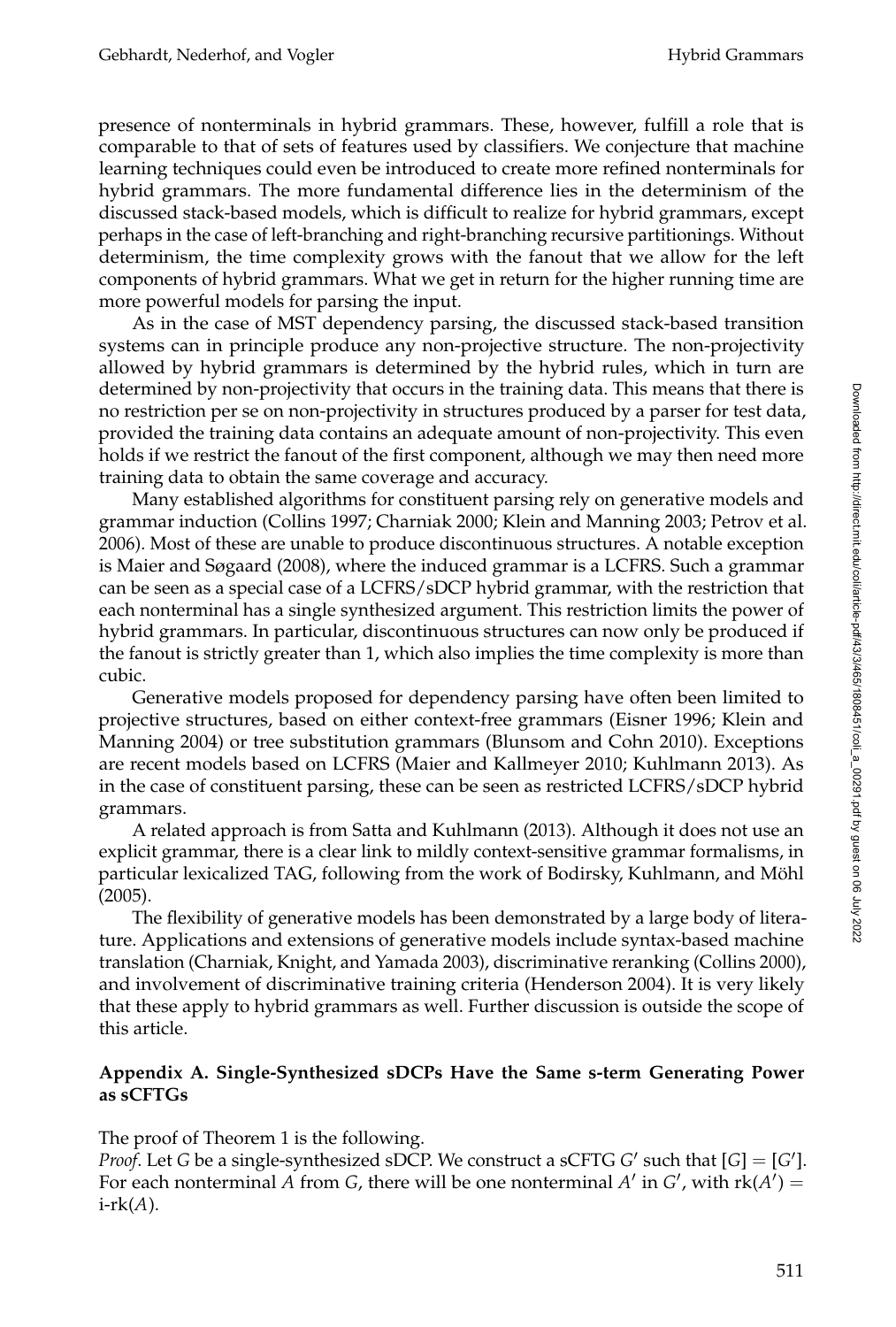presence of nonterminals in hybrid grammars. These, however, fulfill a role that is comparable to that of sets of features used by classifiers. We conjecture that machine learning techniques could even be introduced to create more refined nonterminals for hybrid grammars. The more fundamental difference lies in the determinism of the discussed stack-based models, which is difficult to realize for hybrid grammars, except perhaps in the case of left-branching and right-branching recursive partitionings. Without determinism, the time complexity grows with the fanout that we allow for the left components of hybrid grammars. What we get in return for the higher running time are more powerful models for parsing the input.

As in the case of MST dependency parsing, the discussed stack-based transition systems can in principle produce any non-projective structure. The non-projectivity allowed by hybrid grammars is determined by the hybrid rules, which in turn are determined by non-projectivity that occurs in the training data. This means that there is no restriction per se on non-projectivity in structures produced by a parser for test data, provided the training data contains an adequate amount of non-projectivity. This even holds if we restrict the fanout of the first component, although we may then need more training data to obtain the same coverage and accuracy.

Many established algorithms for constituent parsing rely on generative models and grammar induction (Collins 1997; Charniak 2000; Klein and Manning 2003; Petrov et al. 2006). Most of these are unable to produce discontinuous structures. A notable exception is Maier and Søgaard (2008), where the induced grammar is a LCFRS. Such a grammar can be seen as a special case of a LCFRS/sDCP hybrid grammar, with the restriction that each nonterminal has a single synthesized argument. This restriction limits the power of hybrid grammars. In particular, discontinuous structures can now only be produced if the fanout is strictly greater than 1, which also implies the time complexity is more than cubic.

Generative models proposed for dependency parsing have often been limited to projective structures, based on either context-free grammars (Eisner 1996; Klein and Manning 2004) or tree substitution grammars (Blunsom and Cohn 2010). Exceptions are recent models based on LCFRS (Maier and Kallmeyer 2010; Kuhlmann 2013). As in the case of constituent parsing, these can be seen as restricted LCFRS/sDCP hybrid grammars.

A related approach is from Satta and Kuhlmann (2013). Although it does not use an explicit grammar, there is a clear link to mildly context-sensitive grammar formalisms, in particular lexicalized TAG, following from the work of Bodirsky, Kuhlmann, and Möhl (2005).

The flexibility of generative models has been demonstrated by a large body of literature. Applications and extensions of generative models include syntax-based machine translation (Charniak, Knight, and Yamada 2003), discriminative reranking (Collins 2000), and involvement of discriminative training criteria (Henderson 2004). It is very likely that these apply to hybrid grammars as well. Further discussion is outside the scope of this article.

## Appendix A. Single-Synthesized sDCPs Have the Same s-term Generating Power as sCFTGs

The proof of Theorem 1 is the following.

*Proof*. Let $G$ be a single-synthesized sDCP. We construct a sCFTG $G'$ such that $[G] = [G']$. For each nonterminal $A$ from $G$, there will be one nonterminal $A'$ in $G'$, with $\text{rk}(A') = \text{i-rk}(A)$.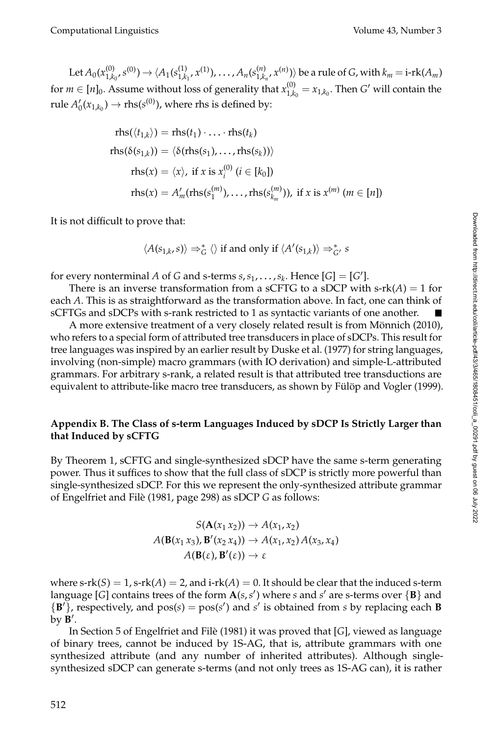Let $A_0(x^{(0)}_{1,k_0}, s^{(0)}) \to \langle A_1(s^{(1)}_{1,k_1}, x^{(1)}), \ldots, A_n(s^{(n)}_{1,k_n}, x^{(n)})\rangle$ be a rule of $G$, with $k_m = \text{i-rk}(A_m)$ for $m \in [n]_0$. Assume without loss of generality that $x^{(0)}_{1,k_0} = x_{1,k_0}$. Then $G'$ will contain the rule $A'_0(x_{1,k_0}) \to \text{rhs}(s^{(0)})$, where rhs is defined by:

$$
\begin{aligned}
\text{rhs}(\langle t_{1,k}\rangle) &= \text{rhs}(t_1) \cdot \ldots \cdot \text{rhs}(t_k)\\
\text{rhs}(\delta(s_{1,k})) &= \langle \delta(\text{rhs}(s_1), \ldots, \text{rhs}(s_k))\rangle\\
\text{rhs}(x) &= \langle x\rangle, \text{ if } x \text{ is } x^{(0)}_i \ (i \in [k_0])\\
\text{rhs}(x) &= A'_m(\text{rhs}(s^{(m)}_1), \ldots, \text{rhs}(s^{(m)}_{k_m})), \text{ if } x \text{ is } x^{(m)} \ (m \in [n])
\end{aligned}
$$

It is not difficult to prove that:

$$\langle A(s_{1,k}, s)\rangle \Rightarrow^*_G \langle\rangle \text{ if and only if } \langle A'(s_{1,k})\rangle \Rightarrow^*_{G'} s$$

for every nonterminal $A$ of $G$ and s-terms $s, s_1, \ldots, s_k$. Hence $[G] = [G']$.

There is an inverse transformation from a sCFTG to a sDCP with $\text{s-rk}(A) = 1$ for each $A$. This is as straightforward as the transformation above. In fact, one can think of sCFTGs and sDCPs with s-rank restricted to 1 as syntactic variants of one another. ■

A more extensive treatment of a very closely related result is from Mönnich (2010), who refers to a special form of attributed tree transducers in place of sDCPs. This result for tree languages was inspired by an earlier result by Duske et al. (1977) for string languages, involving (non-simple) macro grammars (with IO derivation) and simple-L-attributed grammars. For arbitrary s-rank, a related result is that attributed tree transductions are equivalent to attribute-like macro tree transducers, as shown by Fülöp and Vogler (1999).

## Appendix B. The Class of s-term Languages Induced by sDCP Is Strictly Larger than that Induced by sCFTG

By Theorem 1, sCFTG and single-synthesized sDCP have the same s-term generating power. Thus it suffices to show that the full class of sDCP is strictly more powerful than single-synthesized sDCP. For this we represent the only-synthesized attribute grammar of Engelfriet and Filè (1981, page 298) as sDCP $G$ as follows:

$$
\begin{aligned}
S(\mathbf{A}(x_1\, x_2)) &\to A(x_1, x_2)\\
A(\mathbf{B}(x_1\, x_3), \mathbf{B}'(x_2\, x_4)) &\to A(x_1, x_2)\, A(x_3, x_4)\\
A(\mathbf{B}(\varepsilon), \mathbf{B}'(\varepsilon)) &\to \varepsilon
\end{aligned}
$$

where $\text{s-rk}(S) = 1$, $\text{s-rk}(A) = 2$, and $\text{i-rk}(A) = 0$. It should be clear that the induced s-term language $[G]$ contains trees of the form $\mathbf{A}(s, s')$ where $s$ and $s'$ are s-terms over $\{\mathbf{B}\}$ and $\{\mathbf{B}'\}$, respectively, and $\text{pos}(s) = \text{pos}(s')$ and $s'$ is obtained from $s$ by replacing each $\mathbf{B}$ by $\mathbf{B}'$.

In Section 5 of Engelfriet and Filè (1981) it was proved that $[G]$, viewed as language of binary trees, cannot be induced by 1S-AG, that is, attribute grammars with one synthesized attribute (and any number of inherited attributes). Although single-synthesized sDCP can generate s-terms (and not only trees as 1S-AG can), it is rather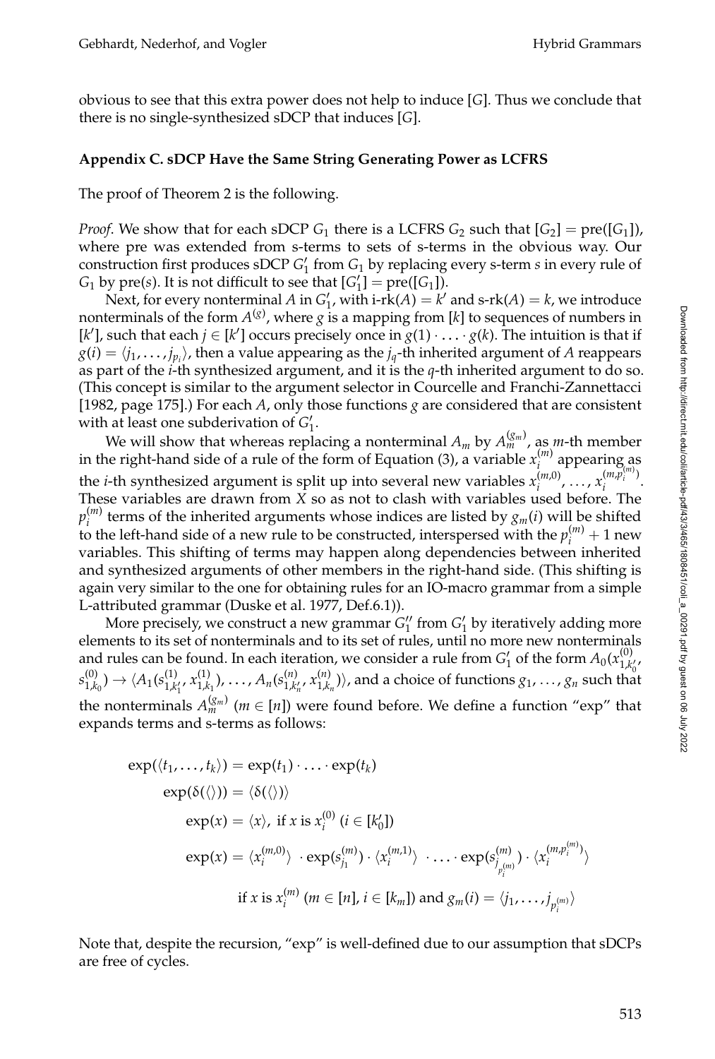obvious to see that this extra power does not help to induce $[G]$. Thus we conclude that there is no single-synthesized sDCP that induces $[G]$.

## Appendix C. sDCP Have the Same String Generating Power as LCFRS

The proof of Theorem 2 is the following.

*Proof*. We show that for each sDCP $G_1$ there is a LCFRS $G_2$ such that $[G_2] = \text{pre}([G_1])$, where pre was extended from s-terms to sets of s-terms in the obvious way. Our construction first produces sDCP $G_1'$ from $G_1$ by replacing every s-term $s$ in every rule of $G_1$ by $\text{pre}(s)$. It is not difficult to see that $[G_1'] = \text{pre}([G_1])$.

Next, for every nonterminal $A$ in $G_1'$, with $\text{i-rk}(A) = k'$ and $\text{s-rk}(A) = k$, we introduce nonterminals of the form $A^{(g)}$, where $g$ is a mapping from $[k]$ to sequences of numbers in $[k']$, such that each $j \in [k']$ occurs precisely once in $g(1) \cdot \ldots \cdot g(k)$. The intuition is that if $g(i) = \langle j_1, \ldots, j_{p_i} \rangle$, then a value appearing as the $j_q$-th inherited argument of $A$ reappears as part of the $i$-th synthesized argument, and it is the $q$-th inherited argument to do so. (This concept is similar to the argument selector in Courcelle and Franchi-Zannettacci [1982, page 175].) For each $A$, only those functions $g$ are considered that are consistent with at least one subderivation of $G_1'$.

We will show that whereas replacing a nonterminal $A_m$ by $A_m^{(g_m)}$, as $m$-th member in the right-hand side of a rule of the form of Equation (3), a variable $x_i^{(m)}$ appearing as the $i$-th synthesized argument is split up into several new variables $x_i^{(m,0)}, \ldots, x_i^{(m,p_i^{(m)})}$. These variables are drawn from $X$ so as not to clash with variables used before. The $p_i^{(m)}$ terms of the inherited arguments whose indices are listed by $g_m(i)$ will be shifted to the left-hand side of a new rule to be constructed, interspersed with the $p_i^{(m)} + 1$ new variables. This shifting of terms may happen along dependencies between inherited and synthesized arguments of other members in the right-hand side. (This shifting is again very similar to the one for obtaining rules for an IO-macro grammar from a simple L-attributed grammar (Duske et al. 1977, Def.6.1)).

More precisely, we construct a new grammar $G_1''$ from $G_1'$ by iteratively adding more elements to its set of nonterminals and to its set of rules, until no more new nonterminals and rules can be found. In each iteration, we consider a rule from $G_1'$ of the form $A_0(x_{1,k_0'}^{(0)}, s_{1,k_0}^{(0)}) \to \langle A_1(s_{1,k_1'}^{(1)}, x_{1,k_1}^{(1)}), \ldots, A_n(s_{1,k_n'}^{(n)}, x_{1,k_n}^{(n)}) \rangle$, and a choice of functions $g_1, \ldots, g_n$ such that the nonterminals $A_m^{(g_m)}$ ($m \in [n]$) were found before. We define a function "exp" that expands terms and s-terms as follows:

$$\exp(\langle t_1, \ldots, t_k \rangle) = \exp(t_1) \cdot \ldots \cdot \exp(t_k)$$

$$\exp(\delta(\langle\rangle)) = \langle \delta(\langle\rangle) \rangle$$

$$\exp(x) = \langle x \rangle, \text{ if } x \text{ is } x_i^{(0)} \ (i \in [k_0'])$$

$$\exp(x) = \langle x_i^{(m,0)} \rangle \cdot \exp(s_{j_1}^{(m)}) \cdot \langle x_i^{(m,1)} \rangle \cdot \ldots \cdot \exp(s_{j_{p_i^{(m)}}}^{(m)}) \cdot \langle x_i^{(m,p_i^{(m)})} \rangle$$

$$\text{if } x \text{ is } x_i^{(m)} \ (m \in [n], i \in [k_m]) \text{ and } g_m(i) = \langle j_1, \ldots, j_{p_i^{(m)}} \rangle$$

Note that, despite the recursion, "exp" is well-defined due to our assumption that sDCPs are free of cycles.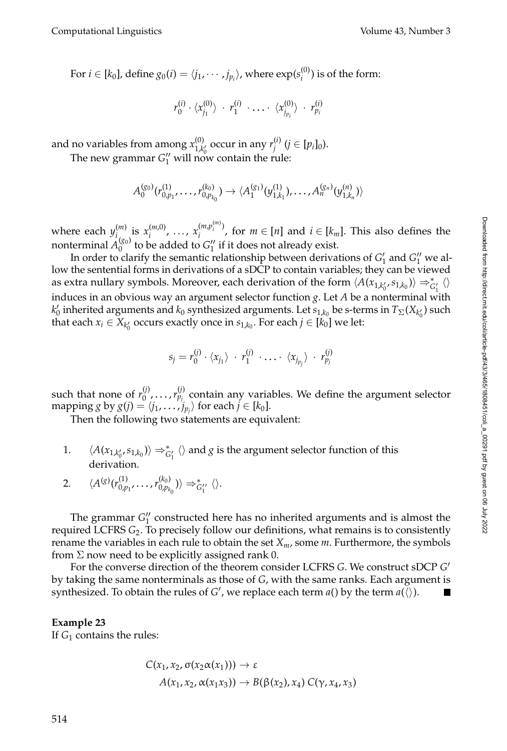For $i \in [k_0]$, define $g_0(i) = \langle j_1, \cdots, j_{p_i} \rangle$, where $\exp(s_i^{(0)})$ is of the form:

$$r_0^{(i)} \cdot \langle x_{j_1}^{(0)} \rangle \cdot r_1^{(i)} \cdot \ldots \cdot \langle x_{j_{p_i}}^{(0)} \rangle \cdot r_{p_i}^{(i)}$$

and no variables from among $x_{1,k_0'}^{(0)}$ occur in any $r_j^{(i)}$ ($j \in [p_i]_0$).

The new grammar $G_1''$ will now contain the rule:

$$A_0^{(g_0)}(r_{0,p_1}^{(1)}, \ldots, r_{0,p_{k_0}}^{(k_0)}) \rightarrow \langle A_1^{(g_1)}(y_{1,k_1}^{(1)}), \ldots, A_n^{(g_n)}(y_{1,k_n}^{(n)}) \rangle$$

where each $y_i^{(m)}$ is $x_i^{(m,0)}, \ldots, x_i^{(m,p_i^{(m)})}$, for $m \in [n]$ and $i \in [k_m]$. This also defines the nonterminal $A_0^{(g_0)}$ to be added to $G_1''$ if it does not already exist.

In order to clarify the semantic relationship between derivations of $G_1'$ and $G_1''$ we allow the sentential forms in derivations of a sDCP to contain variables; they can be viewed as extra nullary symbols. Moreover, each derivation of the form $\langle A(x_{1,k_0'}, s_{1,k_0}) \rangle \Rightarrow_{G_1'}^* \langle \rangle$ induces in an obvious way an argument selector function $g$. Let $A$ be a nonterminal with $k_0'$ inherited arguments and $k_0$ synthesized arguments. Let $s_{1,k_0}$ be s-terms in $T_\Sigma(X_{k_0'})$ such that each $x_i \in X_{k_0'}$ occurs exactly once in $s_{1,k_0}$. For each $j \in [k_0]$ we let:

$$s_j = r_0^{(j)} \cdot \langle x_{j_1} \rangle \cdot r_1^{(j)} \cdot \ldots \cdot \langle x_{j_{p_j}} \rangle \cdot r_{p_j}^{(j)}$$

such that none of $r_0^{(j)}, \ldots, r_{p_j}^{(j)}$ contain any variables. We define the argument selector mapping $g$ by $g(j) = \langle j_1, \ldots, j_{p_j} \rangle$ for each $j \in [k_0]$.

Then the following two statements are equivalent:

1. $\langle A(x_{1,k_0'}, s_{1,k_0}) \rangle \Rightarrow_{G_1'}^* \langle \rangle$ and $g$ is the argument selector function of this derivation.
2. $\langle A^{(g)}(r_{0,p_1}^{(1)}, \ldots, r_{0,p_{k_0}}^{(k_0)}) \rangle \Rightarrow_{G_1''}^* \langle \rangle$.

The grammar $G_1''$ constructed here has no inherited arguments and is almost the required LCFRS $G_2$. To precisely follow our definitions, what remains is to consistently rename the variables in each rule to obtain the set $X_m$, some $m$. Furthermore, the symbols from $\Sigma$ now need to be explicitly assigned rank 0.

For the converse direction of the theorem consider LCFRS $G$. We construct sDCP $G'$ by taking the same nonterminals as those of $G$, with the same ranks. Each argument is synthesized. To obtain the rules of $G'$, we replace each term $a()$ by the term $a(\langle \rangle)$. ■

**Example 23**
If $G_1$ contains the rules:

$$C(x_1, x_2, \sigma(x_2\alpha(x_1))) \rightarrow \varepsilon$$
$$A(x_1, x_2, \alpha(x_1 x_3)) \rightarrow B(\beta(x_2), x_4)\ C(\gamma, x_4, x_3)$$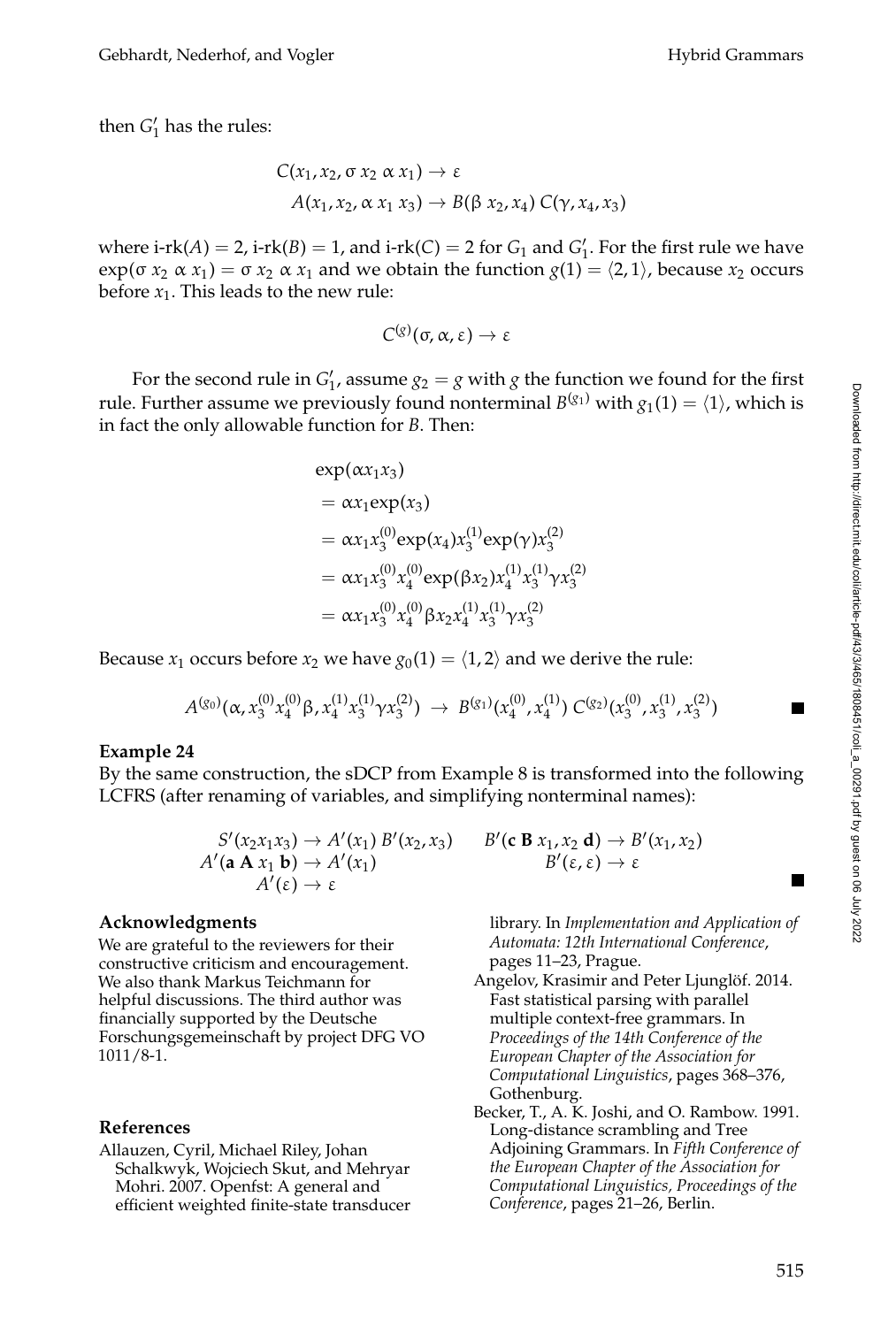then $G_1'$ has the rules:

$$C(x_1, x_2, \sigma\ x_2\ \alpha\ x_1) \rightarrow \varepsilon$$
$$A(x_1, x_2, \alpha\ x_1\ x_3) \rightarrow B(\beta\ x_2, x_4)\ C(\gamma, x_4, x_3)$$

where i-rk$(A) = 2$, i-rk$(B) = 1$, and i-rk$(C) = 2$ for $G_1$ and $G_1'$. For the first rule we have $\exp(\sigma\ x_2\ \alpha\ x_1) = \sigma\ x_2\ \alpha\ x_1$ and we obtain the function $g(1) = \langle 2, 1\rangle$, because $x_2$ occurs before $x_1$. This leads to the new rule:

$$C^{(g)}(\sigma, \alpha, \varepsilon) \rightarrow \varepsilon$$

For the second rule in $G_1'$, assume $g_2 = g$ with $g$ the function we found for the first rule. Further assume we previously found nonterminal $B^{(g_1)}$ with $g_1(1) = \langle 1\rangle$, which is in fact the only allowable function for $B$. Then:

$$\begin{aligned}
&\exp(\alpha x_1 x_3)\\
&= \alpha x_1 \exp(x_3)\\
&= \alpha x_1 x_3^{(0)} \exp(x_4) x_3^{(1)} \exp(\gamma) x_3^{(2)}\\
&= \alpha x_1 x_3^{(0)} x_4^{(0)} \exp(\beta x_2) x_4^{(1)} x_3^{(1)} \gamma x_3^{(2)}\\
&= \alpha x_1 x_3^{(0)} x_4^{(0)} \beta x_2 x_4^{(1)} x_3^{(1)} \gamma x_3^{(2)}
\end{aligned}$$

Because $x_1$ occurs before $x_2$ we have $g_0(1) = \langle 1, 2\rangle$ and we derive the rule:

$$A^{(g_0)}(\alpha, x_3^{(0)} x_4^{(0)} \beta, x_4^{(1)} x_3^{(1)} \gamma x_3^{(2)}) \rightarrow B^{(g_1)}(x_4^{(0)}, x_4^{(1)})\ C^{(g_2)}(x_3^{(0)}, x_3^{(1)}, x_3^{(2)})$$

■

**Example 24**
By the same construction, the sDCP from Example 8 is transformed into the following LCFRS (after renaming of variables, and simplifying nonterminal names):

$$\begin{aligned}
S'(x_2 x_1 x_3) &\rightarrow A'(x_1)\ B'(x_2, x_3) & B'(\mathbf{c}\ \mathbf{B}\ x_1, x_2\ \mathbf{d}) &\rightarrow B'(x_1, x_2)\\
A'(\mathbf{a}\ \mathbf{A}\ x_1\ \mathbf{b}) &\rightarrow A'(x_1) & B'(\varepsilon, \varepsilon) &\rightarrow \varepsilon\\
A'(\varepsilon) &\rightarrow \varepsilon & &
\end{aligned}$$

■

## Acknowledgments

We are grateful to the reviewers for their constructive criticism and encouragement. We also thank Markus Teichmann for helpful discussions. The third author was financially supported by the Deutsche Forschungsgemeinschaft by project DFG VO 1011/8-1.

## References

Allauzen, Cyril, Michael Riley, Johan Schalkwyk, Wojciech Skut, and Mehryar Mohri. 2007. Openfst: A general and efficient weighted finite-state transducer library. In *Implementation and Application of Automata: 12th International Conference*, pages 11–23, Prague.

Angelov, Krasimir and Peter Ljunglöf. 2014. Fast statistical parsing with parallel multiple context-free grammars. In *Proceedings of the 14th Conference of the European Chapter of the Association for Computational Linguistics*, pages 368–376, Gothenburg.

Becker, T., A. K. Joshi, and O. Rambow. 1991. Long-distance scrambling and Tree Adjoining Grammars. In *Fifth Conference of the European Chapter of the Association for Computational Linguistics, Proceedings of the Conference*, pages 21–26, Berlin.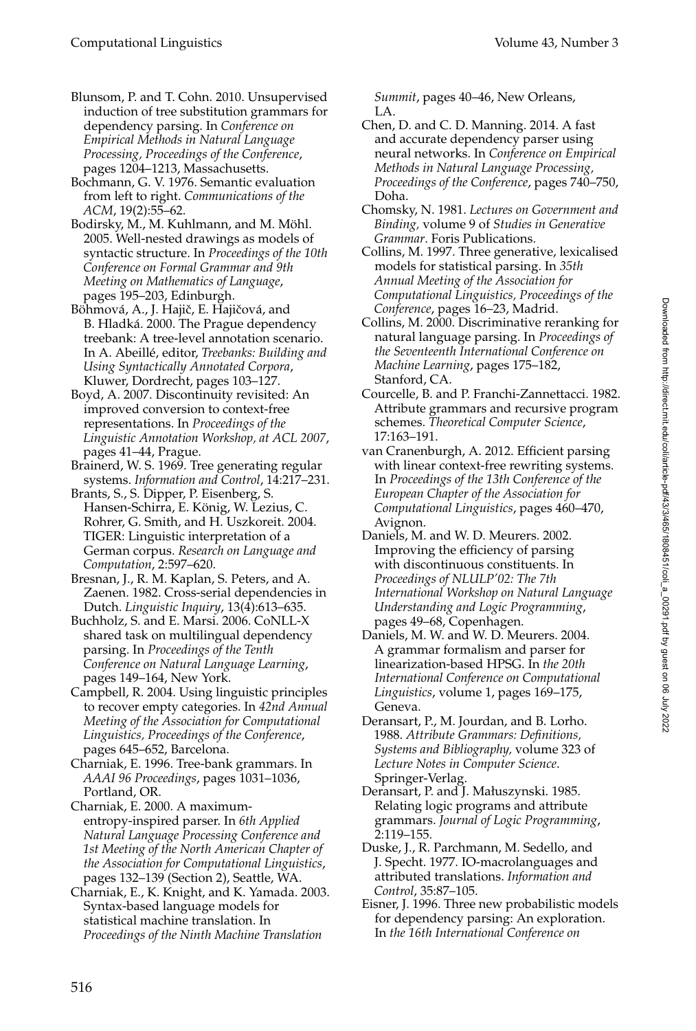Blunsom, P. and T. Cohn. 2010. Unsupervised induction of tree substitution grammars for dependency parsing. In *Conference on Empirical Methods in Natural Language Processing, Proceedings of the Conference*, pages 1204–1213, Massachusetts.

Bochmann, G. V. 1976. Semantic evaluation from left to right. *Communications of the ACM*, 19(2):55–62.

Bodirsky, M., M. Kuhlmann, and M. Möhl. 2005. Well-nested drawings as models of syntactic structure. In *Proceedings of the 10th Conference on Formal Grammar and 9th Meeting on Mathematics of Language*, pages 195–203, Edinburgh.

Böhmová, A., J. Hajič, E. Hajičová, and B. Hladká. 2000. The Prague dependency treebank: A tree-level annotation scenario. In A. Abeillé, editor, *Treebanks: Building and Using Syntactically Annotated Corpora*, Kluwer, Dordrecht, pages 103–127.

Boyd, A. 2007. Discontinuity revisited: An improved conversion to context-free representations. In *Proceedings of the Linguistic Annotation Workshop, at ACL 2007*, pages 41–44, Prague.

Brainerd, W. S. 1969. Tree generating regular systems. *Information and Control*, 14:217–231.

Brants, S., S. Dipper, P. Eisenberg, S. Hansen-Schirra, E. König, W. Lezius, C. Rohrer, G. Smith, and H. Uszkoreit. 2004. TIGER: Linguistic interpretation of a German corpus. *Research on Language and Computation*, 2:597–620.

Bresnan, J., R. M. Kaplan, S. Peters, and A. Zaenen. 1982. Cross-serial dependencies in Dutch. *Linguistic Inquiry*, 13(4):613–635.

Buchholz, S. and E. Marsi. 2006. CoNLL-X shared task on multilingual dependency parsing. In *Proceedings of the Tenth Conference on Natural Language Learning*, pages 149–164, New York.

Campbell, R. 2004. Using linguistic principles to recover empty categories. In *42nd Annual Meeting of the Association for Computational Linguistics, Proceedings of the Conference*, pages 645–652, Barcelona.

Charniak, E. 1996. Tree-bank grammars. In *AAAI 96 Proceedings*, pages 1031–1036, Portland, OR.

Charniak, E. 2000. A maximum-entropy-inspired parser. In *6th Applied Natural Language Processing Conference and 1st Meeting of the North American Chapter of the Association for Computational Linguistics*, pages 132–139 (Section 2), Seattle, WA.

Charniak, E., K. Knight, and K. Yamada. 2003. Syntax-based language models for statistical machine translation. In *Proceedings of the Ninth Machine Translation Summit*, pages 40–46, New Orleans, LA.

Chen, D. and C. D. Manning. 2014. A fast and accurate dependency parser using neural networks. In *Conference on Empirical Methods in Natural Language Processing, Proceedings of the Conference*, pages 740–750, Doha.

Chomsky, N. 1981. *Lectures on Government and Binding,* volume 9 of *Studies in Generative Grammar*. Foris Publications.

Collins, M. 1997. Three generative, lexicalised models for statistical parsing. In *35th Annual Meeting of the Association for Computational Linguistics, Proceedings of the Conference*, pages 16–23, Madrid.

Collins, M. 2000. Discriminative reranking for natural language parsing. In *Proceedings of the Seventeenth International Conference on Machine Learning*, pages 175–182, Stanford, CA.

Courcelle, B. and P. Franchi-Zannettacci. 1982. Attribute grammars and recursive program schemes. *Theoretical Computer Science*, 17:163–191.

van Cranenburgh, A. 2012. Efficient parsing with linear context-free rewriting systems. In *Proceedings of the 13th Conference of the European Chapter of the Association for Computational Linguistics*, pages 460–470, Avignon.

Daniels, M. and W. D. Meurers. 2002. Improving the efficiency of parsing with discontinuous constituents. In *Proceedings of NLULP'02: The 7th International Workshop on Natural Language Understanding and Logic Programming*, pages 49–68, Copenhagen.

Daniels, M. W. and W. D. Meurers. 2004. A grammar formalism and parser for linearization-based HPSG. In *the 20th International Conference on Computational Linguistics*, volume 1, pages 169–175, Geneva.

Deransart, P., M. Jourdan, and B. Lorho. 1988. *Attribute Grammars: Definitions, Systems and Bibliography,* volume 323 of *Lecture Notes in Computer Science*. Springer-Verlag.

Deransart, P. and J. Małuszynski. 1985. Relating logic programs and attribute grammars. *Journal of Logic Programming*, 2:119–155.

Duske, J., R. Parchmann, M. Sedello, and J. Specht. 1977. IO-macrolanguages and attributed translations. *Information and Control*, 35:87–105.

Eisner, J. 1996. Three new probabilistic models for dependency parsing: An exploration. In *the 16th International Conference on*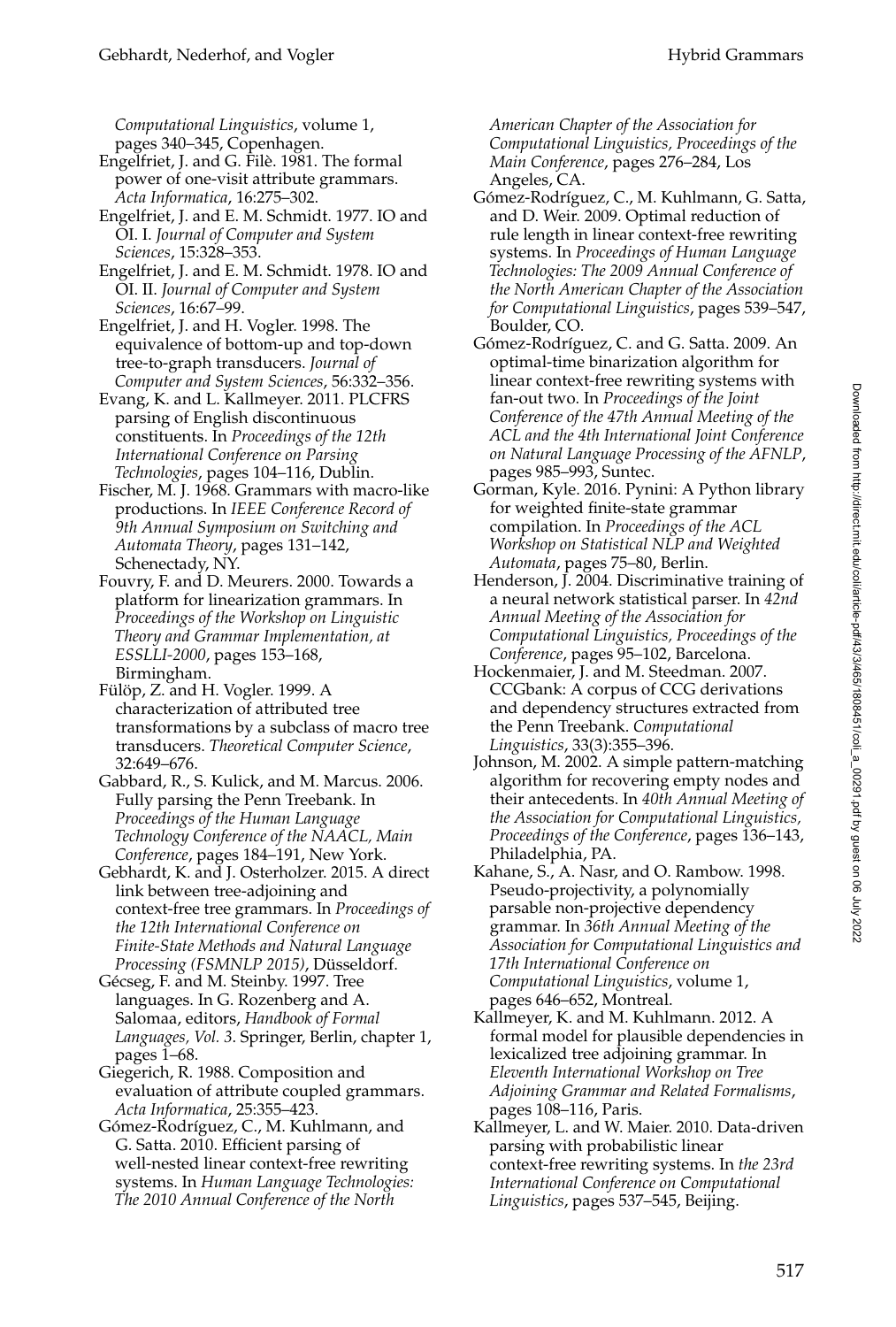*Computational Linguistics*, volume 1, pages 340–345, Copenhagen.

Engelfriet, J. and G. Filè. 1981. The formal power of one-visit attribute grammars. *Acta Informatica*, 16:275–302.

Engelfriet, J. and E. M. Schmidt. 1977. IO and OI. I. *Journal of Computer and System Sciences*, 15:328–353.

Engelfriet, J. and E. M. Schmidt. 1978. IO and OI. II. *Journal of Computer and System Sciences*, 16:67–99.

Engelfriet, J. and H. Vogler. 1998. The equivalence of bottom-up and top-down tree-to-graph transducers. *Journal of Computer and System Sciences*, 56:332–356.

Evang, K. and L. Kallmeyer. 2011. PLCFRS parsing of English discontinuous constituents. In *Proceedings of the 12th International Conference on Parsing Technologies*, pages 104–116, Dublin.

Fischer, M. J. 1968. Grammars with macro-like productions. In *IEEE Conference Record of 9th Annual Symposium on Switching and Automata Theory*, pages 131–142, Schenectady, NY.

Fouvry, F. and D. Meurers. 2000. Towards a platform for linearization grammars. In *Proceedings of the Workshop on Linguistic Theory and Grammar Implementation, at ESSLLI-2000*, pages 153–168, Birmingham.

Fülöp, Z. and H. Vogler. 1999. A characterization of attributed tree transformations by a subclass of macro tree transducers. *Theoretical Computer Science*, 32:649–676.

Gabbard, R., S. Kulick, and M. Marcus. 2006. Fully parsing the Penn Treebank. In *Proceedings of the Human Language Technology Conference of the NAACL, Main Conference*, pages 184–191, New York.

Gebhardt, K. and J. Osterholzer. 2015. A direct link between tree-adjoining and context-free tree grammars. In *Proceedings of the 12th International Conference on Finite-State Methods and Natural Language Processing (FSMNLP 2015)*, Düsseldorf.

Gécseg, F. and M. Steinby. 1997. Tree languages. In G. Rozenberg and A. Salomaa, editors, *Handbook of Formal Languages, Vol. 3*. Springer, Berlin, chapter 1, pages 1–68.

Giegerich, R. 1988. Composition and evaluation of attribute coupled grammars. *Acta Informatica*, 25:355–423.

Gómez-Rodríguez, C., M. Kuhlmann, and G. Satta. 2010. Efficient parsing of well-nested linear context-free rewriting systems. In *Human Language Technologies: The 2010 Annual Conference of the North American Chapter of the Association for Computational Linguistics, Proceedings of the Main Conference*, pages 276–284, Los Angeles, CA.

Gómez-Rodríguez, C., M. Kuhlmann, G. Satta, and D. Weir. 2009. Optimal reduction of rule length in linear context-free rewriting systems. In *Proceedings of Human Language Technologies: The 2009 Annual Conference of the North American Chapter of the Association for Computational Linguistics*, pages 539–547, Boulder, CO.

Gómez-Rodríguez, C. and G. Satta. 2009. An optimal-time binarization algorithm for linear context-free rewriting systems with fan-out two. In *Proceedings of the Joint Conference of the 47th Annual Meeting of the ACL and the 4th International Joint Conference on Natural Language Processing of the AFNLP*, pages 985–993, Suntec.

Gorman, Kyle. 2016. Pynini: A Python library for weighted finite-state grammar compilation. In *Proceedings of the ACL Workshop on Statistical NLP and Weighted Automata*, pages 75–80, Berlin.

Henderson, J. 2004. Discriminative training of a neural network statistical parser. In *42nd Annual Meeting of the Association for Computational Linguistics, Proceedings of the Conference*, pages 95–102, Barcelona.

Hockenmaier, J. and M. Steedman. 2007. CCGbank: A corpus of CCG derivations and dependency structures extracted from the Penn Treebank. *Computational Linguistics*, 33(3):355–396.

Johnson, M. 2002. A simple pattern-matching algorithm for recovering empty nodes and their antecedents. In *40th Annual Meeting of the Association for Computational Linguistics, Proceedings of the Conference*, pages 136–143, Philadelphia, PA.

Kahane, S., A. Nasr, and O. Rambow. 1998. Pseudo-projectivity, a polynomially parsable non-projective dependency grammar. In *36th Annual Meeting of the Association for Computational Linguistics and 17th International Conference on Computational Linguistics*, volume 1, pages 646–652, Montreal.

Kallmeyer, K. and M. Kuhlmann. 2012. A formal model for plausible dependencies in lexicalized tree adjoining grammar. In *Eleventh International Workshop on Tree Adjoining Grammar and Related Formalisms*, pages 108–116, Paris.

Kallmeyer, L. and W. Maier. 2010. Data-driven parsing with probabilistic linear context-free rewriting systems. In *the 23rd International Conference on Computational Linguistics*, pages 537–545, Beijing.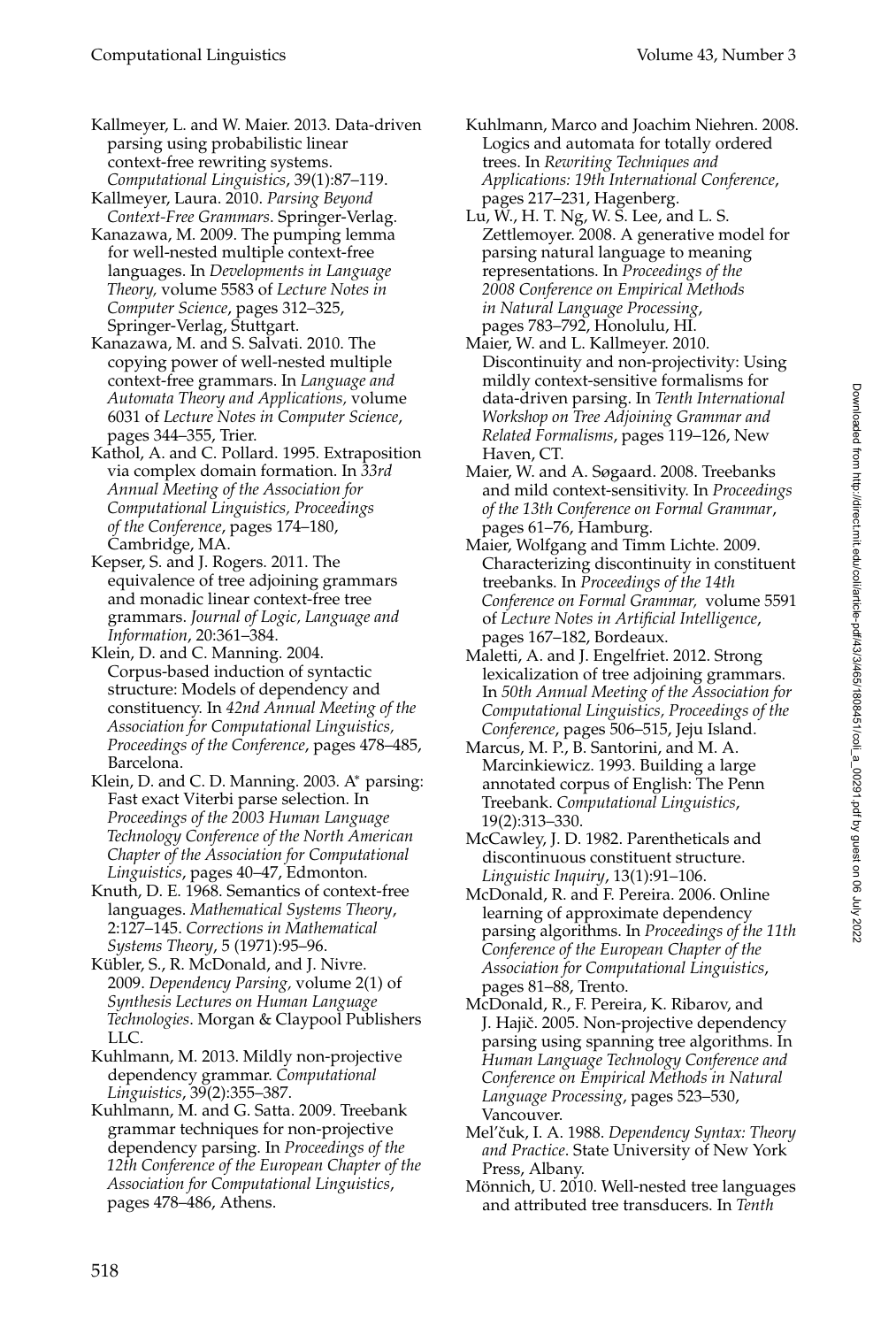Kallmeyer, L. and W. Maier. 2013. Data-driven parsing using probabilistic linear context-free rewriting systems. *Computational Linguistics*, 39(1):87–119.

Kallmeyer, Laura. 2010. *Parsing Beyond Context-Free Grammars*. Springer-Verlag.

Kanazawa, M. 2009. The pumping lemma for well-nested multiple context-free languages. In *Developments in Language Theory,* volume 5583 of *Lecture Notes in Computer Science*, pages 312–325, Springer-Verlag, Stuttgart.

Kanazawa, M. and S. Salvati. 2010. The copying power of well-nested multiple context-free grammars. In *Language and Automata Theory and Applications,* volume 6031 of *Lecture Notes in Computer Science*, pages 344–355, Trier.

Kathol, A. and C. Pollard. 1995. Extraposition via complex domain formation. In *33rd Annual Meeting of the Association for Computational Linguistics, Proceedings of the Conference*, pages 174–180, Cambridge, MA.

Kepser, S. and J. Rogers. 2011. The equivalence of tree adjoining grammars and monadic linear context-free tree grammars. *Journal of Logic, Language and Information*, 20:361–384.

Klein, D. and C. Manning. 2004. Corpus-based induction of syntactic structure: Models of dependency and constituency. In *42nd Annual Meeting of the Association for Computational Linguistics, Proceedings of the Conference*, pages 478–485, Barcelona.

Klein, D. and C. D. Manning. 2003. A* parsing: Fast exact Viterbi parse selection. In *Proceedings of the 2003 Human Language Technology Conference of the North American Chapter of the Association for Computational Linguistics*, pages 40–47, Edmonton.

Knuth, D. E. 1968. Semantics of context-free languages. *Mathematical Systems Theory*, 2:127–145. *Corrections in Mathematical Systems Theory*, 5 (1971):95–96.

Kübler, S., R. McDonald, and J. Nivre. 2009. *Dependency Parsing,* volume 2(1) of *Synthesis Lectures on Human Language Technologies*. Morgan & Claypool Publishers LLC.

Kuhlmann, M. 2013. Mildly non-projective dependency grammar. *Computational Linguistics*, 39(2):355–387.

Kuhlmann, M. and G. Satta. 2009. Treebank grammar techniques for non-projective dependency parsing. In *Proceedings of the 12th Conference of the European Chapter of the Association for Computational Linguistics*, pages 478–486, Athens.

Kuhlmann, Marco and Joachim Niehren. 2008. Logics and automata for totally ordered trees. In *Rewriting Techniques and Applications: 19th International Conference*, pages 217–231, Hagenberg.

Lu, W., H. T. Ng, W. S. Lee, and L. S. Zettlemoyer. 2008. A generative model for parsing natural language to meaning representations. In *Proceedings of the 2008 Conference on Empirical Methods in Natural Language Processing*, pages 783–792, Honolulu, HI.

Maier, W. and L. Kallmeyer. 2010. Discontinuity and non-projectivity: Using mildly context-sensitive formalisms for data-driven parsing. In *Tenth International Workshop on Tree Adjoining Grammar and Related Formalisms*, pages 119–126, New Haven, CT.

Maier, W. and A. Søgaard. 2008. Treebanks and mild context-sensitivity. In *Proceedings of the 13th Conference on Formal Grammar*, pages 61–76, Hamburg.

Maier, Wolfgang and Timm Lichte. 2009. Characterizing discontinuity in constituent treebanks. In *Proceedings of the 14th Conference on Formal Grammar,* volume 5591 of *Lecture Notes in Artificial Intelligence*, pages 167–182, Bordeaux.

Maletti, A. and J. Engelfriet. 2012. Strong lexicalization of tree adjoining grammars. In *50th Annual Meeting of the Association for Computational Linguistics, Proceedings of the Conference*, pages 506–515, Jeju Island.

Marcus, M. P., B. Santorini, and M. A. Marcinkiewicz. 1993. Building a large annotated corpus of English: The Penn Treebank. *Computational Linguistics*, 19(2):313–330.

McCawley, J. D. 1982. Parentheticals and discontinuous constituent structure. *Linguistic Inquiry*, 13(1):91–106.

McDonald, R. and F. Pereira. 2006. Online learning of approximate dependency parsing algorithms. In *Proceedings of the 11th Conference of the European Chapter of the Association for Computational Linguistics*, pages 81–88, Trento.

McDonald, R., F. Pereira, K. Ribarov, and J. Hajič. 2005. Non-projective dependency parsing using spanning tree algorithms. In *Human Language Technology Conference and Conference on Empirical Methods in Natural Language Processing*, pages 523–530, Vancouver.

Mel'čuk, I. A. 1988. *Dependency Syntax: Theory and Practice*. State University of New York Press, Albany.

Mönnich, U. 2010. Well-nested tree languages and attributed tree transducers. In *Tenth*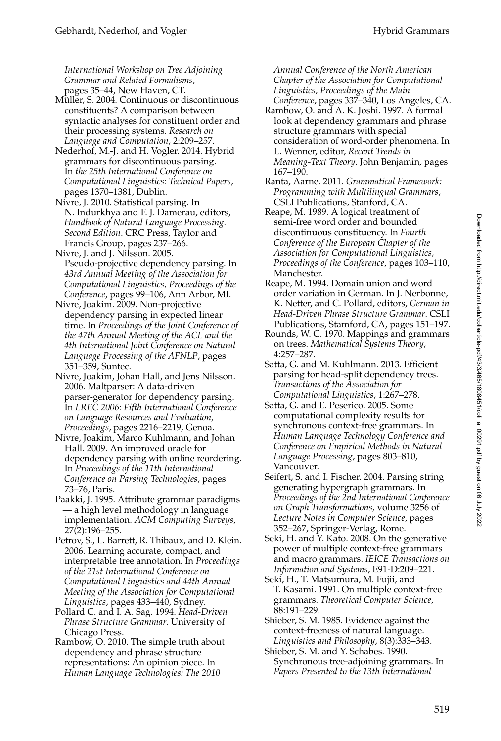*International Workshop on Tree Adjoining Grammar and Related Formalisms*, pages 35–44, New Haven, CT.

Müller, S. 2004. Continuous or discontinuous constituents? A comparison between syntactic analyses for constituent order and their processing systems. *Research on Language and Computation*, 2:209–257.

Nederhof, M.-J. and H. Vogler. 2014. Hybrid grammars for discontinuous parsing. In *the 25th International Conference on Computational Linguistics: Technical Papers*, pages 1370–1381, Dublin.

Nivre, J. 2010. Statistical parsing. In N. Indurkhya and F. J. Damerau, editors, *Handbook of Natural Language Processing. Second Edition*. CRC Press, Taylor and Francis Group, pages 237–266.

Nivre, J. and J. Nilsson. 2005. Pseudo-projective dependency parsing. In *43rd Annual Meeting of the Association for Computational Linguistics, Proceedings of the Conference*, pages 99–106, Ann Arbor, MI.

Nivre, Joakim. 2009. Non-projective dependency parsing in expected linear time. In *Proceedings of the Joint Conference of the 47th Annual Meeting of the ACL and the 4th International Joint Conference on Natural Language Processing of the AFNLP*, pages 351–359, Suntec.

Nivre, Joakim, Johan Hall, and Jens Nilsson. 2006. Maltparser: A data-driven parser-generator for dependency parsing. In *LREC 2006: Fifth International Conference on Language Resources and Evaluation, Proceedings*, pages 2216–2219, Genoa.

Nivre, Joakim, Marco Kuhlmann, and Johan Hall. 2009. An improved oracle for dependency parsing with online reordering. In *Proceedings of the 11th International Conference on Parsing Technologies*, pages 73–76, Paris.

Paakki, J. 1995. Attribute grammar paradigms — a high level methodology in language implementation. *ACM Computing Surveys*, 27(2):196–255.

Petrov, S., L. Barrett, R. Thibaux, and D. Klein. 2006. Learning accurate, compact, and interpretable tree annotation. In *Proceedings of the 21st International Conference on Computational Linguistics and 44th Annual Meeting of the Association for Computational Linguistics*, pages 433–440, Sydney.

Pollard C. and I. A. Sag. 1994. *Head-Driven Phrase Structure Grammar*. University of Chicago Press.

Rambow, O. 2010. The simple truth about dependency and phrase structure representations: An opinion piece. In *Human Language Technologies: The 2010 Annual Conference of the North American Chapter of the Association for Computational Linguistics, Proceedings of the Main Conference*, pages 337–340, Los Angeles, CA.

Rambow, O. and A. K. Joshi. 1997. A formal look at dependency grammars and phrase structure grammars with special consideration of word-order phenomena. In L. Wenner, editor, *Recent Trends in Meaning-Text Theory*. John Benjamin, pages 167–190.

Ranta, Aarne. 2011. *Grammatical Framework: Programming with Multilingual Grammars*, CSLI Publications, Stanford, CA.

Reape, M. 1989. A logical treatment of semi-free word order and bounded discontinuous constituency. In *Fourth Conference of the European Chapter of the Association for Computational Linguistics, Proceedings of the Conference*, pages 103–110, Manchester.

Reape, M. 1994. Domain union and word order variation in German. In J. Nerbonne, K. Netter, and C. Pollard, editors, *German in Head-Driven Phrase Structure Grammar*. CSLI Publications, Stamford, CA, pages 151–197.

Rounds, W. C. 1970. Mappings and grammars on trees. *Mathematical Systems Theory*, 4:257–287.

Satta, G. and M. Kuhlmann. 2013. Efficient parsing for head-split dependency trees. *Transactions of the Association for Computational Linguistics*, 1:267–278.

Satta, G. and E. Peserico. 2005. Some computational complexity results for synchronous context-free grammars. In *Human Language Technology Conference and Conference on Empirical Methods in Natural Language Processing*, pages 803–810, Vancouver.

Seifert, S. and I. Fischer. 2004. Parsing string generating hypergraph grammars. In *Proceedings of the 2nd International Conference on Graph Transformations,* volume 3256 of *Lecture Notes in Computer Science*, pages 352–267, Springer-Verlag, Rome.

Seki, H. and Y. Kato. 2008. On the generative power of multiple context-free grammars and macro grammars. *IEICE Transactions on Information and Systems*, E91-D:209–221.

Seki, H., T. Matsumura, M. Fujii, and T. Kasami. 1991. On multiple context-free grammars. *Theoretical Computer Science*, 88:191–229.

Shieber, S. M. 1985. Evidence against the context-freeness of natural language. *Linguistics and Philosophy*, 8(3):333–343.

Shieber, S. M. and Y. Schabes. 1990. Synchronous tree-adjoining grammars. In *Papers Presented to the 13th International*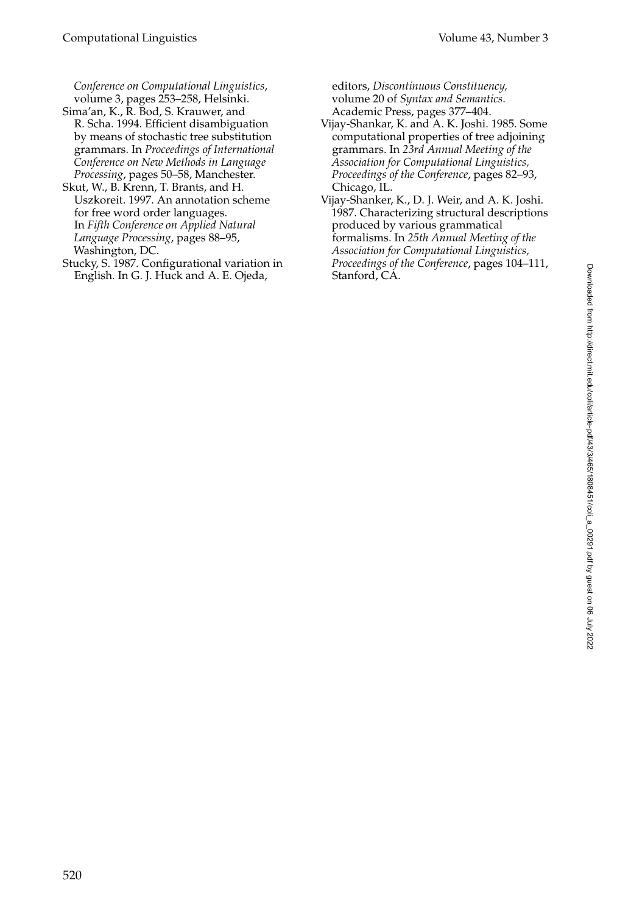*Conference on Computational Linguistics*, volume 3, pages 253–258, Helsinki.

Sima'an, K., R. Bod, S. Krauwer, and R. Scha. 1994. Efficient disambiguation by means of stochastic tree substitution grammars. In *Proceedings of International Conference on New Methods in Language Processing*, pages 50–58, Manchester.

Skut, W., B. Krenn, T. Brants, and H. Uszkoreit. 1997. An annotation scheme for free word order languages. In *Fifth Conference on Applied Natural Language Processing*, pages 88–95, Washington, DC.

Stucky, S. 1987. Configurational variation in English. In G. J. Huck and A. E. Ojeda, editors, *Discontinuous Constituency,* volume 20 of *Syntax and Semantics*. Academic Press, pages 377–404.

Vijay-Shankar, K. and A. K. Joshi. 1985. Some computational properties of tree adjoining grammars. In *23rd Annual Meeting of the Association for Computational Linguistics, Proceedings of the Conference*, pages 82–93, Chicago, IL.

Vijay-Shanker, K., D. J. Weir, and A. K. Joshi. 1987. Characterizing structural descriptions produced by various grammatical formalisms. In *25th Annual Meeting of the Association for Computational Linguistics, Proceedings of the Conference*, pages 104–111, Stanford, CA.